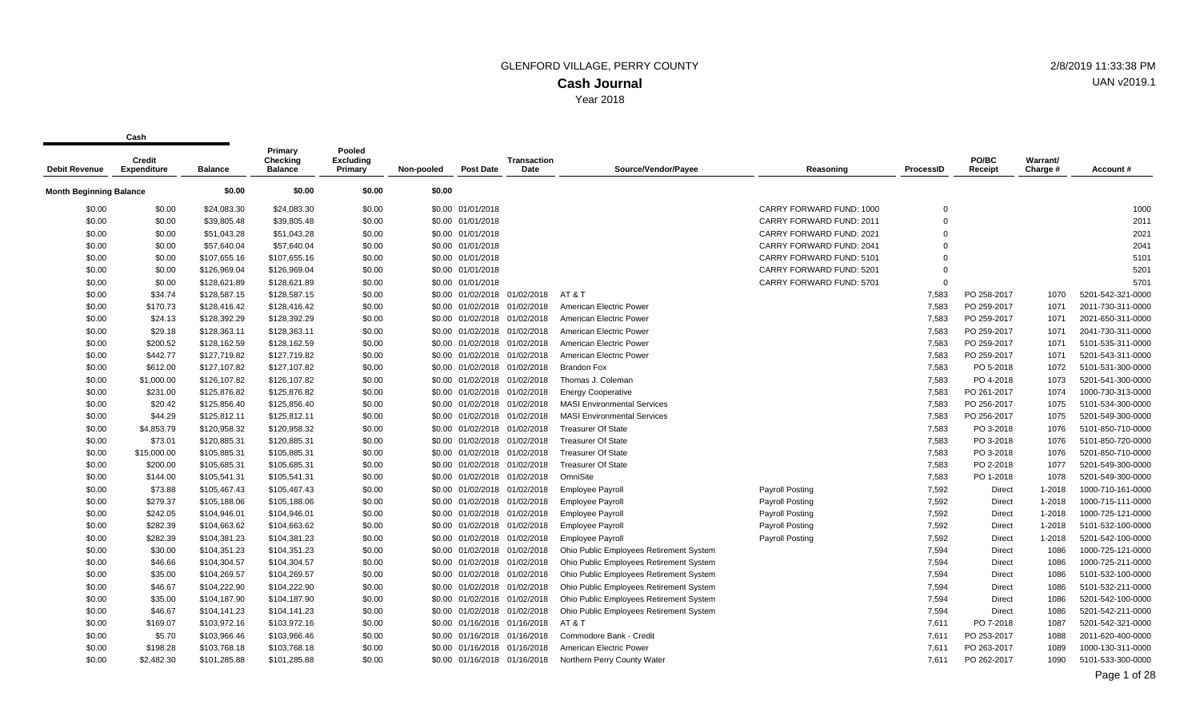GLENFORD VILLAGE, PERRY COUNTY

**Cash Journal**

Year 2018

2/8/2019 11:33:38 PM

UAN v2019.1

| Cash | | | | | | | | | | | | | |
|---|---|---|---|---|---|---|---|---|---|---|---|---|---|
| Debit Revenue | Credit Expenditure | Balance | Primary Checking Balance | Pooled Excluding Primary | Non-pooled | Post Date | Transaction Date | Source/Vendor/Payee | Reasoning | ProcessID | PO/BC Receipt | Warrant/ Charge # | Account # |
| **Month Beginning Balance** | | $0.00 | $0.00 | $0.00 | $0.00 | | | | | | | | |
| $0.00 | $0.00 | $24,083.30 | $24,083.30 | $0.00 | $0.00 | 01/01/2018 | | | CARRY FORWARD FUND: 1000 | 0 | | | 1000 |
| $0.00 | $0.00 | $39,805.48 | $39,805.48 | $0.00 | $0.00 | 01/01/2018 | | | CARRY FORWARD FUND: 2011 | 0 | | | 2011 |
| $0.00 | $0.00 | $51,043.28 | $51,043.28 | $0.00 | $0.00 | 01/01/2018 | | | CARRY FORWARD FUND: 2021 | 0 | | | 2021 |
| $0.00 | $0.00 | $57,640.04 | $57,640.04 | $0.00 | $0.00 | 01/01/2018 | | | CARRY FORWARD FUND: 2041 | 0 | | | 2041 |
| $0.00 | $0.00 | $107,655.16 | $107,655.16 | $0.00 | $0.00 | 01/01/2018 | | | CARRY FORWARD FUND: 5101 | 0 | | | 5101 |
| $0.00 | $0.00 | $126,969.04 | $126,969.04 | $0.00 | $0.00 | 01/01/2018 | | | CARRY FORWARD FUND: 5201 | 0 | | | 5201 |
| $0.00 | $0.00 | $128,621.89 | $128,621.89 | $0.00 | $0.00 | 01/01/2018 | | | CARRY FORWARD FUND: 5701 | 0 | | | 5701 |
| $0.00 | $34.74 | $128,587.15 | $128,587.15 | $0.00 | $0.00 | 01/02/2018 | 01/02/2018 | AT & T | | 7,583 | PO 258-2017 | 1070 | 5201-542-321-0000 |
| $0.00 | $170.73 | $128,416.42 | $128,416.42 | $0.00 | $0.00 | 01/02/2018 | 01/02/2018 | American Electric Power | | 7,583 | PO 259-2017 | 1071 | 2011-730-311-0000 |
| $0.00 | $24.13 | $128,392.29 | $128,392.29 | $0.00 | $0.00 | 01/02/2018 | 01/02/2018 | American Electric Power | | 7,583 | PO 259-2017 | 1071 | 2021-650-311-0000 |
| $0.00 | $29.18 | $128,363.11 | $128,363.11 | $0.00 | $0.00 | 01/02/2018 | 01/02/2018 | American Electric Power | | 7,583 | PO 259-2017 | 1071 | 2041-730-311-0000 |
| $0.00 | $200.52 | $128,162.59 | $128,162.59 | $0.00 | $0.00 | 01/02/2018 | 01/02/2018 | American Electric Power | | 7,583 | PO 259-2017 | 1071 | 5101-535-311-0000 |
| $0.00 | $442.77 | $127,719.82 | $127,719.82 | $0.00 | $0.00 | 01/02/2018 | 01/02/2018 | American Electric Power | | 7,583 | PO 259-2017 | 1071 | 5201-543-311-0000 |
| $0.00 | $612.00 | $127,107.82 | $127,107.82 | $0.00 | $0.00 | 01/02/2018 | 01/02/2018 | Brandon Fox | | 7,583 | PO 5-2018 | 1072 | 5101-531-300-0000 |
| $0.00 | $1,000.00 | $126,107.82 | $126,107.82 | $0.00 | $0.00 | 01/02/2018 | 01/02/2018 | Thomas J. Coleman | | 7,583 | PO 4-2018 | 1073 | 5201-541-300-0000 |
| $0.00 | $231.00 | $125,876.82 | $125,876.82 | $0.00 | $0.00 | 01/02/2018 | 01/02/2018 | Energy Cooperative | | 7,583 | PO 261-2017 | 1074 | 1000-730-313-0000 |
| $0.00 | $20.42 | $125,856.40 | $125,856.40 | $0.00 | $0.00 | 01/02/2018 | 01/02/2018 | MASI Environmental Services | | 7,583 | PO 256-2017 | 1075 | 5101-534-300-0000 |
| $0.00 | $44.29 | $125,812.11 | $125,812.11 | $0.00 | $0.00 | 01/02/2018 | 01/02/2018 | MASI Environmental Services | | 7,583 | PO 256-2017 | 1075 | 5201-549-300-0000 |
| $0.00 | $4,853.79 | $120,958.32 | $120,958.32 | $0.00 | $0.00 | 01/02/2018 | 01/02/2018 | Treasurer Of State | | 7,583 | PO 3-2018 | 1076 | 5101-850-710-0000 |
| $0.00 | $73.01 | $120,885.31 | $120,885.31 | $0.00 | $0.00 | 01/02/2018 | 01/02/2018 | Treasurer Of State | | 7,583 | PO 3-2018 | 1076 | 5101-850-720-0000 |
| $0.00 | $15,000.00 | $105,885.31 | $105,885.31 | $0.00 | $0.00 | 01/02/2018 | 01/02/2018 | Treasurer Of State | | 7,583 | PO 3-2018 | 1076 | 5201-850-710-0000 |
| $0.00 | $200.00 | $105,685.31 | $105,685.31 | $0.00 | $0.00 | 01/02/2018 | 01/02/2018 | Treasurer Of State | | 7,583 | PO 2-2018 | 1077 | 5201-549-300-0000 |
| $0.00 | $144.00 | $105,541.31 | $105,541.31 | $0.00 | $0.00 | 01/02/2018 | 01/02/2018 | OmniSite | | 7,583 | PO 1-2018 | 1078 | 5201-549-300-0000 |
| $0.00 | $73.88 | $105,467.43 | $105,467.43 | $0.00 | $0.00 | 01/02/2018 | 01/02/2018 | Employee Payroll | Payroll Posting | 7,592 | Direct | 1-2018 | 1000-710-161-0000 |
| $0.00 | $279.37 | $105,188.06 | $105,188.06 | $0.00 | $0.00 | 01/02/2018 | 01/02/2018 | Employee Payroll | Payroll Posting | 7,592 | Direct | 1-2018 | 1000-715-111-0000 |
| $0.00 | $242.05 | $104,946.01 | $104,946.01 | $0.00 | $0.00 | 01/02/2018 | 01/02/2018 | Employee Payroll | Payroll Posting | 7,592 | Direct | 1-2018 | 1000-725-121-0000 |
| $0.00 | $282.39 | $104,663.62 | $104,663.62 | $0.00 | $0.00 | 01/02/2018 | 01/02/2018 | Employee Payroll | Payroll Posting | 7,592 | Direct | 1-2018 | 5101-532-100-0000 |
| $0.00 | $282.39 | $104,381.23 | $104,381.23 | $0.00 | $0.00 | 01/02/2018 | 01/02/2018 | Employee Payroll | Payroll Posting | 7,592 | Direct | 1-2018 | 5201-542-100-0000 |
| $0.00 | $30.00 | $104,351.23 | $104,351.23 | $0.00 | $0.00 | 01/02/2018 | 01/02/2018 | Ohio Public Employees Retirement System | | 7,594 | Direct | 1086 | 1000-725-121-0000 |
| $0.00 | $46.66 | $104,304.57 | $104,304.57 | $0.00 | $0.00 | 01/02/2018 | 01/02/2018 | Ohio Public Employees Retirement System | | 7,594 | Direct | 1086 | 1000-725-211-0000 |
| $0.00 | $35.00 | $104,269.57 | $104,269.57 | $0.00 | $0.00 | 01/02/2018 | 01/02/2018 | Ohio Public Employees Retirement System | | 7,594 | Direct | 1086 | 5101-532-100-0000 |
| $0.00 | $46.67 | $104,222.90 | $104,222.90 | $0.00 | $0.00 | 01/02/2018 | 01/02/2018 | Ohio Public Employees Retirement System | | 7,594 | Direct | 1086 | 5101-532-211-0000 |
| $0.00 | $35.00 | $104,187.90 | $104,187.90 | $0.00 | $0.00 | 01/02/2018 | 01/02/2018 | Ohio Public Employees Retirement System | | 7,594 | Direct | 1086 | 5201-542-100-0000 |
| $0.00 | $46.67 | $104,141.23 | $104,141.23 | $0.00 | $0.00 | 01/02/2018 | 01/02/2018 | Ohio Public Employees Retirement System | | 7,594 | Direct | 1086 | 5201-542-211-0000 |
| $0.00 | $169.07 | $103,972.16 | $103,972.16 | $0.00 | $0.00 | 01/16/2018 | 01/16/2018 | AT & T | | 7,611 | PO 7-2018 | 1087 | 5201-542-321-0000 |
| $0.00 | $5.70 | $103,966.46 | $103,966.46 | $0.00 | $0.00 | 01/16/2018 | 01/16/2018 | Commodore Bank - Credit | | 7,611 | PO 253-2017 | 1088 | 2011-620-400-0000 |
| $0.00 | $198.28 | $103,768.18 | $103,768.18 | $0.00 | $0.00 | 01/16/2018 | 01/16/2018 | American Electric Power | | 7,611 | PO 263-2017 | 1089 | 1000-130-311-0000 |
| $0.00 | $2,482.30 | $101,285.88 | $101,285.88 | $0.00 | $0.00 | 01/16/2018 | 01/16/2018 | Northern Perry County Water | | 7,611 | PO 262-2017 | 1090 | 5101-533-300-0000 |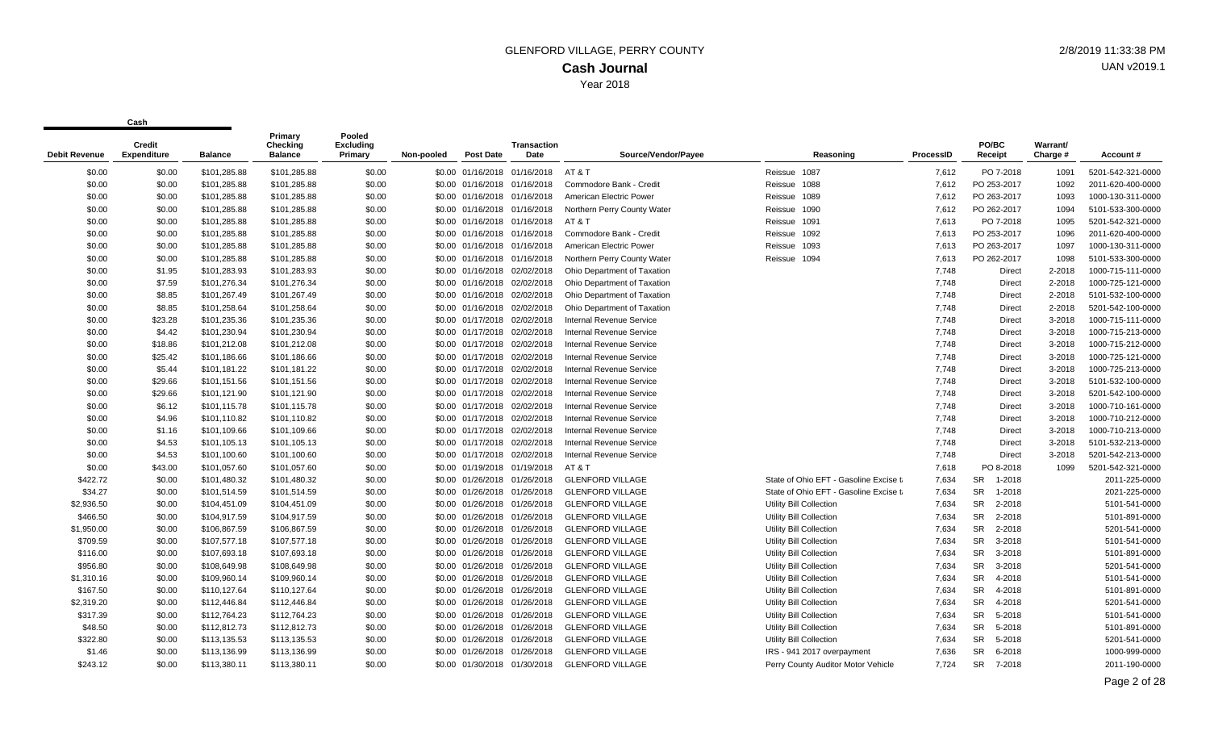# GLENFORD VILLAGE, PERRY COUNTY

## Cash Journal

Year 2018

| Debit Revenue | Credit Expenditure | Balance | Primary Checking Balance | Pooled Excluding Primary | Non-pooled | Post Date | Transaction Date | Source/Vendor/Payee | Reasoning | ProcessID | PO/BC Receipt | Warrant/ Charge # | Account # |
|---|---|---|---|---|---|---|---|---|---|---|---|---|---|
| $0.00 | $0.00 | $101,285.88 | $101,285.88 | $0.00 | $0.00 | 01/16/2018 | 01/16/2018 | AT & T | Reissue 1087 | 7,612 | PO 7-2018 | 1091 | 5201-542-321-0000 |
| $0.00 | $0.00 | $101,285.88 | $101,285.88 | $0.00 | $0.00 | 01/16/2018 | 01/16/2018 | Commodore Bank - Credit | Reissue 1088 | 7,612 | PO 253-2017 | 1092 | 2011-620-400-0000 |
| $0.00 | $0.00 | $101,285.88 | $101,285.88 | $0.00 | $0.00 | 01/16/2018 | 01/16/2018 | American Electric Power | Reissue 1089 | 7,612 | PO 263-2017 | 1093 | 1000-130-311-0000 |
| $0.00 | $0.00 | $101,285.88 | $101,285.88 | $0.00 | $0.00 | 01/16/2018 | 01/16/2018 | Northern Perry County Water | Reissue 1090 | 7,612 | PO 262-2017 | 1094 | 5101-533-300-0000 |
| $0.00 | $0.00 | $101,285.88 | $101,285.88 | $0.00 | $0.00 | 01/16/2018 | 01/16/2018 | AT & T | Reissue 1091 | 7,613 | PO 7-2018 | 1095 | 5201-542-321-0000 |
| $0.00 | $0.00 | $101,285.88 | $101,285.88 | $0.00 | $0.00 | 01/16/2018 | 01/16/2018 | Commodore Bank - Credit | Reissue 1092 | 7,613 | PO 253-2017 | 1096 | 2011-620-400-0000 |
| $0.00 | $0.00 | $101,285.88 | $101,285.88 | $0.00 | $0.00 | 01/16/2018 | 01/16/2018 | American Electric Power | Reissue 1093 | 7,613 | PO 263-2017 | 1097 | 1000-130-311-0000 |
| $0.00 | $0.00 | $101,285.88 | $101,285.88 | $0.00 | $0.00 | 01/16/2018 | 01/16/2018 | Northern Perry County Water | Reissue 1094 | 7,613 | PO 262-2017 | 1098 | 5101-533-300-0000 |
| $0.00 | $1.95 | $101,283.93 | $101,283.93 | $0.00 | $0.00 | 01/16/2018 | 02/02/2018 | Ohio Department of Taxation | | 7,748 | Direct | 2-2018 | 1000-715-111-0000 |
| $0.00 | $7.59 | $101,276.34 | $101,276.34 | $0.00 | $0.00 | 01/16/2018 | 02/02/2018 | Ohio Department of Taxation | | 7,748 | Direct | 2-2018 | 1000-725-121-0000 |
| $0.00 | $8.85 | $101,267.49 | $101,267.49 | $0.00 | $0.00 | 01/16/2018 | 02/02/2018 | Ohio Department of Taxation | | 7,748 | Direct | 2-2018 | 5101-532-100-0000 |
| $0.00 | $8.85 | $101,258.64 | $101,258.64 | $0.00 | $0.00 | 01/16/2018 | 02/02/2018 | Ohio Department of Taxation | | 7,748 | Direct | 2-2018 | 5201-542-100-0000 |
| $0.00 | $23.28 | $101,235.36 | $101,235.36 | $0.00 | $0.00 | 01/17/2018 | 02/02/2018 | Internal Revenue Service | | 7,748 | Direct | 3-2018 | 1000-715-111-0000 |
| $0.00 | $4.42 | $101,230.94 | $101,230.94 | $0.00 | $0.00 | 01/17/2018 | 02/02/2018 | Internal Revenue Service | | 7,748 | Direct | 3-2018 | 1000-715-213-0000 |
| $0.00 | $18.86 | $101,212.08 | $101,212.08 | $0.00 | $0.00 | 01/17/2018 | 02/02/2018 | Internal Revenue Service | | 7,748 | Direct | 3-2018 | 1000-715-212-0000 |
| $0.00 | $25.42 | $101,186.66 | $101,186.66 | $0.00 | $0.00 | 01/17/2018 | 02/02/2018 | Internal Revenue Service | | 7,748 | Direct | 3-2018 | 1000-725-121-0000 |
| $0.00 | $5.44 | $101,181.22 | $101,181.22 | $0.00 | $0.00 | 01/17/2018 | 02/02/2018 | Internal Revenue Service | | 7,748 | Direct | 3-2018 | 1000-725-213-0000 |
| $0.00 | $29.66 | $101,151.56 | $101,151.56 | $0.00 | $0.00 | 01/17/2018 | 02/02/2018 | Internal Revenue Service | | 7,748 | Direct | 3-2018 | 5101-532-100-0000 |
| $0.00 | $29.66 | $101,121.90 | $101,121.90 | $0.00 | $0.00 | 01/17/2018 | 02/02/2018 | Internal Revenue Service | | 7,748 | Direct | 3-2018 | 5201-542-100-0000 |
| $0.00 | $6.12 | $101,115.78 | $101,115.78 | $0.00 | $0.00 | 01/17/2018 | 02/02/2018 | Internal Revenue Service | | 7,748 | Direct | 3-2018 | 1000-710-161-0000 |
| $0.00 | $4.96 | $101,110.82 | $101,110.82 | $0.00 | $0.00 | 01/17/2018 | 02/02/2018 | Internal Revenue Service | | 7,748 | Direct | 3-2018 | 1000-710-212-0000 |
| $0.00 | $1.16 | $101,109.66 | $101,109.66 | $0.00 | $0.00 | 01/17/2018 | 02/02/2018 | Internal Revenue Service | | 7,748 | Direct | 3-2018 | 1000-710-213-0000 |
| $0.00 | $4.53 | $101,105.13 | $101,105.13 | $0.00 | $0.00 | 01/17/2018 | 02/02/2018 | Internal Revenue Service | | 7,748 | Direct | 3-2018 | 5101-532-213-0000 |
| $0.00 | $4.53 | $101,100.60 | $101,100.60 | $0.00 | $0.00 | 01/17/2018 | 02/02/2018 | Internal Revenue Service | | 7,748 | Direct | 3-2018 | 5201-542-213-0000 |
| $0.00 | $43.00 | $101,057.60 | $101,057.60 | $0.00 | $0.00 | 01/19/2018 | 01/19/2018 | AT & T | | 7,618 | PO 8-2018 | 1099 | 5201-542-321-0000 |
| $422.72 | $0.00 | $101,480.32 | $101,480.32 | $0.00 | $0.00 | 01/26/2018 | 01/26/2018 | GLENFORD VILLAGE | State of Ohio EFT - Gasoline Excise t | 7,634 | SR 1-2018 | | 2011-225-0000 |
| $34.27 | $0.00 | $101,514.59 | $101,514.59 | $0.00 | $0.00 | 01/26/2018 | 01/26/2018 | GLENFORD VILLAGE | State of Ohio EFT - Gasoline Excise t | 7,634 | SR 1-2018 | | 2021-225-0000 |
| $2,936.50 | $0.00 | $104,451.09 | $104,451.09 | $0.00 | $0.00 | 01/26/2018 | 01/26/2018 | GLENFORD VILLAGE | Utility Bill Collection | 7,634 | SR 2-2018 | | 5101-541-0000 |
| $466.50 | $0.00 | $104,917.59 | $104,917.59 | $0.00 | $0.00 | 01/26/2018 | 01/26/2018 | GLENFORD VILLAGE | Utility Bill Collection | 7,634 | SR 2-2018 | | 5101-891-0000 |
| $1,950.00 | $0.00 | $106,867.59 | $106,867.59 | $0.00 | $0.00 | 01/26/2018 | 01/26/2018 | GLENFORD VILLAGE | Utility Bill Collection | 7,634 | SR 2-2018 | | 5201-541-0000 |
| $709.59 | $0.00 | $107,577.18 | $107,577.18 | $0.00 | $0.00 | 01/26/2018 | 01/26/2018 | GLENFORD VILLAGE | Utility Bill Collection | 7,634 | SR 3-2018 | | 5101-541-0000 |
| $116.00 | $0.00 | $107,693.18 | $107,693.18 | $0.00 | $0.00 | 01/26/2018 | 01/26/2018 | GLENFORD VILLAGE | Utility Bill Collection | 7,634 | SR 3-2018 | | 5101-891-0000 |
| $956.80 | $0.00 | $108,649.98 | $108,649.98 | $0.00 | $0.00 | 01/26/2018 | 01/26/2018 | GLENFORD VILLAGE | Utility Bill Collection | 7,634 | SR 3-2018 | | 5201-541-0000 |
| $1,310.16 | $0.00 | $109,960.14 | $109,960.14 | $0.00 | $0.00 | 01/26/2018 | 01/26/2018 | GLENFORD VILLAGE | Utility Bill Collection | 7,634 | SR 4-2018 | | 5101-541-0000 |
| $167.50 | $0.00 | $110,127.64 | $110,127.64 | $0.00 | $0.00 | 01/26/2018 | 01/26/2018 | GLENFORD VILLAGE | Utility Bill Collection | 7,634 | SR 4-2018 | | 5101-891-0000 |
| $2,319.20 | $0.00 | $112,446.84 | $112,446.84 | $0.00 | $0.00 | 01/26/2018 | 01/26/2018 | GLENFORD VILLAGE | Utility Bill Collection | 7,634 | SR 4-2018 | | 5201-541-0000 |
| $317.39 | $0.00 | $112,764.23 | $112,764.23 | $0.00 | $0.00 | 01/26/2018 | 01/26/2018 | GLENFORD VILLAGE | Utility Bill Collection | 7,634 | SR 5-2018 | | 5101-541-0000 |
| $48.50 | $0.00 | $112,812.73 | $112,812.73 | $0.00 | $0.00 | 01/26/2018 | 01/26/2018 | GLENFORD VILLAGE | Utility Bill Collection | 7,634 | SR 5-2018 | | 5101-891-0000 |
| $322.80 | $0.00 | $113,135.53 | $113,135.53 | $0.00 | $0.00 | 01/26/2018 | 01/26/2018 | GLENFORD VILLAGE | Utility Bill Collection | 7,634 | SR 5-2018 | | 5201-541-0000 |
| $1.46 | $0.00 | $113,136.99 | $113,136.99 | $0.00 | $0.00 | 01/26/2018 | 01/26/2018 | GLENFORD VILLAGE | IRS - 941 2017 overpayment | 7,636 | SR 6-2018 | | 1000-999-0000 |
| $243.12 | $0.00 | $113,380.11 | $113,380.11 | $0.00 | $0.00 | 01/30/2018 | 01/30/2018 | GLENFORD VILLAGE | Perry County Auditor Motor Vehicle | 7,724 | SR 7-2018 | | 2011-190-0000 |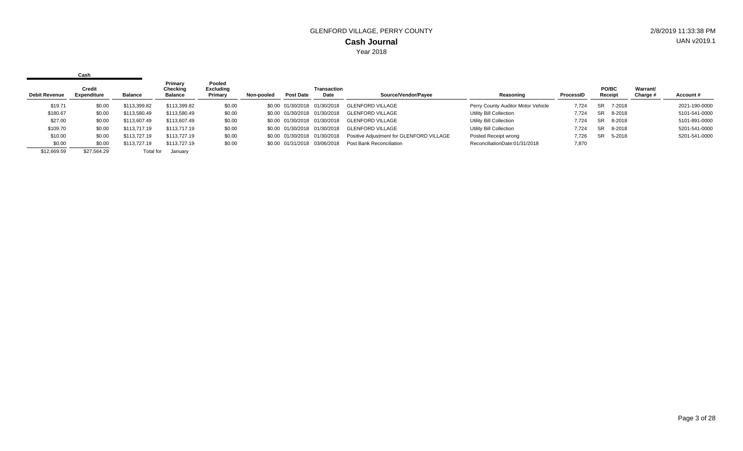GLENFORD VILLAGE, PERRY COUNTY

**Cash Journal**

Year 2018

2/8/2019 11:33:38 PM

UAN v2019.1

| Cash | | | | | | | | | | | | | |
|---|---|---|---|---|---|---|---|---|---|---|---|---|---|
| Debit Revenue | Credit Expenditure | Balance | Primary Checking Balance | Pooled Excluding Primary | Non-pooled | Post Date | Transaction Date | Source/Vendor/Payee | Reasoning | ProcessID | PO/BC Receipt | Warrant/ Charge # | Account # |
| $19.71 | $0.00 | $113,399.82 | $113,399.82 | $0.00 | $0.00 | 01/30/2018 | 01/30/2018 | GLENFORD VILLAGE | Perry County Auditor Motor Vehicle | 7,724 | SR 7-2018 | | 2021-190-0000 |
| $180.67 | $0.00 | $113,580.49 | $113,580.49 | $0.00 | $0.00 | 01/30/2018 | 01/30/2018 | GLENFORD VILLAGE | Utility Bill Collection | 7,724 | SR 8-2018 | | 5101-541-0000 |
| $27.00 | $0.00 | $113,607.49 | $113,607.49 | $0.00 | $0.00 | 01/30/2018 | 01/30/2018 | GLENFORD VILLAGE | Utility Bill Collection | 7,724 | SR 8-2018 | | 5101-891-0000 |
| $109.70 | $0.00 | $113,717.19 | $113,717.19 | $0.00 | $0.00 | 01/30/2018 | 01/30/2018 | GLENFORD VILLAGE | Utility Bill Collection | 7,724 | SR 8-2018 | | 5201-541-0000 |
| $10.00 | $0.00 | $113,727.19 | $113,727.19 | $0.00 | $0.00 | 01/30/2018 | 01/30/2018 | Positive Adjustment for GLENFORD VILLAGE | Posted Receipt wrong | 7,726 | SR 5-2018 | | 5201-541-0000 |
| $0.00 | $0.00 | $113,727.19 | $113,727.19 | $0.00 | $0.00 | 01/31/2018 | 03/06/2018 | Post Bank Reconciliation | ReconciliationDate:01/31/2018 | 7,870 | | | |
| $12,669.59 | $27,564.29 | Total for | January | | | | | | | | | | |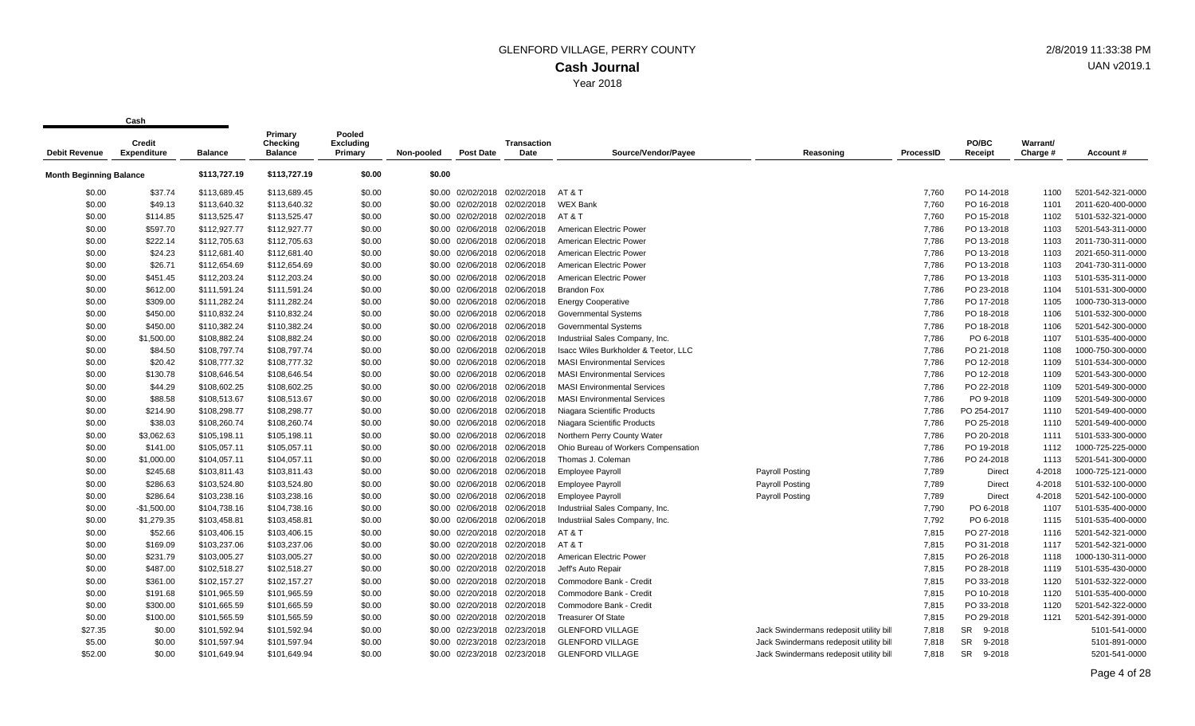# GLENFORD VILLAGE, PERRY COUNTY

## Cash Journal

Year 2018

2/8/2019 11:33:38 PM

UAN v2019.1

| Cash | | | | | | | | | | | | | |
|---|---|---|---|---|---|---|---|---|---|---|---|---|---|
| Debit Revenue | Credit Expenditure | Balance | Primary Checking Balance | Pooled Excluding Primary | Non-pooled | Post Date | Transaction Date | Source/Vendor/Payee | Reasoning | ProcessID | PO/BC Receipt | Warrant/ Charge # | Account # |
| Month Beginning Balance | | $113,727.19 | $113,727.19 | $0.00 | $0.00 | | | | | | | | |
| $0.00 | $37.74 | $113,689.45 | $113,689.45 | $0.00 | $0.00 | 02/02/2018 | 02/02/2018 | AT & T | | 7,760 | PO 14-2018 | 1100 | 5201-542-321-0000 |
| $0.00 | $49.13 | $113,640.32 | $113,640.32 | $0.00 | $0.00 | 02/02/2018 | 02/02/2018 | WEX Bank | | 7,760 | PO 16-2018 | 1101 | 2011-620-400-0000 |
| $0.00 | $114.85 | $113,525.47 | $113,525.47 | $0.00 | $0.00 | 02/02/2018 | 02/02/2018 | AT & T | | 7,760 | PO 15-2018 | 1102 | 5101-532-321-0000 |
| $0.00 | $597.70 | $112,927.77 | $112,927.77 | $0.00 | $0.00 | 02/06/2018 | 02/06/2018 | American Electric Power | | 7,786 | PO 13-2018 | 1103 | 5201-543-311-0000 |
| $0.00 | $222.14 | $112,705.63 | $112,705.63 | $0.00 | $0.00 | 02/06/2018 | 02/06/2018 | American Electric Power | | 7,786 | PO 13-2018 | 1103 | 2011-730-311-0000 |
| $0.00 | $24.23 | $112,681.40 | $112,681.40 | $0.00 | $0.00 | 02/06/2018 | 02/06/2018 | American Electric Power | | 7,786 | PO 13-2018 | 1103 | 2021-650-311-0000 |
| $0.00 | $26.71 | $112,654.69 | $112,654.69 | $0.00 | $0.00 | 02/06/2018 | 02/06/2018 | American Electric Power | | 7,786 | PO 13-2018 | 1103 | 2041-730-311-0000 |
| $0.00 | $451.45 | $112,203.24 | $112,203.24 | $0.00 | $0.00 | 02/06/2018 | 02/06/2018 | American Electric Power | | 7,786 | PO 13-2018 | 1103 | 5101-535-311-0000 |
| $0.00 | $612.00 | $111,591.24 | $111,591.24 | $0.00 | $0.00 | 02/06/2018 | 02/06/2018 | Brandon Fox | | 7,786 | PO 23-2018 | 1104 | 5101-531-300-0000 |
| $0.00 | $309.00 | $111,282.24 | $111,282.24 | $0.00 | $0.00 | 02/06/2018 | 02/06/2018 | Energy Cooperative | | 7,786 | PO 17-2018 | 1105 | 1000-730-313-0000 |
| $0.00 | $450.00 | $110,832.24 | $110,832.24 | $0.00 | $0.00 | 02/06/2018 | 02/06/2018 | Governmental Systems | | 7,786 | PO 18-2018 | 1106 | 5101-532-300-0000 |
| $0.00 | $450.00 | $110,382.24 | $110,382.24 | $0.00 | $0.00 | 02/06/2018 | 02/06/2018 | Governmental Systems | | 7,786 | PO 18-2018 | 1106 | 5201-542-300-0000 |
| $0.00 | $1,500.00 | $108,882.24 | $108,882.24 | $0.00 | $0.00 | 02/06/2018 | 02/06/2018 | Industriial Sales Company, Inc. | | 7,786 | PO 6-2018 | 1107 | 5101-535-400-0000 |
| $0.00 | $84.50 | $108,797.74 | $108,797.74 | $0.00 | $0.00 | 02/06/2018 | 02/06/2018 | Isaac Wiles Burkholder & Teetor, LLC | | 7,786 | PO 21-2018 | 1108 | 1000-750-300-0000 |
| $0.00 | $20.42 | $108,777.32 | $108,777.32 | $0.00 | $0.00 | 02/06/2018 | 02/06/2018 | MASI Environmental Services | | 7,786 | PO 12-2018 | 1109 | 5101-534-300-0000 |
| $0.00 | $130.78 | $108,646.54 | $108,646.54 | $0.00 | $0.00 | 02/06/2018 | 02/06/2018 | MASI Environmental Services | | 7,786 | PO 12-2018 | 1109 | 5201-543-300-0000 |
| $0.00 | $44.29 | $108,602.25 | $108,602.25 | $0.00 | $0.00 | 02/06/2018 | 02/06/2018 | MASI Environmental Services | | 7,786 | PO 22-2018 | 1109 | 5201-549-300-0000 |
| $0.00 | $88.58 | $108,513.67 | $108,513.67 | $0.00 | $0.00 | 02/06/2018 | 02/06/2018 | MASI Environmental Services | | 7,786 | PO 9-2018 | 1109 | 5201-549-300-0000 |
| $0.00 | $214.90 | $108,298.77 | $108,298.77 | $0.00 | $0.00 | 02/06/2018 | 02/06/2018 | Niagara Scientific Products | | 7,786 | PO 254-2017 | 1110 | 5201-549-400-0000 |
| $0.00 | $38.03 | $108,260.74 | $108,260.74 | $0.00 | $0.00 | 02/06/2018 | 02/06/2018 | Niagara Scientific Products | | 7,786 | PO 25-2018 | 1110 | 5201-549-400-0000 |
| $0.00 | $3,062.63 | $105,198.11 | $105,198.11 | $0.00 | $0.00 | 02/06/2018 | 02/06/2018 | Northern Perry County Water | | 7,786 | PO 20-2018 | 1111 | 5101-533-300-0000 |
| $0.00 | $141.00 | $105,057.11 | $105,057.11 | $0.00 | $0.00 | 02/06/2018 | 02/06/2018 | Ohio Bureau of Workers Compensation | | 7,786 | PO 19-2018 | 1112 | 1000-725-225-0000 |
| $0.00 | $1,000.00 | $104,057.11 | $104,057.11 | $0.00 | $0.00 | 02/06/2018 | 02/06/2018 | Thomas J. Coleman | | 7,786 | PO 24-2018 | 1113 | 5201-541-300-0000 |
| $0.00 | $245.68 | $103,811.43 | $103,811.43 | $0.00 | $0.00 | 02/06/2018 | 02/06/2018 | Employee Payroll | Payroll Posting | 7,789 | Direct | 4-2018 | 1000-725-121-0000 |
| $0.00 | $286.63 | $103,524.80 | $103,524.80 | $0.00 | $0.00 | 02/06/2018 | 02/06/2018 | Employee Payroll | Payroll Posting | 7,789 | Direct | 4-2018 | 5101-532-100-0000 |
| $0.00 | $286.64 | $103,238.16 | $103,238.16 | $0.00 | $0.00 | 02/06/2018 | 02/06/2018 | Employee Payroll | Payroll Posting | 7,789 | Direct | 4-2018 | 5201-542-100-0000 |
| $0.00 | -$1,500.00 | $104,738.16 | $104,738.16 | $0.00 | $0.00 | 02/06/2018 | 02/06/2018 | Industriial Sales Company, Inc. | | 7,790 | PO 6-2018 | 1107 | 5101-535-400-0000 |
| $0.00 | $1,279.35 | $103,458.81 | $103,458.81 | $0.00 | $0.00 | 02/06/2018 | 02/06/2018 | Industriial Sales Company, Inc. | | 7,792 | PO 6-2018 | 1115 | 5101-535-400-0000 |
| $0.00 | $52.66 | $103,406.15 | $103,406.15 | $0.00 | $0.00 | 02/20/2018 | 02/20/2018 | AT & T | | 7,815 | PO 27-2018 | 1116 | 5201-542-321-0000 |
| $0.00 | $169.09 | $103,237.06 | $103,237.06 | $0.00 | $0.00 | 02/20/2018 | 02/20/2018 | AT & T | | 7,815 | PO 31-2018 | 1117 | 5201-542-321-0000 |
| $0.00 | $231.79 | $103,005.27 | $103,005.27 | $0.00 | $0.00 | 02/20/2018 | 02/20/2018 | American Electric Power | | 7,815 | PO 26-2018 | 1118 | 1000-130-311-0000 |
| $0.00 | $487.00 | $102,518.27 | $102,518.27 | $0.00 | $0.00 | 02/20/2018 | 02/20/2018 | Jeff's Auto Repair | | 7,815 | PO 28-2018 | 1119 | 5101-535-430-0000 |
| $0.00 | $361.00 | $102,157.27 | $102,157.27 | $0.00 | $0.00 | 02/20/2018 | 02/20/2018 | Commodore Bank - Credit | | 7,815 | PO 33-2018 | 1120 | 5101-532-322-0000 |
| $0.00 | $191.68 | $101,965.59 | $101,965.59 | $0.00 | $0.00 | 02/20/2018 | 02/20/2018 | Commodore Bank - Credit | | 7,815 | PO 10-2018 | 1120 | 5101-535-400-0000 |
| $0.00 | $300.00 | $101,665.59 | $101,665.59 | $0.00 | $0.00 | 02/20/2018 | 02/20/2018 | Commodore Bank - Credit | | 7,815 | PO 33-2018 | 1120 | 5201-542-322-0000 |
| $0.00 | $100.00 | $101,565.59 | $101,565.59 | $0.00 | $0.00 | 02/20/2018 | 02/20/2018 | Treasurer Of State | | 7,815 | PO 29-2018 | 1121 | 5201-542-391-0000 |
| $27.35 | $0.00 | $101,592.94 | $101,592.94 | $0.00 | $0.00 | 02/23/2018 | 02/23/2018 | GLENFORD VILLAGE | Jack Swindermans redeposit utility bill | 7,818 | SR 9-2018 | | 5101-541-0000 |
| $5.00 | $0.00 | $101,597.94 | $101,597.94 | $0.00 | $0.00 | 02/23/2018 | 02/23/2018 | GLENFORD VILLAGE | Jack Swindermans redeposit utility bill | 7,818 | SR 9-2018 | | 5101-891-0000 |
| $52.00 | $0.00 | $101,649.94 | $101,649.94 | $0.00 | $0.00 | 02/23/2018 | 02/23/2018 | GLENFORD VILLAGE | Jack Swindermans redeposit utility bill | 7,818 | SR 9-2018 | | 5201-541-0000 |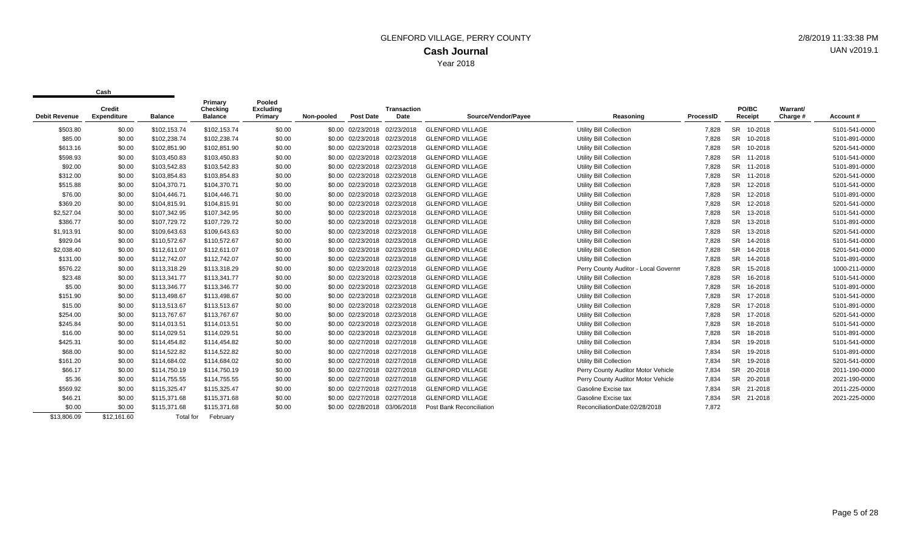# GLENFORD VILLAGE, PERRY COUNTY

## Cash Journal

Year 2018

2/8/2019 11:33:38 PM

UAN v2019.1

| Cash | | | | | | | | | | | | | | |
|---|---|---|---|---|---|---|---|---|---|---|---|---|---|---|
| Debit Revenue | Credit Expenditure | Balance | Primary Checking Balance | Pooled Excluding Primary | Non-pooled | Post Date | Transaction Date | Source/Vendor/Payee | Reasoning | ProcessID | PO/BC Receipt | Warrant/ Charge # | Account # |
| $503.80 | $0.00 | $102,153.74 | $102,153.74 | $0.00 | $0.00 | 02/23/2018 | 02/23/2018 | GLENFORD VILLAGE | Utility Bill Collection | 7,828 | SR 10-2018 | | 5101-541-0000 |
| $85.00 | $0.00 | $102,238.74 | $102,238.74 | $0.00 | $0.00 | 02/23/2018 | 02/23/2018 | GLENFORD VILLAGE | Utility Bill Collection | 7,828 | SR 10-2018 | | 5101-891-0000 |
| $613.16 | $0.00 | $102,851.90 | $102,851.90 | $0.00 | $0.00 | 02/23/2018 | 02/23/2018 | GLENFORD VILLAGE | Utility Bill Collection | 7,828 | SR 10-2018 | | 5201-541-0000 |
| $598.93 | $0.00 | $103,450.83 | $103,450.83 | $0.00 | $0.00 | 02/23/2018 | 02/23/2018 | GLENFORD VILLAGE | Utility Bill Collection | 7,828 | SR 11-2018 | | 5101-541-0000 |
| $92.00 | $0.00 | $103,542.83 | $103,542.83 | $0.00 | $0.00 | 02/23/2018 | 02/23/2018 | GLENFORD VILLAGE | Utility Bill Collection | 7,828 | SR 11-2018 | | 5101-891-0000 |
| $312.00 | $0.00 | $103,854.83 | $103,854.83 | $0.00 | $0.00 | 02/23/2018 | 02/23/2018 | GLENFORD VILLAGE | Utility Bill Collection | 7,828 | SR 11-2018 | | 5201-541-0000 |
| $515.88 | $0.00 | $104,370.71 | $104,370.71 | $0.00 | $0.00 | 02/23/2018 | 02/23/2018 | GLENFORD VILLAGE | Utility Bill Collection | 7,828 | SR 12-2018 | | 5101-541-0000 |
| $76.00 | $0.00 | $104,446.71 | $104,446.71 | $0.00 | $0.00 | 02/23/2018 | 02/23/2018 | GLENFORD VILLAGE | Utility Bill Collection | 7,828 | SR 12-2018 | | 5101-891-0000 |
| $369.20 | $0.00 | $104,815.91 | $104,815.91 | $0.00 | $0.00 | 02/23/2018 | 02/23/2018 | GLENFORD VILLAGE | Utility Bill Collection | 7,828 | SR 12-2018 | | 5201-541-0000 |
| $2,527.04 | $0.00 | $107,342.95 | $107,342.95 | $0.00 | $0.00 | 02/23/2018 | 02/23/2018 | GLENFORD VILLAGE | Utility Bill Collection | 7,828 | SR 13-2018 | | 5101-541-0000 |
| $386.77 | $0.00 | $107,729.72 | $107,729.72 | $0.00 | $0.00 | 02/23/2018 | 02/23/2018 | GLENFORD VILLAGE | Utility Bill Collection | 7,828 | SR 13-2018 | | 5101-891-0000 |
| $1,913.91 | $0.00 | $109,643.63 | $109,643.63 | $0.00 | $0.00 | 02/23/2018 | 02/23/2018 | GLENFORD VILLAGE | Utility Bill Collection | 7,828 | SR 13-2018 | | 5201-541-0000 |
| $929.04 | $0.00 | $110,572.67 | $110,572.67 | $0.00 | $0.00 | 02/23/2018 | 02/23/2018 | GLENFORD VILLAGE | Utility Bill Collection | 7,828 | SR 14-2018 | | 5101-541-0000 |
| $2,038.40 | $0.00 | $112,611.07 | $112,611.07 | $0.00 | $0.00 | 02/23/2018 | 02/23/2018 | GLENFORD VILLAGE | Utility Bill Collection | 7,828 | SR 14-2018 | | 5201-541-0000 |
| $131.00 | $0.00 | $112,742.07 | $112,742.07 | $0.00 | $0.00 | 02/23/2018 | 02/23/2018 | GLENFORD VILLAGE | Utility Bill Collection | 7,828 | SR 14-2018 | | 5101-891-0000 |
| $576.22 | $0.00 | $113,318.29 | $113,318.29 | $0.00 | $0.00 | 02/23/2018 | 02/23/2018 | GLENFORD VILLAGE | Perry County Auditor - Local Governm | 7,828 | SR 15-2018 | | 1000-211-0000 |
| $23.48 | $0.00 | $113,341.77 | $113,341.77 | $0.00 | $0.00 | 02/23/2018 | 02/23/2018 | GLENFORD VILLAGE | Utility Bill Collection | 7,828 | SR 16-2018 | | 5101-541-0000 |
| $5.00 | $0.00 | $113,346.77 | $113,346.77 | $0.00 | $0.00 | 02/23/2018 | 02/23/2018 | GLENFORD VILLAGE | Utility Bill Collection | 7,828 | SR 16-2018 | | 5101-891-0000 |
| $151.90 | $0.00 | $113,498.67 | $113,498.67 | $0.00 | $0.00 | 02/23/2018 | 02/23/2018 | GLENFORD VILLAGE | Utility Bill Collection | 7,828 | SR 17-2018 | | 5101-541-0000 |
| $15.00 | $0.00 | $113,513.67 | $113,513.67 | $0.00 | $0.00 | 02/23/2018 | 02/23/2018 | GLENFORD VILLAGE | Utility Bill Collection | 7,828 | SR 17-2018 | | 5101-891-0000 |
| $254.00 | $0.00 | $113,767.67 | $113,767.67 | $0.00 | $0.00 | 02/23/2018 | 02/23/2018 | GLENFORD VILLAGE | Utility Bill Collection | 7,828 | SR 17-2018 | | 5201-541-0000 |
| $245.84 | $0.00 | $114,013.51 | $114,013.51 | $0.00 | $0.00 | 02/23/2018 | 02/23/2018 | GLENFORD VILLAGE | Utility Bill Collection | 7,828 | SR 18-2018 | | 5101-541-0000 |
| $16.00 | $0.00 | $114,029.51 | $114,029.51 | $0.00 | $0.00 | 02/23/2018 | 02/23/2018 | GLENFORD VILLAGE | Utility Bill Collection | 7,828 | SR 18-2018 | | 5101-891-0000 |
| $425.31 | $0.00 | $114,454.82 | $114,454.82 | $0.00 | $0.00 | 02/27/2018 | 02/27/2018 | GLENFORD VILLAGE | Utility Bill Collection | 7,834 | SR 19-2018 | | 5101-541-0000 |
| $68.00 | $0.00 | $114,522.82 | $114,522.82 | $0.00 | $0.00 | 02/27/2018 | 02/27/2018 | GLENFORD VILLAGE | Utility Bill Collection | 7,834 | SR 19-2018 | | 5101-891-0000 |
| $161.20 | $0.00 | $114,684.02 | $114,684.02 | $0.00 | $0.00 | 02/27/2018 | 02/27/2018 | GLENFORD VILLAGE | Utility Bill Collection | 7,834 | SR 19-2018 | | 5201-541-0000 |
| $66.17 | $0.00 | $114,750.19 | $114,750.19 | $0.00 | $0.00 | 02/27/2018 | 02/27/2018 | GLENFORD VILLAGE | Perry County Auditor Motor Vehicle | 7,834 | SR 20-2018 | | 2011-190-0000 |
| $5.36 | $0.00 | $114,755.55 | $114,755.55 | $0.00 | $0.00 | 02/27/2018 | 02/27/2018 | GLENFORD VILLAGE | Perry County Auditor Motor Vehicle | 7,834 | SR 20-2018 | | 2021-190-0000 |
| $569.92 | $0.00 | $115,325.47 | $115,325.47 | $0.00 | $0.00 | 02/27/2018 | 02/27/2018 | GLENFORD VILLAGE | Gasoline Excise tax | 7,834 | SR 21-2018 | | 2011-225-0000 |
| $46.21 | $0.00 | $115,371.68 | $115,371.68 | $0.00 | $0.00 | 02/27/2018 | 02/27/2018 | GLENFORD VILLAGE | Gasoline Excise tax | 7,834 | SR 21-2018 | | 2021-225-0000 |
| $0.00 | $0.00 | $115,371.68 | $115,371.68 | $0.00 | $0.00 | 02/28/2018 | 03/06/2018 | Post Bank Reconciliation | ReconciliationDate:02/28/2018 | 7,872 | | | |
| $13,806.09 | $12,161.60 | Total for | February | | | | | | | | | | |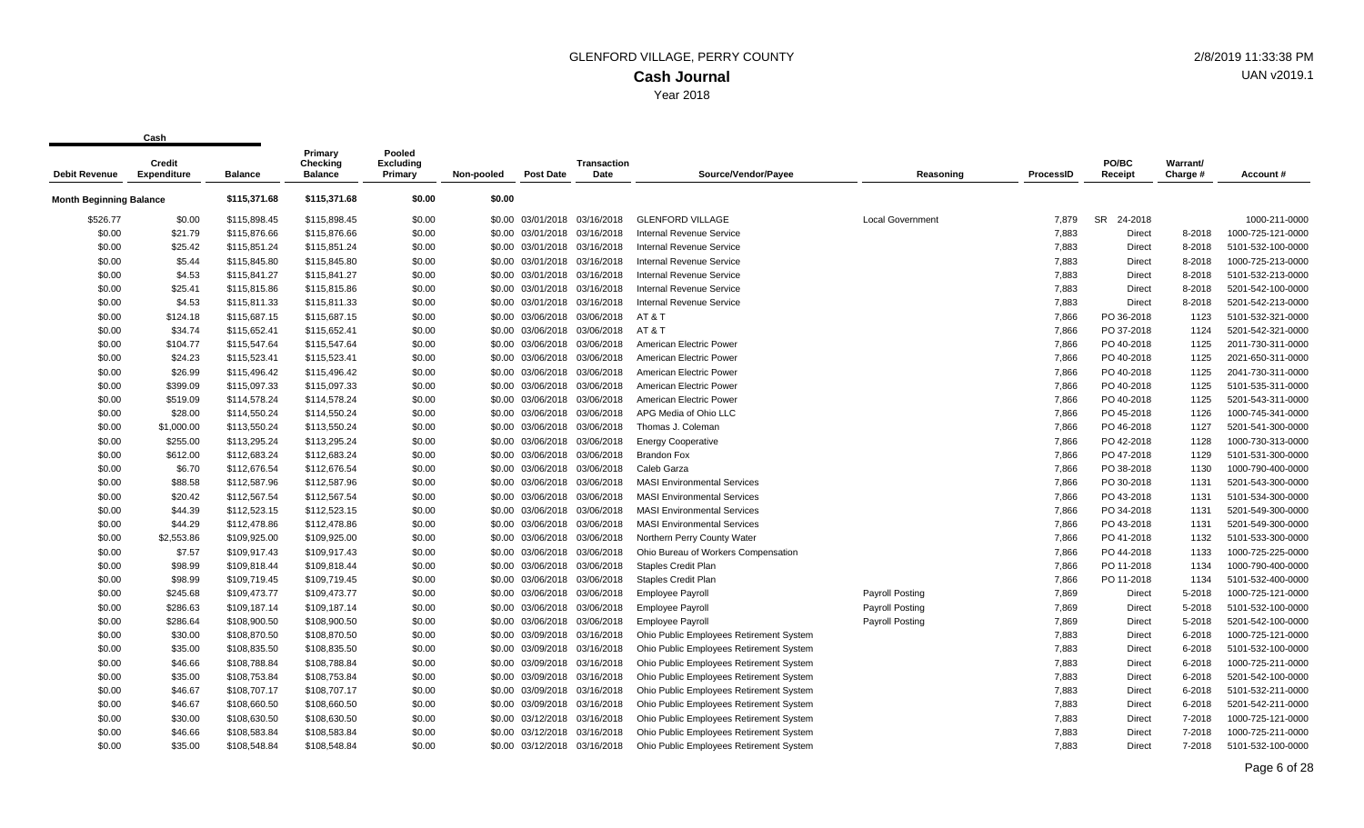# GLENFORD VILLAGE, PERRY COUNTY

## Cash Journal

Year 2018

2/8/2019 11:33:38 PM

UAN v2019.1

| Cash | | | | | | | | | | | | | |
|---|---|---|---|---|---|---|---|---|---|---|---|---|---|
| Debit Revenue | Credit Expenditure | Balance | Primary Checking Balance | Pooled Excluding Primary | Non-pooled | Post Date | Transaction Date | Source/Vendor/Payee | Reasoning | ProcessID | PO/BC Receipt | Warrant/ Charge # | Account # |
| Month Beginning Balance | | $115,371.68 | $115,371.68 | $0.00 | $0.00 | | | | | | | | |
| $526.77 | $0.00 | $115,898.45 | $115,898.45 | $0.00 | $0.00 | 03/01/2018 | 03/16/2018 | GLENFORD VILLAGE | Local Government | 7,879 | SR 24-2018 | | 1000-211-0000 |
| $0.00 | $21.79 | $115,876.66 | $115,876.66 | $0.00 | $0.00 | 03/01/2018 | 03/16/2018 | Internal Revenue Service | | 7,883 | Direct | 8-2018 | 1000-725-121-0000 |
| $0.00 | $25.42 | $115,851.24 | $115,851.24 | $0.00 | $0.00 | 03/01/2018 | 03/16/2018 | Internal Revenue Service | | 7,883 | Direct | 8-2018 | 5101-532-100-0000 |
| $0.00 | $5.44 | $115,845.80 | $115,845.80 | $0.00 | $0.00 | 03/01/2018 | 03/16/2018 | Internal Revenue Service | | 7,883 | Direct | 8-2018 | 1000-725-213-0000 |
| $0.00 | $4.53 | $115,841.27 | $115,841.27 | $0.00 | $0.00 | 03/01/2018 | 03/16/2018 | Internal Revenue Service | | 7,883 | Direct | 8-2018 | 5101-532-213-0000 |
| $0.00 | $25.41 | $115,815.86 | $115,815.86 | $0.00 | $0.00 | 03/01/2018 | 03/16/2018 | Internal Revenue Service | | 7,883 | Direct | 8-2018 | 5201-542-100-0000 |
| $0.00 | $4.53 | $115,811.33 | $115,811.33 | $0.00 | $0.00 | 03/01/2018 | 03/16/2018 | Internal Revenue Service | | 7,883 | Direct | 8-2018 | 5201-542-213-0000 |
| $0.00 | $124.18 | $115,687.15 | $115,687.15 | $0.00 | $0.00 | 03/06/2018 | 03/06/2018 | AT & T | | 7,866 | PO 36-2018 | 1123 | 5101-532-321-0000 |
| $0.00 | $34.74 | $115,652.41 | $115,652.41 | $0.00 | $0.00 | 03/06/2018 | 03/06/2018 | AT & T | | 7,866 | PO 37-2018 | 1124 | 5201-542-321-0000 |
| $0.00 | $104.77 | $115,547.64 | $115,547.64 | $0.00 | $0.00 | 03/06/2018 | 03/06/2018 | American Electric Power | | 7,866 | PO 40-2018 | 1125 | 2011-730-311-0000 |
| $0.00 | $24.23 | $115,523.41 | $115,523.41 | $0.00 | $0.00 | 03/06/2018 | 03/06/2018 | American Electric Power | | 7,866 | PO 40-2018 | 1125 | 2021-650-311-0000 |
| $0.00 | $26.99 | $115,496.42 | $115,496.42 | $0.00 | $0.00 | 03/06/2018 | 03/06/2018 | American Electric Power | | 7,866 | PO 40-2018 | 1125 | 2041-730-311-0000 |
| $0.00 | $399.09 | $115,097.33 | $115,097.33 | $0.00 | $0.00 | 03/06/2018 | 03/06/2018 | American Electric Power | | 7,866 | PO 40-2018 | 1125 | 5101-535-311-0000 |
| $0.00 | $519.09 | $114,578.24 | $114,578.24 | $0.00 | $0.00 | 03/06/2018 | 03/06/2018 | American Electric Power | | 7,866 | PO 40-2018 | 1125 | 5201-543-311-0000 |
| $0.00 | $28.00 | $114,550.24 | $114,550.24 | $0.00 | $0.00 | 03/06/2018 | 03/06/2018 | APG Media of Ohio LLC | | 7,866 | PO 45-2018 | 1126 | 1000-745-341-0000 |
| $0.00 | $1,000.00 | $113,550.24 | $113,550.24 | $0.00 | $0.00 | 03/06/2018 | 03/06/2018 | Thomas J. Coleman | | 7,866 | PO 46-2018 | 1127 | 5201-541-300-0000 |
| $0.00 | $255.00 | $113,295.24 | $113,295.24 | $0.00 | $0.00 | 03/06/2018 | 03/06/2018 | Energy Cooperative | | 7,866 | PO 42-2018 | 1128 | 1000-730-313-0000 |
| $0.00 | $612.00 | $112,683.24 | $112,683.24 | $0.00 | $0.00 | 03/06/2018 | 03/06/2018 | Brandon Fox | | 7,866 | PO 47-2018 | 1129 | 5101-531-300-0000 |
| $0.00 | $6.70 | $112,676.54 | $112,676.54 | $0.00 | $0.00 | 03/06/2018 | 03/06/2018 | Caleb Garza | | 7,866 | PO 38-2018 | 1130 | 1000-790-400-0000 |
| $0.00 | $88.58 | $112,587.96 | $112,587.96 | $0.00 | $0.00 | 03/06/2018 | 03/06/2018 | MASI Environmental Services | | 7,866 | PO 30-2018 | 1131 | 5201-543-300-0000 |
| $0.00 | $20.42 | $112,567.54 | $112,567.54 | $0.00 | $0.00 | 03/06/2018 | 03/06/2018 | MASI Environmental Services | | 7,866 | PO 43-2018 | 1131 | 5101-534-300-0000 |
| $0.00 | $44.39 | $112,523.15 | $112,523.15 | $0.00 | $0.00 | 03/06/2018 | 03/06/2018 | MASI Environmental Services | | 7,866 | PO 34-2018 | 1131 | 5201-549-300-0000 |
| $0.00 | $44.29 | $112,478.86 | $112,478.86 | $0.00 | $0.00 | 03/06/2018 | 03/06/2018 | MASI Environmental Services | | 7,866 | PO 43-2018 | 1131 | 5201-549-300-0000 |
| $0.00 | $2,553.86 | $109,925.00 | $109,925.00 | $0.00 | $0.00 | 03/06/2018 | 03/06/2018 | Northern Perry County Water | | 7,866 | PO 41-2018 | 1132 | 5101-533-300-0000 |
| $0.00 | $7.57 | $109,917.43 | $109,917.43 | $0.00 | $0.00 | 03/06/2018 | 03/06/2018 | Ohio Bureau of Workers Compensation | | 7,866 | PO 44-2018 | 1133 | 1000-725-225-0000 |
| $0.00 | $98.99 | $109,818.44 | $109,818.44 | $0.00 | $0.00 | 03/06/2018 | 03/06/2018 | Staples Credit Plan | | 7,866 | PO 11-2018 | 1134 | 1000-790-400-0000 |
| $0.00 | $98.99 | $109,719.45 | $109,719.45 | $0.00 | $0.00 | 03/06/2018 | 03/06/2018 | Staples Credit Plan | | 7,866 | PO 11-2018 | 1134 | 5101-532-400-0000 |
| $0.00 | $245.68 | $109,473.77 | $109,473.77 | $0.00 | $0.00 | 03/06/2018 | 03/06/2018 | Employee Payroll | Payroll Posting | 7,869 | Direct | 5-2018 | 1000-725-121-0000 |
| $0.00 | $286.63 | $109,187.14 | $109,187.14 | $0.00 | $0.00 | 03/06/2018 | 03/06/2018 | Employee Payroll | Payroll Posting | 7,869 | Direct | 5-2018 | 5101-532-100-0000 |
| $0.00 | $286.64 | $108,900.50 | $108,900.50 | $0.00 | $0.00 | 03/06/2018 | 03/06/2018 | Employee Payroll | Payroll Posting | 7,869 | Direct | 5-2018 | 5201-542-100-0000 |
| $0.00 | $30.00 | $108,870.50 | $108,870.50 | $0.00 | $0.00 | 03/09/2018 | 03/16/2018 | Ohio Public Employees Retirement System | | 7,883 | Direct | 6-2018 | 1000-725-121-0000 |
| $0.00 | $35.00 | $108,835.50 | $108,835.50 | $0.00 | $0.00 | 03/09/2018 | 03/16/2018 | Ohio Public Employees Retirement System | | 7,883 | Direct | 6-2018 | 5101-532-100-0000 |
| $0.00 | $46.66 | $108,788.84 | $108,788.84 | $0.00 | $0.00 | 03/09/2018 | 03/16/2018 | Ohio Public Employees Retirement System | | 7,883 | Direct | 6-2018 | 1000-725-211-0000 |
| $0.00 | $35.00 | $108,753.84 | $108,753.84 | $0.00 | $0.00 | 03/09/2018 | 03/16/2018 | Ohio Public Employees Retirement System | | 7,883 | Direct | 6-2018 | 5201-542-100-0000 |
| $0.00 | $46.67 | $108,707.17 | $108,707.17 | $0.00 | $0.00 | 03/09/2018 | 03/16/2018 | Ohio Public Employees Retirement System | | 7,883 | Direct | 6-2018 | 5101-532-211-0000 |
| $0.00 | $46.67 | $108,660.50 | $108,660.50 | $0.00 | $0.00 | 03/09/2018 | 03/16/2018 | Ohio Public Employees Retirement System | | 7,883 | Direct | 6-2018 | 5201-542-211-0000 |
| $0.00 | $30.00 | $108,630.50 | $108,630.50 | $0.00 | $0.00 | 03/12/2018 | 03/16/2018 | Ohio Public Employees Retirement System | | 7,883 | Direct | 7-2018 | 1000-725-121-0000 |
| $0.00 | $46.66 | $108,583.84 | $108,583.84 | $0.00 | $0.00 | 03/12/2018 | 03/16/2018 | Ohio Public Employees Retirement System | | 7,883 | Direct | 7-2018 | 1000-725-211-0000 |
| $0.00 | $35.00 | $108,548.84 | $108,548.84 | $0.00 | $0.00 | 03/12/2018 | 03/16/2018 | Ohio Public Employees Retirement System | | 7,883 | Direct | 7-2018 | 5101-532-100-0000 |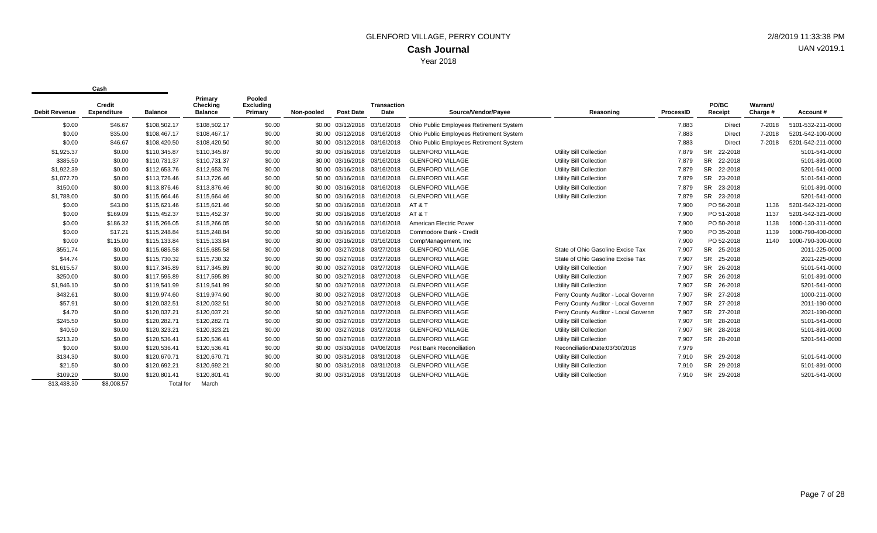# GLENFORD VILLAGE, PERRY COUNTY

## Cash Journal

Year 2018

2/8/2019 11:33:38 PM

UAN v2019.1

| Cash | | | | | | | | | | | | | | |
|---|---|---|---|---|---|---|---|---|---|---|---|---|---|---|
| Debit Revenue | Credit Expenditure | Balance | Primary Checking Balance | Pooled Excluding Primary | Non-pooled | Post Date | Transaction Date | Source/Vendor/Payee | Reasoning | ProcessID | PO/BC Receipt | Warrant/ Charge # | Account # |
| $0.00 | $46.67 | $108,502.17 | $108,502.17 | $0.00 | $0.00 | 03/12/2018 | 03/16/2018 | Ohio Public Employees Retirement System | | 7,883 | Direct | 7-2018 | 5101-532-211-0000 |
| $0.00 | $35.00 | $108,467.17 | $108,467.17 | $0.00 | $0.00 | 03/12/2018 | 03/16/2018 | Ohio Public Employees Retirement System | | 7,883 | Direct | 7-2018 | 5201-542-100-0000 |
| $0.00 | $46.67 | $108,420.50 | $108,420.50 | $0.00 | $0.00 | 03/12/2018 | 03/16/2018 | Ohio Public Employees Retirement System | | 7,883 | Direct | 7-2018 | 5201-542-211-0000 |
| $1,925.37 | $0.00 | $110,345.87 | $110,345.87 | $0.00 | $0.00 | 03/16/2018 | 03/16/2018 | GLENFORD VILLAGE | Utility Bill Collection | 7,879 | SR 22-2018 | | 5101-541-0000 |
| $385.50 | $0.00 | $110,731.37 | $110,731.37 | $0.00 | $0.00 | 03/16/2018 | 03/16/2018 | GLENFORD VILLAGE | Utility Bill Collection | 7,879 | SR 22-2018 | | 5101-891-0000 |
| $1,922.39 | $0.00 | $112,653.76 | $112,653.76 | $0.00 | $0.00 | 03/16/2018 | 03/16/2018 | GLENFORD VILLAGE | Utility Bill Collection | 7,879 | SR 22-2018 | | 5201-541-0000 |
| $1,072.70 | $0.00 | $113,726.46 | $113,726.46 | $0.00 | $0.00 | 03/16/2018 | 03/16/2018 | GLENFORD VILLAGE | Utility Bill Collection | 7,879 | SR 23-2018 | | 5101-541-0000 |
| $150.00 | $0.00 | $113,876.46 | $113,876.46 | $0.00 | $0.00 | 03/16/2018 | 03/16/2018 | GLENFORD VILLAGE | Utility Bill Collection | 7,879 | SR 23-2018 | | 5101-891-0000 |
| $1,788.00 | $0.00 | $115,664.46 | $115,664.46 | $0.00 | $0.00 | 03/16/2018 | 03/16/2018 | GLENFORD VILLAGE | Utility Bill Collection | 7,879 | SR 23-2018 | | 5201-541-0000 |
| $0.00 | $43.00 | $115,621.46 | $115,621.46 | $0.00 | $0.00 | 03/16/2018 | 03/16/2018 | AT & T | | 7,900 | PO 56-2018 | 1136 | 5201-542-321-0000 |
| $0.00 | $169.09 | $115,452.37 | $115,452.37 | $0.00 | $0.00 | 03/16/2018 | 03/16/2018 | AT & T | | 7,900 | PO 51-2018 | 1137 | 5201-542-321-0000 |
| $0.00 | $186.32 | $115,266.05 | $115,266.05 | $0.00 | $0.00 | 03/16/2018 | 03/16/2018 | American Electric Power | | 7,900 | PO 50-2018 | 1138 | 1000-130-311-0000 |
| $0.00 | $17.21 | $115,248.84 | $115,248.84 | $0.00 | $0.00 | 03/16/2018 | 03/16/2018 | Commodore Bank - Credit | | 7,900 | PO 35-2018 | 1139 | 1000-790-400-0000 |
| $0.00 | $115.00 | $115,133.84 | $115,133.84 | $0.00 | $0.00 | 03/16/2018 | 03/16/2018 | CompManagement, Inc | | 7,900 | PO 52-2018 | 1140 | 1000-790-300-0000 |
| $551.74 | $0.00 | $115,685.58 | $115,685.58 | $0.00 | $0.00 | 03/27/2018 | 03/27/2018 | GLENFORD VILLAGE | State of Ohio Gasoline Excise Tax | 7,907 | SR 25-2018 | | 2011-225-0000 |
| $44.74 | $0.00 | $115,730.32 | $115,730.32 | $0.00 | $0.00 | 03/27/2018 | 03/27/2018 | GLENFORD VILLAGE | State of Ohio Gasoline Excise Tax | 7,907 | SR 25-2018 | | 2021-225-0000 |
| $1,615.57 | $0.00 | $117,345.89 | $117,345.89 | $0.00 | $0.00 | 03/27/2018 | 03/27/2018 | GLENFORD VILLAGE | Utility Bill Collection | 7,907 | SR 26-2018 | | 5101-541-0000 |
| $250.00 | $0.00 | $117,595.89 | $117,595.89 | $0.00 | $0.00 | 03/27/2018 | 03/27/2018 | GLENFORD VILLAGE | Utility Bill Collection | 7,907 | SR 26-2018 | | 5101-891-0000 |
| $1,946.10 | $0.00 | $119,541.99 | $119,541.99 | $0.00 | $0.00 | 03/27/2018 | 03/27/2018 | GLENFORD VILLAGE | Utility Bill Collection | 7,907 | SR 26-2018 | | 5201-541-0000 |
| $432.61 | $0.00 | $119,974.60 | $119,974.60 | $0.00 | $0.00 | 03/27/2018 | 03/27/2018 | GLENFORD VILLAGE | Perry County Auditor - Local Governm | 7,907 | SR 27-2018 | | 1000-211-0000 |
| $57.91 | $0.00 | $120,032.51 | $120,032.51 | $0.00 | $0.00 | 03/27/2018 | 03/27/2018 | GLENFORD VILLAGE | Perry County Auditor - Local Governm | 7,907 | SR 27-2018 | | 2011-190-0000 |
| $4.70 | $0.00 | $120,037.21 | $120,037.21 | $0.00 | $0.00 | 03/27/2018 | 03/27/2018 | GLENFORD VILLAGE | Perry County Auditor - Local Governm | 7,907 | SR 27-2018 | | 2021-190-0000 |
| $245.50 | $0.00 | $120,282.71 | $120,282.71 | $0.00 | $0.00 | 03/27/2018 | 03/27/2018 | GLENFORD VILLAGE | Utility Bill Collection | 7,907 | SR 28-2018 | | 5101-541-0000 |
| $40.50 | $0.00 | $120,323.21 | $120,323.21 | $0.00 | $0.00 | 03/27/2018 | 03/27/2018 | GLENFORD VILLAGE | Utility Bill Collection | 7,907 | SR 28-2018 | | 5101-891-0000 |
| $213.20 | $0.00 | $120,536.41 | $120,536.41 | $0.00 | $0.00 | 03/27/2018 | 03/27/2018 | GLENFORD VILLAGE | Utility Bill Collection | 7,907 | SR 28-2018 | | 5201-541-0000 |
| $0.00 | $0.00 | $120,536.41 | $120,536.41 | $0.00 | $0.00 | 03/30/2018 | 04/06/2018 | Post Bank Reconciliation | ReconciliationDate:03/30/2018 | 7,979 | | | |
| $134.30 | $0.00 | $120,670.71 | $120,670.71 | $0.00 | $0.00 | 03/31/2018 | 03/31/2018 | GLENFORD VILLAGE | Utility Bill Collection | 7,910 | SR 29-2018 | | 5101-541-0000 |
| $21.50 | $0.00 | $120,692.21 | $120,692.21 | $0.00 | $0.00 | 03/31/2018 | 03/31/2018 | GLENFORD VILLAGE | Utility Bill Collection | 7,910 | SR 29-2018 | | 5101-891-0000 |
| $109.20 | $0.00 | $120,801.41 | $120,801.41 | $0.00 | $0.00 | 03/31/2018 | 03/31/2018 | GLENFORD VILLAGE | Utility Bill Collection | 7,910 | SR 29-2018 | | 5201-541-0000 |
| $13,438.30 | $8,008.57 | Total for | March | | | | | | | | | | |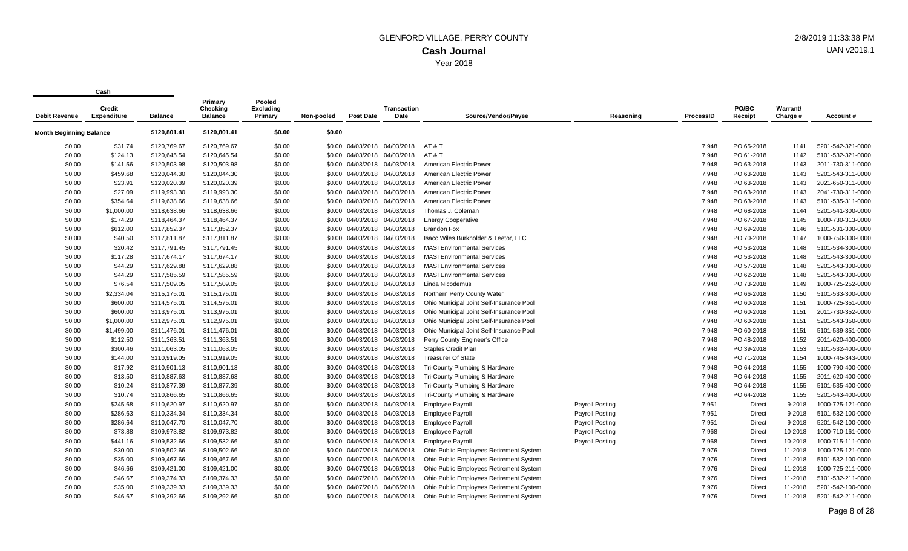# GLENFORD VILLAGE, PERRY COUNTY

## Cash Journal

Year 2018

2/8/2019 11:33:38 PM

UAN v2019.1

| Cash | | | | | | | | | | | | | | |
|---|---|---|---|---|---|---|---|---|---|---|---|---|---|---|
| Debit Revenue | Credit Expenditure | Balance | Primary Checking Balance | Pooled Excluding Primary | Non-pooled | Post Date | Transaction Date | Source/Vendor/Payee | Reasoning | ProcessID | PO/BC Receipt | Warrant/ Charge # | Account # |
| Month Beginning Balance | | $120,801.41 | $120,801.41 | $0.00 | $0.00 | | | | | | | | |
| $0.00 | $31.74 | $120,769.67 | $120,769.67 | $0.00 | $0.00 | 04/03/2018 | 04/03/2018 | AT & T | | 7,948 | PO 65-2018 | 1141 | 5201-542-321-0000 |
| $0.00 | $124.13 | $120,645.54 | $120,645.54 | $0.00 | $0.00 | 04/03/2018 | 04/03/2018 | AT & T | | 7,948 | PO 61-2018 | 1142 | 5101-532-321-0000 |
| $0.00 | $141.56 | $120,503.98 | $120,503.98 | $0.00 | $0.00 | 04/03/2018 | 04/03/2018 | American Electric Power | | 7,948 | PO 63-2018 | 1143 | 2011-730-311-0000 |
| $0.00 | $459.68 | $120,044.30 | $120,044.30 | $0.00 | $0.00 | 04/03/2018 | 04/03/2018 | American Electric Power | | 7,948 | PO 63-2018 | 1143 | 5201-543-311-0000 |
| $0.00 | $23.91 | $120,020.39 | $120,020.39 | $0.00 | $0.00 | 04/03/2018 | 04/03/2018 | American Electric Power | | 7,948 | PO 63-2018 | 1143 | 2021-650-311-0000 |
| $0.00 | $27.09 | $119,993.30 | $119,993.30 | $0.00 | $0.00 | 04/03/2018 | 04/03/2018 | American Electric Power | | 7,948 | PO 63-2018 | 1143 | 2041-730-311-0000 |
| $0.00 | $354.64 | $119,638.66 | $119,638.66 | $0.00 | $0.00 | 04/03/2018 | 04/03/2018 | American Electric Power | | 7,948 | PO 63-2018 | 1143 | 5101-535-311-0000 |
| $0.00 | $1,000.00 | $118,638.66 | $118,638.66 | $0.00 | $0.00 | 04/03/2018 | 04/03/2018 | Thomas J. Coleman | | 7,948 | PO 68-2018 | 1144 | 5201-541-300-0000 |
| $0.00 | $174.29 | $118,464.37 | $118,464.37 | $0.00 | $0.00 | 04/03/2018 | 04/03/2018 | Energy Cooperative | | 7,948 | PO 67-2018 | 1145 | 1000-730-313-0000 |
| $0.00 | $612.00 | $117,852.37 | $117,852.37 | $0.00 | $0.00 | 04/03/2018 | 04/03/2018 | Brandon Fox | | 7,948 | PO 69-2018 | 1146 | 5101-531-300-0000 |
| $0.00 | $40.50 | $117,811.87 | $117,811.87 | $0.00 | $0.00 | 04/03/2018 | 04/03/2018 | Isacc Wiles Burkholder & Teetor, LLC | | 7,948 | PO 70-2018 | 1147 | 1000-750-300-0000 |
| $0.00 | $20.42 | $117,791.45 | $117,791.45 | $0.00 | $0.00 | 04/03/2018 | 04/03/2018 | MASI Environmental Services | | 7,948 | PO 53-2018 | 1148 | 5101-534-300-0000 |
| $0.00 | $117.28 | $117,674.17 | $117,674.17 | $0.00 | $0.00 | 04/03/2018 | 04/03/2018 | MASI Environmental Services | | 7,948 | PO 53-2018 | 1148 | 5201-543-300-0000 |
| $0.00 | $44.29 | $117,629.88 | $117,629.88 | $0.00 | $0.00 | 04/03/2018 | 04/03/2018 | MASI Environmental Services | | 7,948 | PO 57-2018 | 1148 | 5201-543-300-0000 |
| $0.00 | $44.29 | $117,585.59 | $117,585.59 | $0.00 | $0.00 | 04/03/2018 | 04/03/2018 | MASI Environmental Services | | 7,948 | PO 62-2018 | 1148 | 5201-543-300-0000 |
| $0.00 | $76.54 | $117,509.05 | $117,509.05 | $0.00 | $0.00 | 04/03/2018 | 04/03/2018 | Linda Nicodemus | | 7,948 | PO 73-2018 | 1149 | 1000-725-252-0000 |
| $0.00 | $2,334.04 | $115,175.01 | $115,175.01 | $0.00 | $0.00 | 04/03/2018 | 04/03/2018 | Northern Perry County Water | | 7,948 | PO 66-2018 | 1150 | 5101-533-300-0000 |
| $0.00 | $600.00 | $114,575.01 | $114,575.01 | $0.00 | $0.00 | 04/03/2018 | 04/03/2018 | Ohio Municipal Joint Self-Insurance Pool | | 7,948 | PO 60-2018 | 1151 | 1000-725-351-0000 |
| $0.00 | $600.00 | $113,975.01 | $113,975.01 | $0.00 | $0.00 | 04/03/2018 | 04/03/2018 | Ohio Municipal Joint Self-Insurance Pool | | 7,948 | PO 60-2018 | 1151 | 2011-730-352-0000 |
| $0.00 | $1,000.00 | $112,975.01 | $112,975.01 | $0.00 | $0.00 | 04/03/2018 | 04/03/2018 | Ohio Municipal Joint Self-Insurance Pool | | 7,948 | PO 60-2018 | 1151 | 5201-543-350-0000 |
| $0.00 | $1,499.00 | $111,476.01 | $111,476.01 | $0.00 | $0.00 | 04/03/2018 | 04/03/2018 | Ohio Municipal Joint Self-Insurance Pool | | 7,948 | PO 60-2018 | 1151 | 5101-539-351-0000 |
| $0.00 | $112.50 | $111,363.51 | $111,363.51 | $0.00 | $0.00 | 04/03/2018 | 04/03/2018 | Perry County Engineer's Office | | 7,948 | PO 48-2018 | 1152 | 2011-620-400-0000 |
| $0.00 | $300.46 | $111,063.05 | $111,063.05 | $0.00 | $0.00 | 04/03/2018 | 04/03/2018 | Staples Credit Plan | | 7,948 | PO 39-2018 | 1153 | 5101-532-400-0000 |
| $0.00 | $144.00 | $110,919.05 | $110,919.05 | $0.00 | $0.00 | 04/03/2018 | 04/03/2018 | Treasurer Of State | | 7,948 | PO 71-2018 | 1154 | 1000-745-343-0000 |
| $0.00 | $17.92 | $110,901.13 | $110,901.13 | $0.00 | $0.00 | 04/03/2018 | 04/03/2018 | Tri-County Plumbing & Hardware | | 7,948 | PO 64-2018 | 1155 | 1000-790-400-0000 |
| $0.00 | $13.50 | $110,887.63 | $110,887.63 | $0.00 | $0.00 | 04/03/2018 | 04/03/2018 | Tri-County Plumbing & Hardware | | 7,948 | PO 64-2018 | 1155 | 2011-620-400-0000 |
| $0.00 | $10.24 | $110,877.39 | $110,877.39 | $0.00 | $0.00 | 04/03/2018 | 04/03/2018 | Tri-County Plumbing & Hardware | | 7,948 | PO 64-2018 | 1155 | 5101-535-400-0000 |
| $0.00 | $10.74 | $110,866.65 | $110,866.65 | $0.00 | $0.00 | 04/03/2018 | 04/03/2018 | Tri-County Plumbing & Hardware | | 7,948 | PO 64-2018 | 1155 | 5201-543-400-0000 |
| $0.00 | $245.68 | $110,620.97 | $110,620.97 | $0.00 | $0.00 | 04/03/2018 | 04/03/2018 | Employee Payroll | Payroll Posting | 7,951 | Direct | 9-2018 | 1000-725-121-0000 |
| $0.00 | $286.63 | $110,334.34 | $110,334.34 | $0.00 | $0.00 | 04/03/2018 | 04/03/2018 | Employee Payroll | Payroll Posting | 7,951 | Direct | 9-2018 | 5101-532-100-0000 |
| $0.00 | $286.64 | $110,047.70 | $110,047.70 | $0.00 | $0.00 | 04/03/2018 | 04/03/2018 | Employee Payroll | Payroll Posting | 7,951 | Direct | 9-2018 | 5201-542-100-0000 |
| $0.00 | $73.88 | $109,973.82 | $109,973.82 | $0.00 | $0.00 | 04/06/2018 | 04/06/2018 | Employee Payroll | Payroll Posting | 7,968 | Direct | 10-2018 | 1000-710-161-0000 |
| $0.00 | $441.16 | $109,532.66 | $109,532.66 | $0.00 | $0.00 | 04/06/2018 | 04/06/2018 | Employee Payroll | Payroll Posting | 7,968 | Direct | 10-2018 | 1000-715-111-0000 |
| $0.00 | $30.00 | $109,502.66 | $109,502.66 | $0.00 | $0.00 | 04/07/2018 | 04/06/2018 | Ohio Public Employees Retirement System | | 7,976 | Direct | 11-2018 | 1000-725-121-0000 |
| $0.00 | $35.00 | $109,467.66 | $109,467.66 | $0.00 | $0.00 | 04/07/2018 | 04/06/2018 | Ohio Public Employees Retirement System | | 7,976 | Direct | 11-2018 | 5101-532-100-0000 |
| $0.00 | $46.66 | $109,421.00 | $109,421.00 | $0.00 | $0.00 | 04/07/2018 | 04/06/2018 | Ohio Public Employees Retirement System | | 7,976 | Direct | 11-2018 | 1000-725-211-0000 |
| $0.00 | $46.67 | $109,374.33 | $109,374.33 | $0.00 | $0.00 | 04/07/2018 | 04/06/2018 | Ohio Public Employees Retirement System | | 7,976 | Direct | 11-2018 | 5101-532-211-0000 |
| $0.00 | $35.00 | $109,339.33 | $109,339.33 | $0.00 | $0.00 | 04/07/2018 | 04/06/2018 | Ohio Public Employees Retirement System | | 7,976 | Direct | 11-2018 | 5201-542-100-0000 |
| $0.00 | $46.67 | $109,292.66 | $109,292.66 | $0.00 | $0.00 | 04/07/2018 | 04/06/2018 | Ohio Public Employees Retirement System | | 7,976 | Direct | 11-2018 | 5201-542-211-0000 |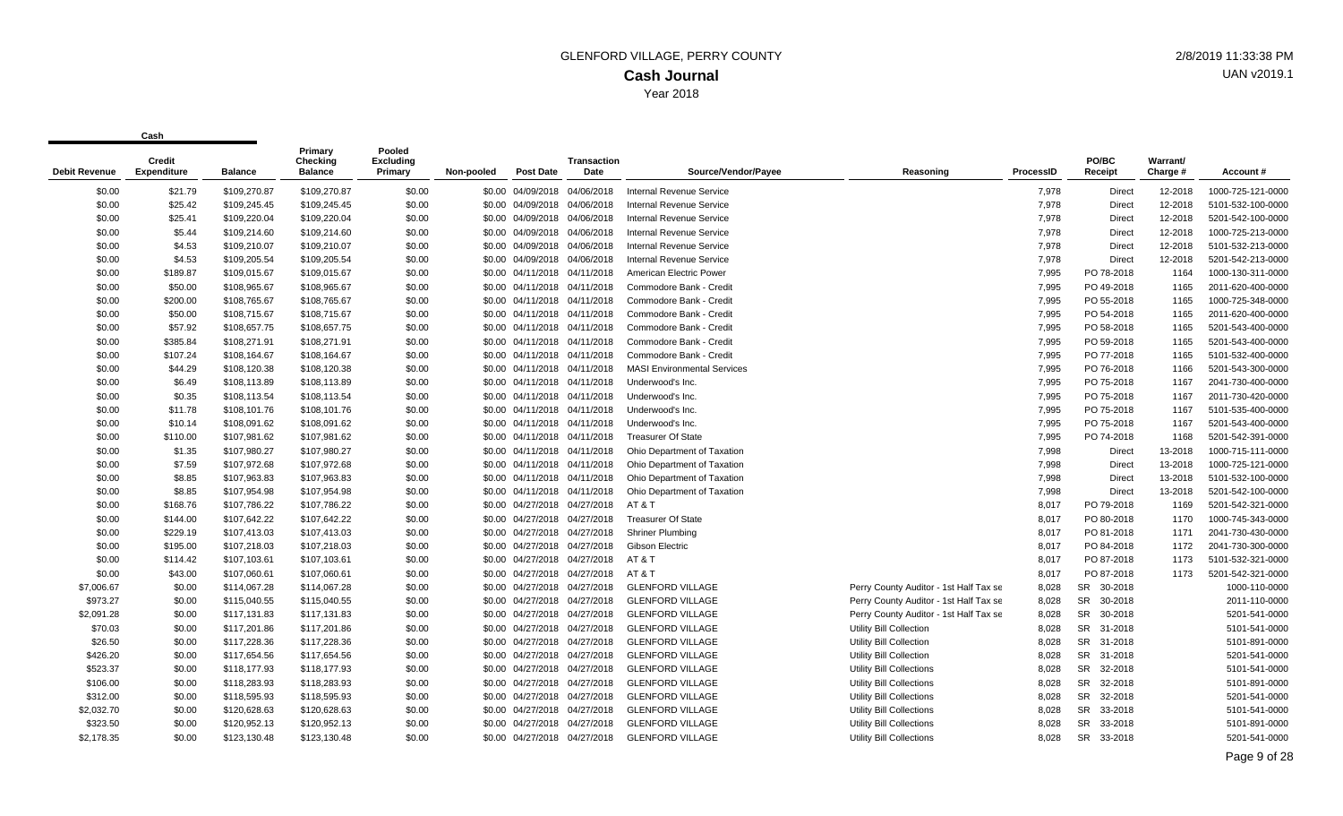# GLENFORD VILLAGE, PERRY COUNTY

## Cash Journal

Year 2018

| Cash | | | | | | | | | | | | | |
|---|---|---|---|---|---|---|---|---|---|---|---|---|---|
| Debit Revenue | Credit Expenditure | Balance | Primary Checking Balance | Pooled Excluding Primary | Non-pooled | Post Date | Transaction Date | Source/Vendor/Payee | Reasoning | ProcessID | PO/BC Receipt | Warrant/ Charge # | Account # |
| $0.00 | $21.79 | $109,270.87 | $109,270.87 | $0.00 | $0.00 | 04/09/2018 | 04/06/2018 | Internal Revenue Service | | 7,978 | Direct | 12-2018 | 1000-725-121-0000 |
| $0.00 | $25.42 | $109,245.45 | $109,245.45 | $0.00 | $0.00 | 04/09/2018 | 04/06/2018 | Internal Revenue Service | | 7,978 | Direct | 12-2018 | 5101-532-100-0000 |
| $0.00 | $25.41 | $109,220.04 | $109,220.04 | $0.00 | $0.00 | 04/09/2018 | 04/06/2018 | Internal Revenue Service | | 7,978 | Direct | 12-2018 | 5201-542-100-0000 |
| $0.00 | $5.44 | $109,214.60 | $109,214.60 | $0.00 | $0.00 | 04/09/2018 | 04/06/2018 | Internal Revenue Service | | 7,978 | Direct | 12-2018 | 1000-725-213-0000 |
| $0.00 | $4.53 | $109,210.07 | $109,210.07 | $0.00 | $0.00 | 04/09/2018 | 04/06/2018 | Internal Revenue Service | | 7,978 | Direct | 12-2018 | 5101-532-213-0000 |
| $0.00 | $4.53 | $109,205.54 | $109,205.54 | $0.00 | $0.00 | 04/09/2018 | 04/06/2018 | Internal Revenue Service | | 7,978 | Direct | 12-2018 | 5201-542-213-0000 |
| $0.00 | $189.87 | $109,015.67 | $109,015.67 | $0.00 | $0.00 | 04/11/2018 | 04/11/2018 | American Electric Power | | 7,995 | PO 78-2018 | 1164 | 1000-130-311-0000 |
| $0.00 | $50.00 | $108,965.67 | $108,965.67 | $0.00 | $0.00 | 04/11/2018 | 04/11/2018 | Commodore Bank - Credit | | 7,995 | PO 49-2018 | 1165 | 2011-620-400-0000 |
| $0.00 | $200.00 | $108,765.67 | $108,765.67 | $0.00 | $0.00 | 04/11/2018 | 04/11/2018 | Commodore Bank - Credit | | 7,995 | PO 55-2018 | 1165 | 1000-725-348-0000 |
| $0.00 | $50.00 | $108,715.67 | $108,715.67 | $0.00 | $0.00 | 04/11/2018 | 04/11/2018 | Commodore Bank - Credit | | 7,995 | PO 54-2018 | 1165 | 2011-620-400-0000 |
| $0.00 | $57.92 | $108,657.75 | $108,657.75 | $0.00 | $0.00 | 04/11/2018 | 04/11/2018 | Commodore Bank - Credit | | 7,995 | PO 58-2018 | 1165 | 5201-543-400-0000 |
| $0.00 | $385.84 | $108,271.91 | $108,271.91 | $0.00 | $0.00 | 04/11/2018 | 04/11/2018 | Commodore Bank - Credit | | 7,995 | PO 59-2018 | 1165 | 5201-543-400-0000 |
| $0.00 | $107.24 | $108,164.67 | $108,164.67 | $0.00 | $0.00 | 04/11/2018 | 04/11/2018 | Commodore Bank - Credit | | 7,995 | PO 77-2018 | 1165 | 5101-532-400-0000 |
| $0.00 | $44.29 | $108,120.38 | $108,120.38 | $0.00 | $0.00 | 04/11/2018 | 04/11/2018 | MASI Environmental Services | | 7,995 | PO 76-2018 | 1166 | 5201-543-300-0000 |
| $0.00 | $6.49 | $108,113.89 | $108,113.89 | $0.00 | $0.00 | 04/11/2018 | 04/11/2018 | Underwood's Inc. | | 7,995 | PO 75-2018 | 1167 | 2041-730-400-0000 |
| $0.00 | $0.35 | $108,113.54 | $108,113.54 | $0.00 | $0.00 | 04/11/2018 | 04/11/2018 | Underwood's Inc. | | 7,995 | PO 75-2018 | 1167 | 2011-730-420-0000 |
| $0.00 | $11.78 | $108,101.76 | $108,101.76 | $0.00 | $0.00 | 04/11/2018 | 04/11/2018 | Underwood's Inc. | | 7,995 | PO 75-2018 | 1167 | 5101-535-400-0000 |
| $0.00 | $10.14 | $108,091.62 | $108,091.62 | $0.00 | $0.00 | 04/11/2018 | 04/11/2018 | Underwood's Inc. | | 7,995 | PO 75-2018 | 1167 | 5201-543-400-0000 |
| $0.00 | $110.00 | $107,981.62 | $107,981.62 | $0.00 | $0.00 | 04/11/2018 | 04/11/2018 | Treasurer Of State | | 7,995 | PO 74-2018 | 1168 | 5201-542-391-0000 |
| $0.00 | $1.35 | $107,980.27 | $107,980.27 | $0.00 | $0.00 | 04/11/2018 | 04/11/2018 | Ohio Department of Taxation | | 7,998 | Direct | 13-2018 | 1000-715-111-0000 |
| $0.00 | $7.59 | $107,972.68 | $107,972.68 | $0.00 | $0.00 | 04/11/2018 | 04/11/2018 | Ohio Department of Taxation | | 7,998 | Direct | 13-2018 | 1000-725-121-0000 |
| $0.00 | $8.85 | $107,963.83 | $107,963.83 | $0.00 | $0.00 | 04/11/2018 | 04/11/2018 | Ohio Department of Taxation | | 7,998 | Direct | 13-2018 | 5101-532-100-0000 |
| $0.00 | $8.85 | $107,954.98 | $107,954.98 | $0.00 | $0.00 | 04/11/2018 | 04/11/2018 | Ohio Department of Taxation | | 7,998 | Direct | 13-2018 | 5201-542-100-0000 |
| $0.00 | $168.76 | $107,786.22 | $107,786.22 | $0.00 | $0.00 | 04/27/2018 | 04/27/2018 | AT & T | | 8,017 | PO 79-2018 | 1169 | 5201-542-321-0000 |
| $0.00 | $144.00 | $107,642.22 | $107,642.22 | $0.00 | $0.00 | 04/27/2018 | 04/27/2018 | Treasurer Of State | | 8,017 | PO 80-2018 | 1170 | 1000-745-343-0000 |
| $0.00 | $229.19 | $107,413.03 | $107,413.03 | $0.00 | $0.00 | 04/27/2018 | 04/27/2018 | Shriner Plumbing | | 8,017 | PO 81-2018 | 1171 | 2041-730-430-0000 |
| $0.00 | $195.00 | $107,218.03 | $107,218.03 | $0.00 | $0.00 | 04/27/2018 | 04/27/2018 | Gibson Electric | | 8,017 | PO 84-2018 | 1172 | 2041-730-300-0000 |
| $0.00 | $114.42 | $107,103.61 | $107,103.61 | $0.00 | $0.00 | 04/27/2018 | 04/27/2018 | AT & T | | 8,017 | PO 87-2018 | 1173 | 5101-532-321-0000 |
| $0.00 | $43.00 | $107,060.61 | $107,060.61 | $0.00 | $0.00 | 04/27/2018 | 04/27/2018 | AT & T | | 8,017 | PO 87-2018 | 1173 | 5201-542-321-0000 |
| $7,006.67 | $0.00 | $114,067.28 | $114,067.28 | $0.00 | $0.00 | 04/27/2018 | 04/27/2018 | GLENFORD VILLAGE | Perry County Auditor - 1st Half Tax se | 8,028 | SR 30-2018 | | 1000-110-0000 |
| $973.27 | $0.00 | $115,040.55 | $115,040.55 | $0.00 | $0.00 | 04/27/2018 | 04/27/2018 | GLENFORD VILLAGE | Perry County Auditor - 1st Half Tax se | 8,028 | SR 30-2018 | | 2011-110-0000 |
| $2,091.28 | $0.00 | $117,131.83 | $117,131.83 | $0.00 | $0.00 | 04/27/2018 | 04/27/2018 | GLENFORD VILLAGE | Perry County Auditor - 1st Half Tax se | 8,028 | SR 30-2018 | | 5201-541-0000 |
| $70.03 | $0.00 | $117,201.86 | $117,201.86 | $0.00 | $0.00 | 04/27/2018 | 04/27/2018 | GLENFORD VILLAGE | Utility Bill Collection | 8,028 | SR 31-2018 | | 5101-541-0000 |
| $26.50 | $0.00 | $117,228.36 | $117,228.36 | $0.00 | $0.00 | 04/27/2018 | 04/27/2018 | GLENFORD VILLAGE | Utility Bill Collection | 8,028 | SR 31-2018 | | 5101-891-0000 |
| $426.20 | $0.00 | $117,654.56 | $117,654.56 | $0.00 | $0.00 | 04/27/2018 | 04/27/2018 | GLENFORD VILLAGE | Utility Bill Collection | 8,028 | SR 31-2018 | | 5201-541-0000 |
| $523.37 | $0.00 | $118,177.93 | $118,177.93 | $0.00 | $0.00 | 04/27/2018 | 04/27/2018 | GLENFORD VILLAGE | Utility Bill Collections | 8,028 | SR 32-2018 | | 5101-541-0000 |
| $106.00 | $0.00 | $118,283.93 | $118,283.93 | $0.00 | $0.00 | 04/27/2018 | 04/27/2018 | GLENFORD VILLAGE | Utility Bill Collections | 8,028 | SR 32-2018 | | 5101-891-0000 |
| $312.00 | $0.00 | $118,595.93 | $118,595.93 | $0.00 | $0.00 | 04/27/2018 | 04/27/2018 | GLENFORD VILLAGE | Utility Bill Collections | 8,028 | SR 32-2018 | | 5201-541-0000 |
| $2,032.70 | $0.00 | $120,628.63 | $120,628.63 | $0.00 | $0.00 | 04/27/2018 | 04/27/2018 | GLENFORD VILLAGE | Utility Bill Collections | 8,028 | SR 33-2018 | | 5101-541-0000 |
| $323.50 | $0.00 | $120,952.13 | $120,952.13 | $0.00 | $0.00 | 04/27/2018 | 04/27/2018 | GLENFORD VILLAGE | Utility Bill Collections | 8,028 | SR 33-2018 | | 5101-891-0000 |
| $2,178.35 | $0.00 | $123,130.48 | $123,130.48 | $0.00 | $0.00 | 04/27/2018 | 04/27/2018 | GLENFORD VILLAGE | Utility Bill Collections | 8,028 | SR 33-2018 | | 5201-541-0000 |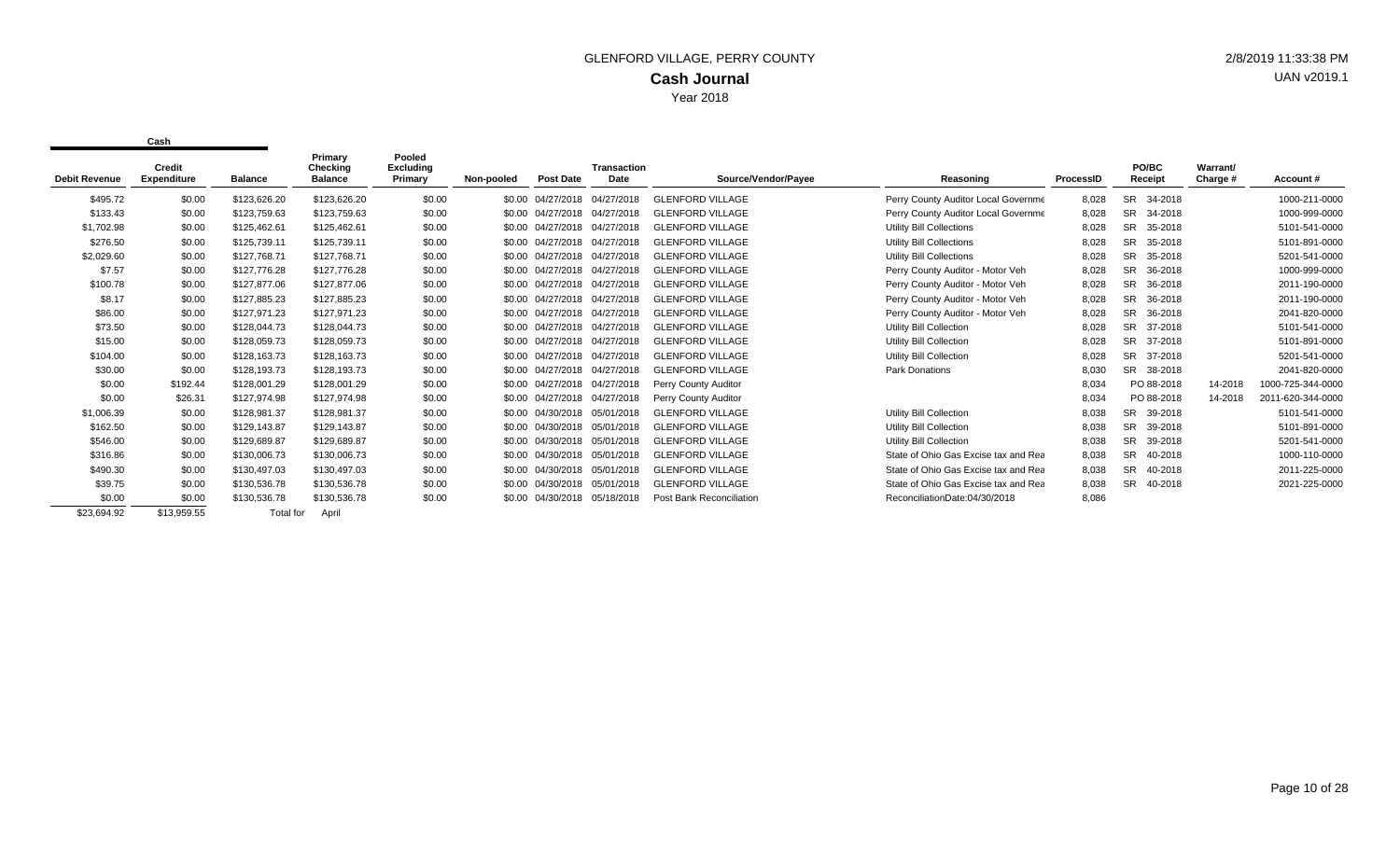GLENFORD VILLAGE, PERRY COUNTY

**Cash Journal**

Year 2018

2/8/2019 11:33:38 PM

UAN v2019.1

| Cash | | | | | | | | | | | | | | |
|---|---|---|---|---|---|---|---|---|---|---|---|---|---|---|
| Debit Revenue | Credit Expenditure | Balance | Primary Checking Balance | Pooled Excluding Primary | Non-pooled | Post Date | Transaction Date | Source/Vendor/Payee | Reasoning | ProcessID | PO/BC Receipt | Warrant/ Charge # | Account # |
| $495.72 | $0.00 | $123,626.20 | $123,626.20 | $0.00 | $0.00 | 04/27/2018 | 04/27/2018 | GLENFORD VILLAGE | Perry County Auditor Local Governme | 8,028 | SR 34-2018 | | 1000-211-0000 |
| $133.43 | $0.00 | $123,759.63 | $123,759.63 | $0.00 | $0.00 | 04/27/2018 | 04/27/2018 | GLENFORD VILLAGE | Perry County Auditor Local Governme | 8,028 | SR 34-2018 | | 1000-999-0000 |
| $1,702.98 | $0.00 | $125,462.61 | $125,462.61 | $0.00 | $0.00 | 04/27/2018 | 04/27/2018 | GLENFORD VILLAGE | Utility Bill Collections | 8,028 | SR 35-2018 | | 5101-541-0000 |
| $276.50 | $0.00 | $125,739.11 | $125,739.11 | $0.00 | $0.00 | 04/27/2018 | 04/27/2018 | GLENFORD VILLAGE | Utility Bill Collections | 8,028 | SR 35-2018 | | 5101-891-0000 |
| $2,029.60 | $0.00 | $127,768.71 | $127,768.71 | $0.00 | $0.00 | 04/27/2018 | 04/27/2018 | GLENFORD VILLAGE | Utility Bill Collections | 8,028 | SR 35-2018 | | 5201-541-0000 |
| $7.57 | $0.00 | $127,776.28 | $127,776.28 | $0.00 | $0.00 | 04/27/2018 | 04/27/2018 | GLENFORD VILLAGE | Perry County Auditor - Motor Veh | 8,028 | SR 36-2018 | | 1000-999-0000 |
| $100.78 | $0.00 | $127,877.06 | $127,877.06 | $0.00 | $0.00 | 04/27/2018 | 04/27/2018 | GLENFORD VILLAGE | Perry County Auditor - Motor Veh | 8,028 | SR 36-2018 | | 2011-190-0000 |
| $8.17 | $0.00 | $127,885.23 | $127,885.23 | $0.00 | $0.00 | 04/27/2018 | 04/27/2018 | GLENFORD VILLAGE | Perry County Auditor - Motor Veh | 8,028 | SR 36-2018 | | 2011-190-0000 |
| $86.00 | $0.00 | $127,971.23 | $127,971.23 | $0.00 | $0.00 | 04/27/2018 | 04/27/2018 | GLENFORD VILLAGE | Perry County Auditor - Motor Veh | 8,028 | SR 36-2018 | | 2041-820-0000 |
| $73.50 | $0.00 | $128,044.73 | $128,044.73 | $0.00 | $0.00 | 04/27/2018 | 04/27/2018 | GLENFORD VILLAGE | Utility Bill Collection | 8,028 | SR 37-2018 | | 5101-541-0000 |
| $15.00 | $0.00 | $128,059.73 | $128,059.73 | $0.00 | $0.00 | 04/27/2018 | 04/27/2018 | GLENFORD VILLAGE | Utility Bill Collection | 8,028 | SR 37-2018 | | 5101-891-0000 |
| $104.00 | $0.00 | $128,163.73 | $128,163.73 | $0.00 | $0.00 | 04/27/2018 | 04/27/2018 | GLENFORD VILLAGE | Utility Bill Collection | 8,028 | SR 37-2018 | | 5201-541-0000 |
| $30.00 | $0.00 | $128,193.73 | $128,193.73 | $0.00 | $0.00 | 04/27/2018 | 04/27/2018 | GLENFORD VILLAGE | Park Donations | 8,030 | SR 38-2018 | | 2041-820-0000 |
| $0.00 | $192.44 | $128,001.29 | $128,001.29 | $0.00 | $0.00 | 04/27/2018 | 04/27/2018 | Perry County Auditor | | 8,034 | PO 88-2018 | 14-2018 | 1000-725-344-0000 |
| $0.00 | $26.31 | $127,974.98 | $127,974.98 | $0.00 | $0.00 | 04/27/2018 | 04/27/2018 | Perry County Auditor | | 8,034 | PO 88-2018 | 14-2018 | 2011-620-344-0000 |
| $1,006.39 | $0.00 | $128,981.37 | $128,981.37 | $0.00 | $0.00 | 04/30/2018 | 05/01/2018 | GLENFORD VILLAGE | Utility Bill Collection | 8,038 | SR 39-2018 | | 5101-541-0000 |
| $162.50 | $0.00 | $129,143.87 | $129,143.87 | $0.00 | $0.00 | 04/30/2018 | 05/01/2018 | GLENFORD VILLAGE | Utility Bill Collection | 8,038 | SR 39-2018 | | 5101-891-0000 |
| $546.00 | $0.00 | $129,689.87 | $129,689.87 | $0.00 | $0.00 | 04/30/2018 | 05/01/2018 | GLENFORD VILLAGE | Utility Bill Collection | 8,038 | SR 39-2018 | | 5201-541-0000 |
| $316.86 | $0.00 | $130,006.73 | $130,006.73 | $0.00 | $0.00 | 04/30/2018 | 05/01/2018 | GLENFORD VILLAGE | State of Ohio Gas Excise tax and Rea | 8,038 | SR 40-2018 | | 1000-110-0000 |
| $490.30 | $0.00 | $130,497.03 | $130,497.03 | $0.00 | $0.00 | 04/30/2018 | 05/01/2018 | GLENFORD VILLAGE | State of Ohio Gas Excise tax and Rea | 8,038 | SR 40-2018 | | 2011-225-0000 |
| $39.75 | $0.00 | $130,536.78 | $130,536.78 | $0.00 | $0.00 | 04/30/2018 | 05/01/2018 | GLENFORD VILLAGE | State of Ohio Gas Excise tax and Rea | 8,038 | SR 40-2018 | | 2021-225-0000 |
| $0.00 | $0.00 | $130,536.78 | $130,536.78 | $0.00 | $0.00 | 04/30/2018 | 05/18/2018 | Post Bank Reconciliation | ReconciliationDate:04/30/2018 | 8,086 | | | |
| $23,694.92 | $13,959.55 | Total for | April | | | | | | | | | | |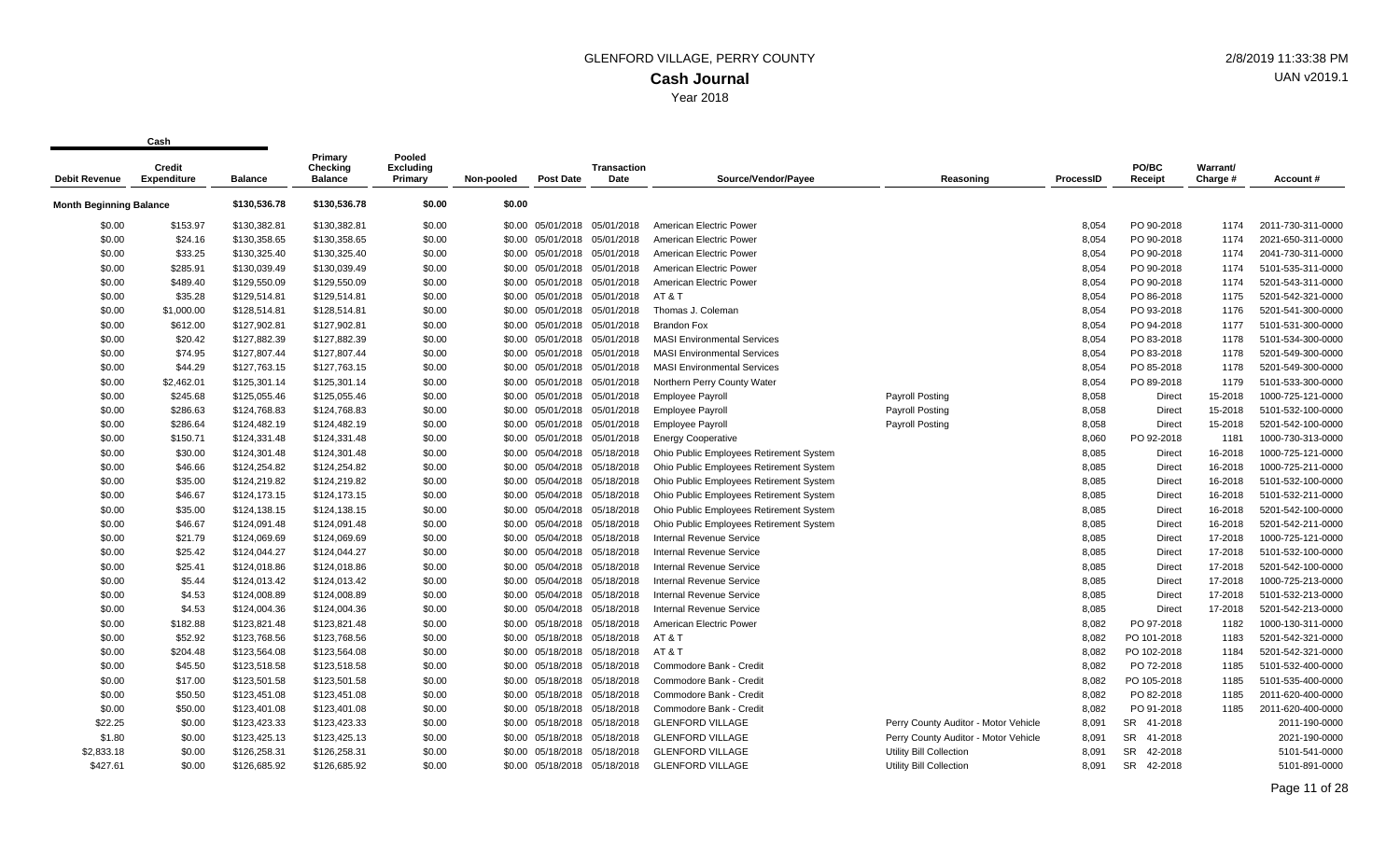GLENFORD VILLAGE, PERRY COUNTY

**Cash Journal**

Year 2018

2/8/2019 11:33:38 PM

UAN v2019.1

| Debit Revenue | Credit Expenditure | Balance | Primary Checking Balance | Pooled Excluding Primary | Non-pooled | Post Date | Transaction Date | Source/Vendor/Payee | Reasoning | ProcessID | PO/BC Receipt | Warrant/ Charge # | Account # |
|---|---|---|---|---|---|---|---|---|---|---|---|---|---|
| **Month Beginning Balance** | | $130,536.78 | $130,536.78 | $0.00 | $0.00 | | | | | | | | |
| $0.00 | $153.97 | $130,382.81 | $130,382.81 | $0.00 | $0.00 | 05/01/2018 | 05/01/2018 | American Electric Power | | 8,054 | PO 90-2018 | 1174 | 2011-730-311-0000 |
| $0.00 | $24.16 | $130,358.65 | $130,358.65 | $0.00 | $0.00 | 05/01/2018 | 05/01/2018 | American Electric Power | | 8,054 | PO 90-2018 | 1174 | 2021-650-311-0000 |
| $0.00 | $33.25 | $130,325.40 | $130,325.40 | $0.00 | $0.00 | 05/01/2018 | 05/01/2018 | American Electric Power | | 8,054 | PO 90-2018 | 1174 | 2041-730-311-0000 |
| $0.00 | $285.91 | $130,039.49 | $130,039.49 | $0.00 | $0.00 | 05/01/2018 | 05/01/2018 | American Electric Power | | 8,054 | PO 90-2018 | 1174 | 5101-535-311-0000 |
| $0.00 | $489.40 | $129,550.09 | $129,550.09 | $0.00 | $0.00 | 05/01/2018 | 05/01/2018 | American Electric Power | | 8,054 | PO 90-2018 | 1174 | 5201-543-311-0000 |
| $0.00 | $35.28 | $129,514.81 | $129,514.81 | $0.00 | $0.00 | 05/01/2018 | 05/01/2018 | AT & T | | 8,054 | PO 86-2018 | 1175 | 5201-542-321-0000 |
| $0.00 | $1,000.00 | $128,514.81 | $128,514.81 | $0.00 | $0.00 | 05/01/2018 | 05/01/2018 | Thomas J. Coleman | | 8,054 | PO 93-2018 | 1176 | 5201-541-300-0000 |
| $0.00 | $612.00 | $127,902.81 | $127,902.81 | $0.00 | $0.00 | 05/01/2018 | 05/01/2018 | Brandon Fox | | 8,054 | PO 94-2018 | 1177 | 5101-531-300-0000 |
| $0.00 | $20.42 | $127,882.39 | $127,882.39 | $0.00 | $0.00 | 05/01/2018 | 05/01/2018 | MASI Environmental Services | | 8,054 | PO 83-2018 | 1178 | 5101-534-300-0000 |
| $0.00 | $74.95 | $127,807.44 | $127,807.44 | $0.00 | $0.00 | 05/01/2018 | 05/01/2018 | MASI Environmental Services | | 8,054 | PO 83-2018 | 1178 | 5201-549-300-0000 |
| $0.00 | $44.29 | $127,763.15 | $127,763.15 | $0.00 | $0.00 | 05/01/2018 | 05/01/2018 | MASI Environmental Services | | 8,054 | PO 85-2018 | 1178 | 5201-549-300-0000 |
| $0.00 | $2,462.01 | $125,301.14 | $125,301.14 | $0.00 | $0.00 | 05/01/2018 | 05/01/2018 | Northern Perry County Water | | 8,054 | PO 89-2018 | 1179 | 5101-533-300-0000 |
| $0.00 | $245.68 | $125,055.46 | $125,055.46 | $0.00 | $0.00 | 05/01/2018 | 05/01/2018 | Employee Payroll | Payroll Posting | 8,058 | Direct | 15-2018 | 1000-725-121-0000 |
| $0.00 | $286.63 | $124,768.83 | $124,768.83 | $0.00 | $0.00 | 05/01/2018 | 05/01/2018 | Employee Payroll | Payroll Posting | 8,058 | Direct | 15-2018 | 5101-532-100-0000 |
| $0.00 | $286.64 | $124,482.19 | $124,482.19 | $0.00 | $0.00 | 05/01/2018 | 05/01/2018 | Employee Payroll | Payroll Posting | 8,058 | Direct | 15-2018 | 5201-542-100-0000 |
| $0.00 | $150.71 | $124,331.48 | $124,331.48 | $0.00 | $0.00 | 05/01/2018 | 05/01/2018 | Energy Cooperative | | 8,060 | PO 92-2018 | 1181 | 1000-730-313-0000 |
| $0.00 | $30.00 | $124,301.48 | $124,301.48 | $0.00 | $0.00 | 05/04/2018 | 05/18/2018 | Ohio Public Employees Retirement System | | 8,085 | Direct | 16-2018 | 1000-725-121-0000 |
| $0.00 | $46.66 | $124,254.82 | $124,254.82 | $0.00 | $0.00 | 05/04/2018 | 05/18/2018 | Ohio Public Employees Retirement System | | 8,085 | Direct | 16-2018 | 1000-725-211-0000 |
| $0.00 | $35.00 | $124,219.82 | $124,219.82 | $0.00 | $0.00 | 05/04/2018 | 05/18/2018 | Ohio Public Employees Retirement System | | 8,085 | Direct | 16-2018 | 5101-532-100-0000 |
| $0.00 | $46.67 | $124,173.15 | $124,173.15 | $0.00 | $0.00 | 05/04/2018 | 05/18/2018 | Ohio Public Employees Retirement System | | 8,085 | Direct | 16-2018 | 5101-532-211-0000 |
| $0.00 | $35.00 | $124,138.15 | $124,138.15 | $0.00 | $0.00 | 05/04/2018 | 05/18/2018 | Ohio Public Employees Retirement System | | 8,085 | Direct | 16-2018 | 5201-542-100-0000 |
| $0.00 | $46.67 | $124,091.48 | $124,091.48 | $0.00 | $0.00 | 05/04/2018 | 05/18/2018 | Ohio Public Employees Retirement System | | 8,085 | Direct | 16-2018 | 5201-542-211-0000 |
| $0.00 | $21.79 | $124,069.69 | $124,069.69 | $0.00 | $0.00 | 05/04/2018 | 05/18/2018 | Internal Revenue Service | | 8,085 | Direct | 17-2018 | 1000-725-121-0000 |
| $0.00 | $25.42 | $124,044.27 | $124,044.27 | $0.00 | $0.00 | 05/04/2018 | 05/18/2018 | Internal Revenue Service | | 8,085 | Direct | 17-2018 | 5101-532-100-0000 |
| $0.00 | $25.41 | $124,018.86 | $124,018.86 | $0.00 | $0.00 | 05/04/2018 | 05/18/2018 | Internal Revenue Service | | 8,085 | Direct | 17-2018 | 5201-542-100-0000 |
| $0.00 | $5.44 | $124,013.42 | $124,013.42 | $0.00 | $0.00 | 05/04/2018 | 05/18/2018 | Internal Revenue Service | | 8,085 | Direct | 17-2018 | 1000-725-213-0000 |
| $0.00 | $4.53 | $124,008.89 | $124,008.89 | $0.00 | $0.00 | 05/04/2018 | 05/18/2018 | Internal Revenue Service | | 8,085 | Direct | 17-2018 | 5101-532-213-0000 |
| $0.00 | $4.53 | $124,004.36 | $124,004.36 | $0.00 | $0.00 | 05/04/2018 | 05/18/2018 | Internal Revenue Service | | 8,085 | Direct | 17-2018 | 5201-542-213-0000 |
| $0.00 | $182.88 | $123,821.48 | $123,821.48 | $0.00 | $0.00 | 05/18/2018 | 05/18/2018 | American Electric Power | | 8,082 | PO 97-2018 | 1182 | 1000-130-311-0000 |
| $0.00 | $52.92 | $123,768.56 | $123,768.56 | $0.00 | $0.00 | 05/18/2018 | 05/18/2018 | AT & T | | 8,082 | PO 101-2018 | 1183 | 5201-542-321-0000 |
| $0.00 | $204.48 | $123,564.08 | $123,564.08 | $0.00 | $0.00 | 05/18/2018 | 05/18/2018 | AT & T | | 8,082 | PO 102-2018 | 1184 | 5201-542-321-0000 |
| $0.00 | $45.50 | $123,518.58 | $123,518.58 | $0.00 | $0.00 | 05/18/2018 | 05/18/2018 | Commodore Bank - Credit | | 8,082 | PO 72-2018 | 1185 | 5101-532-400-0000 |
| $0.00 | $17.00 | $123,501.58 | $123,501.58 | $0.00 | $0.00 | 05/18/2018 | 05/18/2018 | Commodore Bank - Credit | | 8,082 | PO 105-2018 | 1185 | 5101-535-400-0000 |
| $0.00 | $50.50 | $123,451.08 | $123,451.08 | $0.00 | $0.00 | 05/18/2018 | 05/18/2018 | Commodore Bank - Credit | | 8,082 | PO 82-2018 | 1185 | 2011-620-400-0000 |
| $0.00 | $50.00 | $123,401.08 | $123,401.08 | $0.00 | $0.00 | 05/18/2018 | 05/18/2018 | Commodore Bank - Credit | | 8,082 | PO 91-2018 | 1185 | 2011-620-400-0000 |
| $22.25 | $0.00 | $123,423.33 | $123,423.33 | $0.00 | $0.00 | 05/18/2018 | 05/18/2018 | GLENFORD VILLAGE | Perry County Auditor - Motor Vehicle | 8,091 | SR 41-2018 | | 2011-190-0000 |
| $1.80 | $0.00 | $123,425.13 | $123,425.13 | $0.00 | $0.00 | 05/18/2018 | 05/18/2018 | GLENFORD VILLAGE | Perry County Auditor - Motor Vehicle | 8,091 | SR 41-2018 | | 2021-190-0000 |
| $2,833.18 | $0.00 | $126,258.31 | $126,258.31 | $0.00 | $0.00 | 05/18/2018 | 05/18/2018 | GLENFORD VILLAGE | Utility Bill Collection | 8,091 | SR 42-2018 | | 5101-541-0000 |
| $427.61 | $0.00 | $126,685.92 | $126,685.92 | $0.00 | $0.00 | 05/18/2018 | 05/18/2018 | GLENFORD VILLAGE | Utility Bill Collection | 8,091 | SR 42-2018 | | 5101-891-0000 |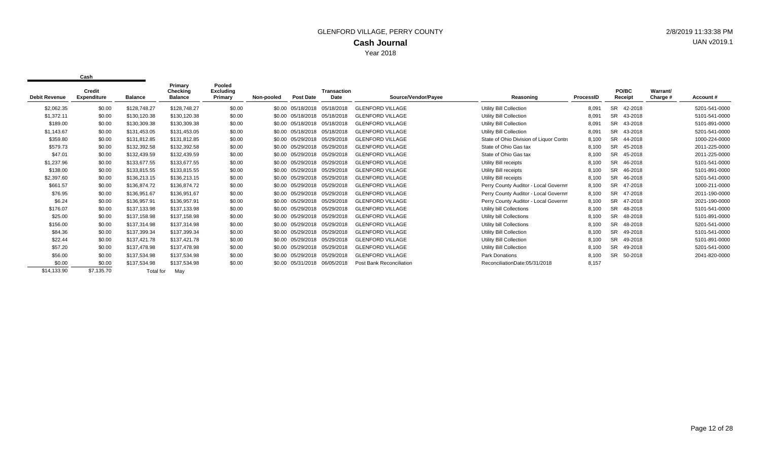# GLENFORD VILLAGE, PERRY COUNTY

## Cash Journal

Year 2018

2/8/2019 11:33:38 PM
UAN v2019.1

| Cash | | | | | | | | | | | | | | |
|---|---|---|---|---|---|---|---|---|---|---|---|---|---|---|
| Debit Revenue | Credit Expenditure | Balance | Primary Checking Balance | Pooled Excluding Primary | Non-pooled | Post Date | Transaction Date | Source/Vendor/Payee | Reasoning | ProcessID | PO/BC Receipt | | Warrant/ Charge # | Account # |
| $2,062.35 | $0.00 | $128,748.27 | $128,748.27 | $0.00 | $0.00 | 05/18/2018 | 05/18/2018 | GLENFORD VILLAGE | Utility Bill Collection | 8,091 | SR | 42-2018 | | 5201-541-0000 |
| $1,372.11 | $0.00 | $130,120.38 | $130,120.38 | $0.00 | $0.00 | 05/18/2018 | 05/18/2018 | GLENFORD VILLAGE | Utility Bill Collection | 8,091 | SR | 43-2018 | | 5101-541-0000 |
| $189.00 | $0.00 | $130,309.38 | $130,309.38 | $0.00 | $0.00 | 05/18/2018 | 05/18/2018 | GLENFORD VILLAGE | Utility Bill Collection | 8,091 | SR | 43-2018 | | 5101-891-0000 |
| $1,143.67 | $0.00 | $131,453.05 | $131,453.05 | $0.00 | $0.00 | 05/18/2018 | 05/18/2018 | GLENFORD VILLAGE | Utility Bill Collection | 8,091 | SR | 43-2018 | | 5201-541-0000 |
| $359.80 | $0.00 | $131,812.85 | $131,812.85 | $0.00 | $0.00 | 05/29/2018 | 05/29/2018 | GLENFORD VILLAGE | State of Ohio Division of Liquor Contro | 8,100 | SR | 44-2018 | | 1000-224-0000 |
| $579.73 | $0.00 | $132,392.58 | $132,392.58 | $0.00 | $0.00 | 05/29/2018 | 05/29/2018 | GLENFORD VILLAGE | State of Ohio Gas tax | 8,100 | SR | 45-2018 | | 2011-225-0000 |
| $47.01 | $0.00 | $132,439.59 | $132,439.59 | $0.00 | $0.00 | 05/29/2018 | 05/29/2018 | GLENFORD VILLAGE | State of Ohio Gas tax | 8,100 | SR | 45-2018 | | 2011-225-0000 |
| $1,237.96 | $0.00 | $133,677.55 | $133,677.55 | $0.00 | $0.00 | 05/29/2018 | 05/29/2018 | GLENFORD VILLAGE | Utility Bill receipts | 8,100 | SR | 46-2018 | | 5101-541-0000 |
| $138.00 | $0.00 | $133,815.55 | $133,815.55 | $0.00 | $0.00 | 05/29/2018 | 05/29/2018 | GLENFORD VILLAGE | Utility Bill receipts | 8,100 | SR | 46-2018 | | 5101-891-0000 |
| $2,397.60 | $0.00 | $136,213.15 | $136,213.15 | $0.00 | $0.00 | 05/29/2018 | 05/29/2018 | GLENFORD VILLAGE | Utility Bill receipts | 8,100 | SR | 46-2018 | | 5201-541-0000 |
| $661.57 | $0.00 | $136,874.72 | $136,874.72 | $0.00 | $0.00 | 05/29/2018 | 05/29/2018 | GLENFORD VILLAGE | Perry County Auditor - Local Governm | 8,100 | SR | 47-2018 | | 1000-211-0000 |
| $76.95 | $0.00 | $136,951.67 | $136,951.67 | $0.00 | $0.00 | 05/29/2018 | 05/29/2018 | GLENFORD VILLAGE | Perry County Auditor - Local Governm | 8,100 | SR | 47-2018 | | 2011-190-0000 |
| $6.24 | $0.00 | $136,957.91 | $136,957.91 | $0.00 | $0.00 | 05/29/2018 | 05/29/2018 | GLENFORD VILLAGE | Perry County Auditor - Local Governm | 8,100 | SR | 47-2018 | | 2021-190-0000 |
| $176.07 | $0.00 | $137,133.98 | $137,133.98 | $0.00 | $0.00 | 05/29/2018 | 05/29/2018 | GLENFORD VILLAGE | Utility bill Collections | 8,100 | SR | 48-2018 | | 5101-541-0000 |
| $25.00 | $0.00 | $137,158.98 | $137,158.98 | $0.00 | $0.00 | 05/29/2018 | 05/29/2018 | GLENFORD VILLAGE | Utility bill Collections | 8,100 | SR | 48-2018 | | 5101-891-0000 |
| $156.00 | $0.00 | $137,314.98 | $137,314.98 | $0.00 | $0.00 | 05/29/2018 | 05/29/2018 | GLENFORD VILLAGE | Utility bill Collections | 8,100 | SR | 48-2018 | | 5201-541-0000 |
| $84.36 | $0.00 | $137,399.34 | $137,399.34 | $0.00 | $0.00 | 05/29/2018 | 05/29/2018 | GLENFORD VILLAGE | Utility Bill Collection | 8,100 | SR | 49-2018 | | 5101-541-0000 |
| $22.44 | $0.00 | $137,421.78 | $137,421.78 | $0.00 | $0.00 | 05/29/2018 | 05/29/2018 | GLENFORD VILLAGE | Utility Bill Collection | 8,100 | SR | 49-2018 | | 5101-891-0000 |
| $57.20 | $0.00 | $137,478.98 | $137,478.98 | $0.00 | $0.00 | 05/29/2018 | 05/29/2018 | GLENFORD VILLAGE | Utility Bill Collection | 8,100 | SR | 49-2018 | | 5201-541-0000 |
| $56.00 | $0.00 | $137,534.98 | $137,534.98 | $0.00 | $0.00 | 05/29/2018 | 05/29/2018 | GLENFORD VILLAGE | Park Donations | 8,100 | SR | 50-2018 | | 2041-820-0000 |
| $0.00 | $0.00 | $137,534.98 | $137,534.98 | $0.00 | $0.00 | 05/31/2018 | 06/05/2018 | Post Bank Reconciliation | ReconciliationDate:05/31/2018 | 8,157 | | | | |
| $14,133.90 | $7,135.70 | Total for | May | | | | | | | | | | | |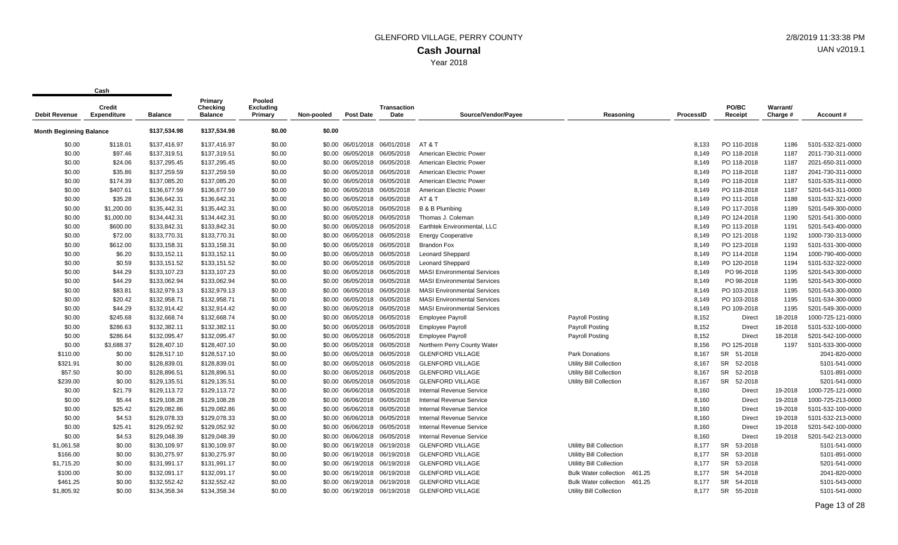# GLENFORD VILLAGE, PERRY COUNTY

## Cash Journal

Year 2018

2/8/2019 11:33:38 PM
UAN v2019.1

| Cash | | | | | | | | | | | | | | |
|---|---|---|---|---|---|---|---|---|---|---|---|---|---|---|
| Debit Revenue | Credit Expenditure | Balance | Primary Checking Balance | Pooled Excluding Primary | Non-pooled | Post Date | Transaction Date | Source/Vendor/Payee | Reasoning | ProcessID | PO/BC Receipt | Warrant/ Charge # | Account # |
| Month Beginning Balance | | $137,534.98 | $137,534.98 | $0.00 | $0.00 | | | | | | | | |
| $0.00 | $118.01 | $137,416.97 | $137,416.97 | $0.00 | $0.00 | 06/01/2018 | 06/01/2018 | AT & T | | 8,133 | PO 110-2018 | 1186 | 5101-532-321-0000 |
| $0.00 | $97.46 | $137,319.51 | $137,319.51 | $0.00 | $0.00 | 06/05/2018 | 06/05/2018 | American Electric Power | | 8,149 | PO 118-2018 | 1187 | 2011-730-311-0000 |
| $0.00 | $24.06 | $137,295.45 | $137,295.45 | $0.00 | $0.00 | 06/05/2018 | 06/05/2018 | American Electric Power | | 8,149 | PO 118-2018 | 1187 | 2021-650-311-0000 |
| $0.00 | $35.86 | $137,259.59 | $137,259.59 | $0.00 | $0.00 | 06/05/2018 | 06/05/2018 | American Electric Power | | 8,149 | PO 118-2018 | 1187 | 2041-730-311-0000 |
| $0.00 | $174.39 | $137,085.20 | $137,085.20 | $0.00 | $0.00 | 06/05/2018 | 06/05/2018 | American Electric Power | | 8,149 | PO 118-2018 | 1187 | 5101-535-311-0000 |
| $0.00 | $407.61 | $136,677.59 | $136,677.59 | $0.00 | $0.00 | 06/05/2018 | 06/05/2018 | American Electric Power | | 8,149 | PO 118-2018 | 1187 | 5201-543-311-0000 |
| $0.00 | $35.28 | $136,642.31 | $136,642.31 | $0.00 | $0.00 | 06/05/2018 | 06/05/2018 | AT & T | | 8,149 | PO 111-2018 | 1188 | 5101-532-321-0000 |
| $0.00 | $1,200.00 | $135,442.31 | $135,442.31 | $0.00 | $0.00 | 06/05/2018 | 06/05/2018 | B & B Plumbing | | 8,149 | PO 117-2018 | 1189 | 5201-549-300-0000 |
| $0.00 | $1,000.00 | $134,442.31 | $134,442.31 | $0.00 | $0.00 | 06/05/2018 | 06/05/2018 | Thomas J. Coleman | | 8,149 | PO 124-2018 | 1190 | 5201-541-300-0000 |
| $0.00 | $600.00 | $133,842.31 | $133,842.31 | $0.00 | $0.00 | 06/05/2018 | 06/05/2018 | Earthtek Environmental, LLC | | 8,149 | PO 113-2018 | 1191 | 5201-543-400-0000 |
| $0.00 | $72.00 | $133,770.31 | $133,770.31 | $0.00 | $0.00 | 06/05/2018 | 06/05/2018 | Energy Cooperative | | 8,149 | PO 121-2018 | 1192 | 1000-730-313-0000 |
| $0.00 | $612.00 | $133,158.31 | $133,158.31 | $0.00 | $0.00 | 06/05/2018 | 06/05/2018 | Brandon Fox | | 8,149 | PO 123-2018 | 1193 | 5101-531-300-0000 |
| $0.00 | $6.20 | $133,152.11 | $133,152.11 | $0.00 | $0.00 | 06/05/2018 | 06/05/2018 | Leonard Sheppard | | 8,149 | PO 114-2018 | 1194 | 1000-790-400-0000 |
| $0.00 | $0.59 | $133,151.52 | $133,151.52 | $0.00 | $0.00 | 06/05/2018 | 06/05/2018 | Leonard Sheppard | | 8,149 | PO 120-2018 | 1194 | 5101-532-322-0000 |
| $0.00 | $44.29 | $133,107.23 | $133,107.23 | $0.00 | $0.00 | 06/05/2018 | 06/05/2018 | MASI Environmental Services | | 8,149 | PO 96-2018 | 1195 | 5201-543-300-0000 |
| $0.00 | $44.29 | $133,062.94 | $133,062.94 | $0.00 | $0.00 | 06/05/2018 | 06/05/2018 | MASI Environmental Services | | 8,149 | PO 98-2018 | 1195 | 5201-543-300-0000 |
| $0.00 | $83.81 | $132,979.13 | $132,979.13 | $0.00 | $0.00 | 06/05/2018 | 06/05/2018 | MASI Environmental Services | | 8,149 | PO 103-2018 | 1195 | 5201-543-300-0000 |
| $0.00 | $20.42 | $132,958.71 | $132,958.71 | $0.00 | $0.00 | 06/05/2018 | 06/05/2018 | MASI Environmental Services | | 8,149 | PO 103-2018 | 1195 | 5101-534-300-0000 |
| $0.00 | $44.29 | $132,914.42 | $132,914.42 | $0.00 | $0.00 | 06/05/2018 | 06/05/2018 | MASI Environmental Services | | 8,149 | PO 109-2018 | 1195 | 5201-543-300-0000 |
| $0.00 | $245.68 | $132,668.74 | $132,668.74 | $0.00 | $0.00 | 06/05/2018 | 06/05/2018 | Employee Payroll | Payroll Posting | 8,152 | Direct | 18-2018 | 1000-725-121-0000 |
| $0.00 | $286.63 | $132,382.11 | $132,382.11 | $0.00 | $0.00 | 06/05/2018 | 06/05/2018 | Employee Payroll | Payroll Posting | 8,152 | Direct | 18-2018 | 5101-532-100-0000 |
| $0.00 | $286.64 | $132,095.47 | $132,095.47 | $0.00 | $0.00 | 06/05/2018 | 06/05/2018 | Employee Payroll | Payroll Posting | 8,152 | Direct | 18-2018 | 5201-542-100-0000 |
| $0.00 | $3,688.37 | $128,407.10 | $128,407.10 | $0.00 | $0.00 | 06/05/2018 | 06/05/2018 | Northern Perry County Water | | 8,156 | PO 125-2018 | 1197 | 5101-533-300-0000 |
| $110.00 | $0.00 | $128,517.10 | $128,517.10 | $0.00 | $0.00 | 06/05/2018 | 06/05/2018 | GLENFORD VILLAGE | Park Donations | 8,167 | SR 51-2018 | | 2041-820-0000 |
| $321.91 | $0.00 | $128,839.01 | $128,839.01 | $0.00 | $0.00 | 06/05/2018 | 06/05/2018 | GLENFORD VILLAGE | Utility Bill Collection | 8,167 | SR 52-2018 | | 5101-541-0000 |
| $57.50 | $0.00 | $128,896.51 | $128,896.51 | $0.00 | $0.00 | 06/05/2018 | 06/05/2018 | GLENFORD VILLAGE | Utility Bill Collection | 8,167 | SR 52-2018 | | 5101-891-0000 |
| $239.00 | $0.00 | $129,135.51 | $129,135.51 | $0.00 | $0.00 | 06/05/2018 | 06/05/2018 | GLENFORD VILLAGE | Utility Bill Collection | 8,167 | SR 52-2018 | | 5201-541-0000 |
| $0.00 | $21.79 | $129,113.72 | $129,113.72 | $0.00 | $0.00 | 06/06/2018 | 06/05/2018 | Internal Revenue Service | | 8,160 | Direct | 19-2018 | 1000-725-121-0000 |
| $0.00 | $5.44 | $129,108.28 | $129,108.28 | $0.00 | $0.00 | 06/06/2018 | 06/05/2018 | Internal Revenue Service | | 8,160 | Direct | 19-2018 | 1000-725-213-0000 |
| $0.00 | $25.42 | $129,082.86 | $129,082.86 | $0.00 | $0.00 | 06/06/2018 | 06/05/2018 | Internal Revenue Service | | 8,160 | Direct | 19-2018 | 5101-532-100-0000 |
| $0.00 | $4.53 | $129,078.33 | $129,078.33 | $0.00 | $0.00 | 06/06/2018 | 06/05/2018 | Internal Revenue Service | | 8,160 | Direct | 19-2018 | 5101-532-213-0000 |
| $0.00 | $25.41 | $129,052.92 | $129,052.92 | $0.00 | $0.00 | 06/06/2018 | 06/05/2018 | Internal Revenue Service | | 8,160 | Direct | 19-2018 | 5201-542-100-0000 |
| $0.00 | $4.53 | $129,048.39 | $129,048.39 | $0.00 | $0.00 | 06/06/2018 | 06/05/2018 | Internal Revenue Service | | 8,160 | Direct | 19-2018 | 5201-542-213-0000 |
| $1,061.58 | $0.00 | $130,109.97 | $130,109.97 | $0.00 | $0.00 | 06/19/2018 | 06/19/2018 | GLENFORD VILLAGE | Utilitty Bill Collection | 8,177 | SR 53-2018 | | 5101-541-0000 |
| $166.00 | $0.00 | $130,275.97 | $130,275.97 | $0.00 | $0.00 | 06/19/2018 | 06/19/2018 | GLENFORD VILLAGE | Utilitty Bill Collection | 8,177 | SR 53-2018 | | 5101-891-0000 |
| $1,715.20 | $0.00 | $131,991.17 | $131,991.17 | $0.00 | $0.00 | 06/19/2018 | 06/19/2018 | GLENFORD VILLAGE | Utilitty Bill Collection | 8,177 | SR 53-2018 | | 5201-541-0000 |
| $100.00 | $0.00 | $132,091.17 | $132,091.17 | $0.00 | $0.00 | 06/19/2018 | 06/19/2018 | GLENFORD VILLAGE | Bulk Water collection 461.25 | 8,177 | SR 54-2018 | | 2041-820-0000 |
| $461.25 | $0.00 | $132,552.42 | $132,552.42 | $0.00 | $0.00 | 06/19/2018 | 06/19/2018 | GLENFORD VILLAGE | Bulk Water collection 461.25 | 8,177 | SR 54-2018 | | 5101-543-0000 |
| $1,805.92 | $0.00 | $134,358.34 | $134,358.34 | $0.00 | $0.00 | 06/19/2018 | 06/19/2018 | GLENFORD VILLAGE | Utility Bill Collection | 8,177 | SR 55-2018 | | 5101-541-0000 |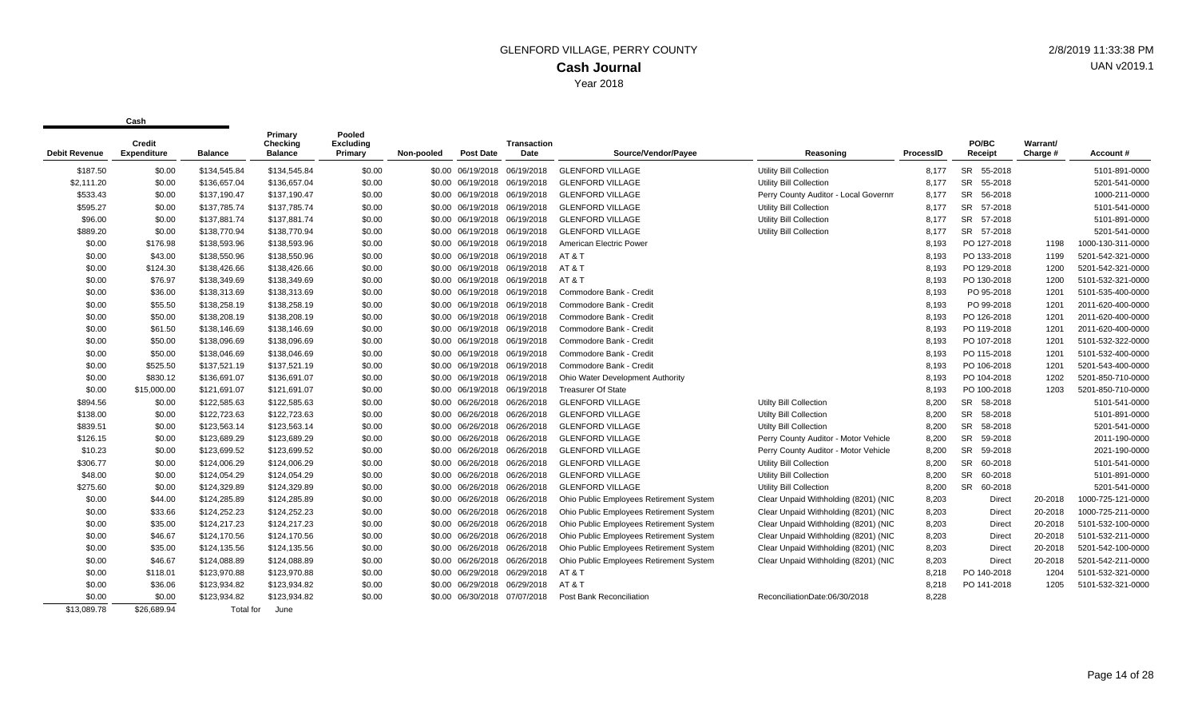# GLENFORD VILLAGE, PERRY COUNTY

## Cash Journal

Year 2018

| Cash | | | | | | | | | | | | | | |
|---|---|---|---|---|---|---|---|---|---|---|---|---|---|---|
| Debit Revenue | Credit Expenditure | Balance | Primary Checking Balance | Pooled Excluding Primary | Non-pooled | Post Date | Transaction Date | Source/Vendor/Payee | Reasoning | ProcessID | PO/BC Receipt | Warrant/ Charge # | Account # |
| $187.50 | $0.00 | $134,545.84 | $134,545.84 | $0.00 | $0.00 | 06/19/2018 | 06/19/2018 | GLENFORD VILLAGE | Utility Bill Collection | 8,177 | SR 55-2018 | | 5101-891-0000 |
| $2,111.20 | $0.00 | $136,657.04 | $136,657.04 | $0.00 | $0.00 | 06/19/2018 | 06/19/2018 | GLENFORD VILLAGE | Utility Bill Collection | 8,177 | SR 55-2018 | | 5201-541-0000 |
| $533.43 | $0.00 | $137,190.47 | $137,190.47 | $0.00 | $0.00 | 06/19/2018 | 06/19/2018 | GLENFORD VILLAGE | Perry County Auditor - Local Governm | 8,177 | SR 56-2018 | | 1000-211-0000 |
| $595.27 | $0.00 | $137,785.74 | $137,785.74 | $0.00 | $0.00 | 06/19/2018 | 06/19/2018 | GLENFORD VILLAGE | Utility Bill Collection | 8,177 | SR 57-2018 | | 5101-541-0000 |
| $96.00 | $0.00 | $137,881.74 | $137,881.74 | $0.00 | $0.00 | 06/19/2018 | 06/19/2018 | GLENFORD VILLAGE | Utility Bill Collection | 8,177 | SR 57-2018 | | 5101-891-0000 |
| $889.20 | $0.00 | $138,770.94 | $138,770.94 | $0.00 | $0.00 | 06/19/2018 | 06/19/2018 | GLENFORD VILLAGE | Utility Bill Collection | 8,177 | SR 57-2018 | | 5201-541-0000 |
| $0.00 | $176.98 | $138,593.96 | $138,593.96 | $0.00 | $0.00 | 06/19/2018 | 06/19/2018 | American Electric Power | | 8,193 | PO 127-2018 | 1198 | 1000-130-311-0000 |
| $0.00 | $43.00 | $138,550.96 | $138,550.96 | $0.00 | $0.00 | 06/19/2018 | 06/19/2018 | AT & T | | 8,193 | PO 133-2018 | 1199 | 5201-542-321-0000 |
| $0.00 | $124.30 | $138,426.66 | $138,426.66 | $0.00 | $0.00 | 06/19/2018 | 06/19/2018 | AT & T | | 8,193 | PO 129-2018 | 1200 | 5201-542-321-0000 |
| $0.00 | $76.97 | $138,349.69 | $138,349.69 | $0.00 | $0.00 | 06/19/2018 | 06/19/2018 | AT & T | | 8,193 | PO 130-2018 | 1200 | 5101-532-321-0000 |
| $0.00 | $36.00 | $138,313.69 | $138,313.69 | $0.00 | $0.00 | 06/19/2018 | 06/19/2018 | Commodore Bank - Credit | | 8,193 | PO 95-2018 | 1201 | 5101-535-400-0000 |
| $0.00 | $55.50 | $138,258.19 | $138,258.19 | $0.00 | $0.00 | 06/19/2018 | 06/19/2018 | Commodore Bank - Credit | | 8,193 | PO 99-2018 | 1201 | 2011-620-400-0000 |
| $0.00 | $50.00 | $138,208.19 | $138,208.19 | $0.00 | $0.00 | 06/19/2018 | 06/19/2018 | Commodore Bank - Credit | | 8,193 | PO 126-2018 | 1201 | 2011-620-400-0000 |
| $0.00 | $61.50 | $138,146.69 | $138,146.69 | $0.00 | $0.00 | 06/19/2018 | 06/19/2018 | Commodore Bank - Credit | | 8,193 | PO 119-2018 | 1201 | 2011-620-400-0000 |
| $0.00 | $50.00 | $138,096.69 | $138,096.69 | $0.00 | $0.00 | 06/19/2018 | 06/19/2018 | Commodore Bank - Credit | | 8,193 | PO 107-2018 | 1201 | 5101-532-322-0000 |
| $0.00 | $50.00 | $138,046.69 | $138,046.69 | $0.00 | $0.00 | 06/19/2018 | 06/19/2018 | Commodore Bank - Credit | | 8,193 | PO 115-2018 | 1201 | 5101-532-400-0000 |
| $0.00 | $525.50 | $137,521.19 | $137,521.19 | $0.00 | $0.00 | 06/19/2018 | 06/19/2018 | Commodore Bank - Credit | | 8,193 | PO 106-2018 | 1201 | 5201-543-400-0000 |
| $0.00 | $830.12 | $136,691.07 | $136,691.07 | $0.00 | $0.00 | 06/19/2018 | 06/19/2018 | Ohio Water Development Authority | | 8,193 | PO 104-2018 | 1202 | 5201-850-710-0000 |
| $0.00 | $15,000.00 | $121,691.07 | $121,691.07 | $0.00 | $0.00 | 06/19/2018 | 06/19/2018 | Treasurer Of State | | 8,193 | PO 100-2018 | 1203 | 5201-850-710-0000 |
| $894.56 | $0.00 | $122,585.63 | $122,585.63 | $0.00 | $0.00 | 06/26/2018 | 06/26/2018 | GLENFORD VILLAGE | Utilty Bill Collection | 8,200 | SR 58-2018 | | 5101-541-0000 |
| $138.00 | $0.00 | $122,723.63 | $122,723.63 | $0.00 | $0.00 | 06/26/2018 | 06/26/2018 | GLENFORD VILLAGE | Utilty Bill Collection | 8,200 | SR 58-2018 | | 5101-891-0000 |
| $839.51 | $0.00 | $123,563.14 | $123,563.14 | $0.00 | $0.00 | 06/26/2018 | 06/26/2018 | GLENFORD VILLAGE | Utilty Bill Collection | 8,200 | SR 58-2018 | | 5201-541-0000 |
| $126.15 | $0.00 | $123,689.29 | $123,689.29 | $0.00 | $0.00 | 06/26/2018 | 06/26/2018 | GLENFORD VILLAGE | Perry County Auditor - Motor Vehicle | 8,200 | SR 59-2018 | | 2011-190-0000 |
| $10.23 | $0.00 | $123,699.52 | $123,699.52 | $0.00 | $0.00 | 06/26/2018 | 06/26/2018 | GLENFORD VILLAGE | Perry County Auditor - Motor Vehicle | 8,200 | SR 59-2018 | | 2021-190-0000 |
| $306.77 | $0.00 | $124,006.29 | $124,006.29 | $0.00 | $0.00 | 06/26/2018 | 06/26/2018 | GLENFORD VILLAGE | Utility Bill Collection | 8,200 | SR 60-2018 | | 5101-541-0000 |
| $48.00 | $0.00 | $124,054.29 | $124,054.29 | $0.00 | $0.00 | 06/26/2018 | 06/26/2018 | GLENFORD VILLAGE | Utility Bill Collection | 8,200 | SR 60-2018 | | 5101-891-0000 |
| $275.60 | $0.00 | $124,329.89 | $124,329.89 | $0.00 | $0.00 | 06/26/2018 | 06/26/2018 | GLENFORD VILLAGE | Utility Bill Collection | 8,200 | SR 60-2018 | | 5201-541-0000 |
| $0.00 | $44.00 | $124,285.89 | $124,285.89 | $0.00 | $0.00 | 06/26/2018 | 06/26/2018 | Ohio Public Employees Retirement System | Clear Unpaid Withholding (8201) (NIC | 8,203 | Direct | 20-2018 | 1000-725-121-0000 |
| $0.00 | $33.66 | $124,252.23 | $124,252.23 | $0.00 | $0.00 | 06/26/2018 | 06/26/2018 | Ohio Public Employees Retirement System | Clear Unpaid Withholding (8201) (NIC | 8,203 | Direct | 20-2018 | 1000-725-211-0000 |
| $0.00 | $35.00 | $124,217.23 | $124,217.23 | $0.00 | $0.00 | 06/26/2018 | 06/26/2018 | Ohio Public Employees Retirement System | Clear Unpaid Withholding (8201) (NIC | 8,203 | Direct | 20-2018 | 5101-532-100-0000 |
| $0.00 | $46.67 | $124,170.56 | $124,170.56 | $0.00 | $0.00 | 06/26/2018 | 06/26/2018 | Ohio Public Employees Retirement System | Clear Unpaid Withholding (8201) (NIC | 8,203 | Direct | 20-2018 | 5101-532-211-0000 |
| $0.00 | $35.00 | $124,135.56 | $124,135.56 | $0.00 | $0.00 | 06/26/2018 | 06/26/2018 | Ohio Public Employees Retirement System | Clear Unpaid Withholding (8201) (NIC | 8,203 | Direct | 20-2018 | 5201-542-100-0000 |
| $0.00 | $46.67 | $124,088.89 | $124,088.89 | $0.00 | $0.00 | 06/26/2018 | 06/26/2018 | Ohio Public Employees Retirement System | Clear Unpaid Withholding (8201) (NIC | 8,203 | Direct | 20-2018 | 5201-542-211-0000 |
| $0.00 | $118.01 | $123,970.88 | $123,970.88 | $0.00 | $0.00 | 06/29/2018 | 06/29/2018 | AT & T | | 8,218 | PO 140-2018 | 1204 | 5101-532-321-0000 |
| $0.00 | $36.06 | $123,934.82 | $123,934.82 | $0.00 | $0.00 | 06/29/2018 | 06/29/2018 | AT & T | | 8,218 | PO 141-2018 | 1205 | 5101-532-321-0000 |
| $0.00 | $0.00 | $123,934.82 | $123,934.82 | $0.00 | $0.00 | 06/30/2018 | 07/07/2018 | Post Bank Reconciliation | ReconciliationDate:06/30/2018 | 8,228 | | | |
| $13,089.78 | $26,689.94 | Total for | June | | | | | | | | | | |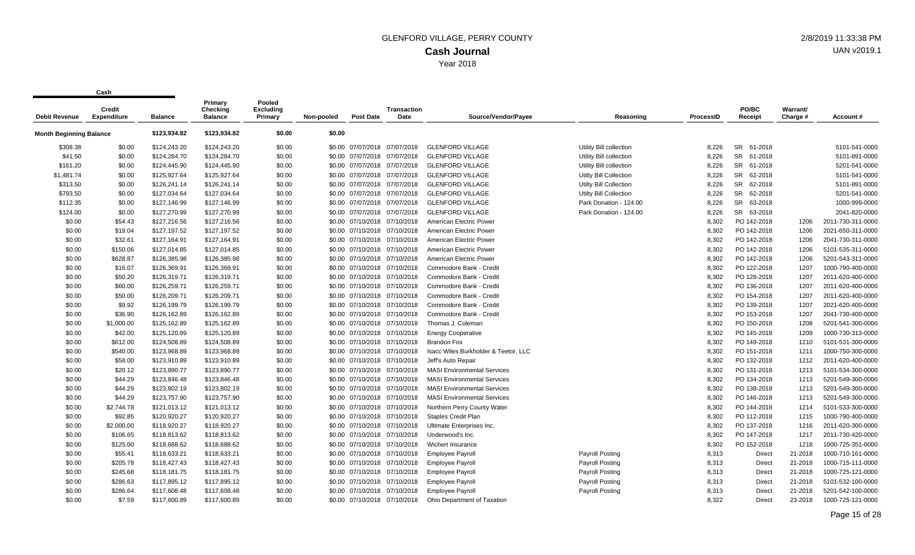# GLENFORD VILLAGE, PERRY COUNTY

## Cash Journal

Year 2018

2/8/2019 11:33:38 PM

UAN v2019.1

| Debit Revenue | Credit Expenditure | Balance | Primary Checking Balance | Pooled Excluding Primary | Non-pooled | Post Date | Transaction Date | Source/Vendor/Payee | Reasoning | ProcessID | PO/BC Receipt | Warrant/ Charge # | Account # |
|---|---|---|---|---|---|---|---|---|---|---|---|---|---|
| **Month Beginning Balance** | | $123,934.82 | $123,934.82 | $0.00 | $0.00 | | | | | | | | |
| $308.38 | $0.00 | $124,243.20 | $124,243.20 | $0.00 | $0.00 | 07/07/2018 | 07/07/2018 | GLENFORD VILLAGE | Utility Bill collection | 8,226 | SR 61-2018 | | 5101-541-0000 |
| $41.50 | $0.00 | $124,284.70 | $124,284.70 | $0.00 | $0.00 | 07/07/2018 | 07/07/2018 | GLENFORD VILLAGE | Utility Bill collection | 8,226 | SR 61-2018 | | 5101-891-0000 |
| $161.20 | $0.00 | $124,445.90 | $124,445.90 | $0.00 | $0.00 | 07/07/2018 | 07/07/2018 | GLENFORD VILLAGE | Utility Bill collection | 8,226 | SR 61-2018 | | 5201-541-0000 |
| $1,481.74 | $0.00 | $125,927.64 | $125,927.64 | $0.00 | $0.00 | 07/07/2018 | 07/07/2018 | GLENFORD VILLAGE | Utilty Bill Collection | 8,226 | SR 62-2018 | | 5101-541-0000 |
| $313.50 | $0.00 | $126,241.14 | $126,241.14 | $0.00 | $0.00 | 07/07/2018 | 07/07/2018 | GLENFORD VILLAGE | Utilty Bill Collection | 8,226 | SR 62-2018 | | 5101-891-0000 |
| $793.50 | $0.00 | $127,034.64 | $127,034.64 | $0.00 | $0.00 | 07/07/2018 | 07/07/2018 | GLENFORD VILLAGE | Utilty Bill Collection | 8,226 | SR 62-2018 | | 5201-541-0000 |
| $112.35 | $0.00 | $127,146.99 | $127,146.99 | $0.00 | $0.00 | 07/07/2018 | 07/07/2018 | GLENFORD VILLAGE | Park Donation - 124.00 | 8,226 | SR 63-2018 | | 1000-999-0000 |
| $124.00 | $0.00 | $127,270.99 | $127,270.99 | $0.00 | $0.00 | 07/07/2018 | 07/07/2018 | GLENFORD VILLAGE | Park Donation - 124.00 | 8,226 | SR 63-2018 | | 2041-820-0000 |
| $0.00 | $54.43 | $127,216.56 | $127,216.56 | $0.00 | $0.00 | 07/10/2018 | 07/10/2018 | American Electric Power | | 8,302 | PO 142-2018 | 1206 | 2011-730-311-0000 |
| $0.00 | $19.04 | $127,197.52 | $127,197.52 | $0.00 | $0.00 | 07/10/2018 | 07/10/2018 | American Electric Power | | 8,302 | PO 142-2018 | 1206 | 2021-650-311-0000 |
| $0.00 | $32.61 | $127,164.91 | $127,164.91 | $0.00 | $0.00 | 07/10/2018 | 07/10/2018 | American Electric Power | | 8,302 | PO 142-2018 | 1206 | 2041-730-311-0000 |
| $0.00 | $150.06 | $127,014.85 | $127,014.85 | $0.00 | $0.00 | 07/10/2018 | 07/10/2018 | American Electric Power | | 8,302 | PO 142-2018 | 1206 | 5101-535-311-0000 |
| $0.00 | $628.87 | $126,385.98 | $126,385.98 | $0.00 | $0.00 | 07/10/2018 | 07/10/2018 | American Electric Power | | 8,302 | PO 142-2018 | 1206 | 5201-543-311-0000 |
| $0.00 | $16.07 | $126,369.91 | $126,369.91 | $0.00 | $0.00 | 07/10/2018 | 07/10/2018 | Commodore Bank - Credit | | 8,302 | PO 122-2018 | 1207 | 1000-790-400-0000 |
| $0.00 | $50.20 | $126,319.71 | $126,319.71 | $0.00 | $0.00 | 07/10/2018 | 07/10/2018 | Commodore Bank - Credit | | 8,302 | PO 128-2018 | 1207 | 2011-620-400-0000 |
| $0.00 | $60.00 | $126,259.71 | $126,259.71 | $0.00 | $0.00 | 07/10/2018 | 07/10/2018 | Commodore Bank - Credit | | 8,302 | PO 136-2018 | 1207 | 2011-620-400-0000 |
| $0.00 | $50.00 | $126,209.71 | $126,209.71 | $0.00 | $0.00 | 07/10/2018 | 07/10/2018 | Commodore Bank - Credit | | 8,302 | PO 154-2018 | 1207 | 2011-620-400-0000 |
| $0.00 | $9.92 | $126,199.79 | $126,199.79 | $0.00 | $0.00 | 07/10/2018 | 07/10/2018 | Commodore Bank - Credit | | 8,302 | PO 139-2018 | 1207 | 2021-620-400-0000 |
| $0.00 | $36.90 | $126,162.89 | $126,162.89 | $0.00 | $0.00 | 07/10/2018 | 07/10/2018 | Commodore Bank - Credit | | 8,302 | PO 153-2018 | 1207 | 2041-730-400-0000 |
| $0.00 | $1,000.00 | $125,162.89 | $125,162.89 | $0.00 | $0.00 | 07/10/2018 | 07/10/2018 | Thomas J. Coleman | | 8,302 | PO 150-2018 | 1208 | 5201-541-300-0000 |
| $0.00 | $42.00 | $125,120.89 | $125,120.89 | $0.00 | $0.00 | 07/10/2018 | 07/10/2018 | Energy Cooperative | | 8,302 | PO 145-2018 | 1209 | 1000-730-313-0000 |
| $0.00 | $612.00 | $124,508.89 | $124,508.89 | $0.00 | $0.00 | 07/10/2018 | 07/10/2018 | Brandon Fox | | 8,302 | PO 149-2018 | 1210 | 5101-531-300-0000 |
| $0.00 | $540.00 | $123,968.89 | $123,968.89 | $0.00 | $0.00 | 07/10/2018 | 07/10/2018 | Isacc Wiles Burkholder & Teetor, LLC | | 8,302 | PO 151-2018 | 1211 | 1000-750-300-0000 |
| $0.00 | $58.00 | $123,910.89 | $123,910.89 | $0.00 | $0.00 | 07/10/2018 | 07/10/2018 | Jeff's Auto Repair | | 8,302 | PO 132-2018 | 1212 | 2011-620-400-0000 |
| $0.00 | $20.12 | $123,890.77 | $123,890.77 | $0.00 | $0.00 | 07/10/2018 | 07/10/2018 | MASI Environmental Services | | 8,302 | PO 131-2018 | 1213 | 5101-534-300-0000 |
| $0.00 | $44.29 | $123,846.48 | $123,846.48 | $0.00 | $0.00 | 07/10/2018 | 07/10/2018 | MASI Environmental Services | | 8,302 | PO 134-2018 | 1213 | 5201-549-300-0000 |
| $0.00 | $44.29 | $123,802.19 | $123,802.19 | $0.00 | $0.00 | 07/10/2018 | 07/10/2018 | MASI Environmental Services | | 8,302 | PO 138-2018 | 1213 | 5201-549-300-0000 |
| $0.00 | $44.29 | $123,757.90 | $123,757.90 | $0.00 | $0.00 | 07/10/2018 | 07/10/2018 | MASI Environmental Services | | 8,302 | PO 146-2018 | 1213 | 5201-549-300-0000 |
| $0.00 | $2,744.78 | $121,013.12 | $121,013.12 | $0.00 | $0.00 | 07/10/2018 | 07/10/2018 | Northern Perry County Water | | 8,302 | PO 144-2018 | 1214 | 5101-533-300-0000 |
| $0.00 | $92.85 | $120,920.27 | $120,920.27 | $0.00 | $0.00 | 07/10/2018 | 07/10/2018 | Staples Credit Plan | | 8,302 | PO 112-2018 | 1215 | 1000-790-400-0000 |
| $0.00 | $2,000.00 | $118,920.27 | $118,920.27 | $0.00 | $0.00 | 07/10/2018 | 07/10/2018 | Ultimate Enterprises Inc. | | 8,302 | PO 137-2018 | 1216 | 2011-620-300-0000 |
| $0.00 | $106.65 | $118,813.62 | $118,813.62 | $0.00 | $0.00 | 07/10/2018 | 07/10/2018 | Underwood's Inc. | | 8,302 | PO 147-2018 | 1217 | 2011-730-420-0000 |
| $0.00 | $125.00 | $118,688.62 | $118,688.62 | $0.00 | $0.00 | 07/10/2018 | 07/10/2018 | Wichert Insurance | | 8,302 | PO 152-2018 | 1218 | 1000-725-351-0000 |
| $0.00 | $55.41 | $118,633.21 | $118,633.21 | $0.00 | $0.00 | 07/10/2018 | 07/10/2018 | Employee Payroll | Payroll Posting | 8,313 | Direct | 21-2018 | 1000-710-161-0000 |
| $0.00 | $205.78 | $118,427.43 | $118,427.43 | $0.00 | $0.00 | 07/10/2018 | 07/10/2018 | Employee Payroll | Payroll Posting | 8,313 | Direct | 21-2018 | 1000-715-111-0000 |
| $0.00 | $245.68 | $118,181.75 | $118,181.75 | $0.00 | $0.00 | 07/10/2018 | 07/10/2018 | Employee Payroll | Payroll Posting | 8,313 | Direct | 21-2018 | 1000-725-121-0000 |
| $0.00 | $286.63 | $117,895.12 | $117,895.12 | $0.00 | $0.00 | 07/10/2018 | 07/10/2018 | Employee Payroll | Payroll Posting | 8,313 | Direct | 21-2018 | 5101-532-100-0000 |
| $0.00 | $286.64 | $117,608.48 | $117,608.48 | $0.00 | $0.00 | 07/10/2018 | 07/10/2018 | Employee Payroll | Payroll Posting | 8,313 | Direct | 21-2018 | 5201-542-100-0000 |
| $0.00 | $7.59 | $117,600.89 | $117,600.89 | $0.00 | $0.00 | 07/10/2018 | 07/10/2018 | Ohio Department of Taxation | | 8,322 | Direct | 23-2018 | 1000-725-121-0000 |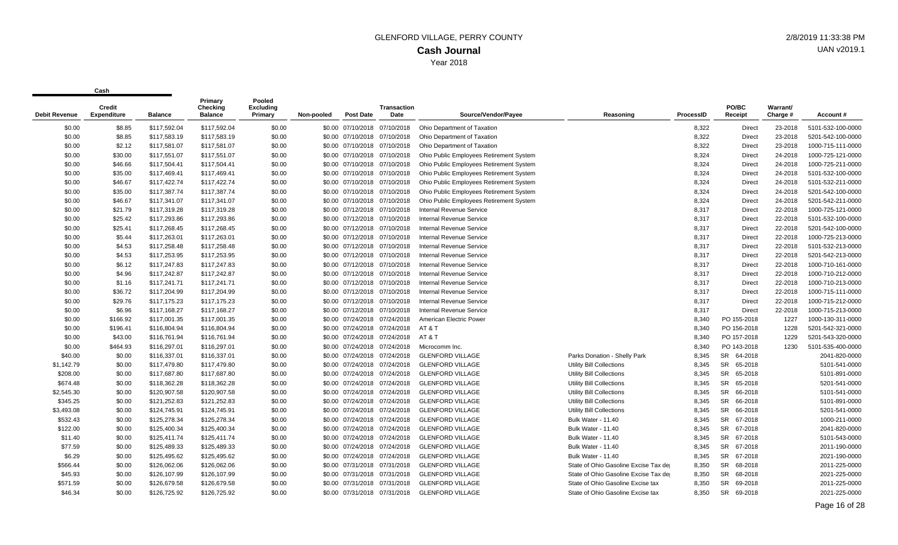# GLENFORD VILLAGE, PERRY COUNTY

## Cash Journal

Year 2018

| Cash | | | | | | | | | | | | | | |
|---|---|---|---|---|---|---|---|---|---|---|---|---|---|---|
| Debit Revenue | Credit Expenditure | Balance | Primary Checking Balance | Pooled Excluding Primary | Non-pooled | Post Date | Transaction Date | Source/Vendor/Payee | Reasoning | ProcessID | PO/BC Receipt | Warrant/ Charge # | Account # |
| $0.00 | $8.85 | $117,592.04 | $117,592.04 | $0.00 | $0.00 | 07/10/2018 | 07/10/2018 | Ohio Department of Taxation | | 8,322 | Direct | 23-2018 | 5101-532-100-0000 |
| $0.00 | $8.85 | $117,583.19 | $117,583.19 | $0.00 | $0.00 | 07/10/2018 | 07/10/2018 | Ohio Department of Taxation | | 8,322 | Direct | 23-2018 | 5201-542-100-0000 |
| $0.00 | $2.12 | $117,581.07 | $117,581.07 | $0.00 | $0.00 | 07/10/2018 | 07/10/2018 | Ohio Department of Taxation | | 8,322 | Direct | 23-2018 | 1000-715-111-0000 |
| $0.00 | $30.00 | $117,551.07 | $117,551.07 | $0.00 | $0.00 | 07/10/2018 | 07/10/2018 | Ohio Public Employees Retirement System | | 8,324 | Direct | 24-2018 | 1000-725-121-0000 |
| $0.00 | $46.66 | $117,504.41 | $117,504.41 | $0.00 | $0.00 | 07/10/2018 | 07/10/2018 | Ohio Public Employees Retirement System | | 8,324 | Direct | 24-2018 | 1000-725-211-0000 |
| $0.00 | $35.00 | $117,469.41 | $117,469.41 | $0.00 | $0.00 | 07/10/2018 | 07/10/2018 | Ohio Public Employees Retirement System | | 8,324 | Direct | 24-2018 | 5101-532-100-0000 |
| $0.00 | $46.67 | $117,422.74 | $117,422.74 | $0.00 | $0.00 | 07/10/2018 | 07/10/2018 | Ohio Public Employees Retirement System | | 8,324 | Direct | 24-2018 | 5101-532-211-0000 |
| $0.00 | $35.00 | $117,387.74 | $117,387.74 | $0.00 | $0.00 | 07/10/2018 | 07/10/2018 | Ohio Public Employees Retirement System | | 8,324 | Direct | 24-2018 | 5201-542-100-0000 |
| $0.00 | $46.67 | $117,341.07 | $117,341.07 | $0.00 | $0.00 | 07/10/2018 | 07/10/2018 | Ohio Public Employees Retirement System | | 8,324 | Direct | 24-2018 | 5201-542-211-0000 |
| $0.00 | $21.79 | $117,319.28 | $117,319.28 | $0.00 | $0.00 | 07/12/2018 | 07/10/2018 | Internal Revenue Service | | 8,317 | Direct | 22-2018 | 1000-725-121-0000 |
| $0.00 | $25.42 | $117,293.86 | $117,293.86 | $0.00 | $0.00 | 07/12/2018 | 07/10/2018 | Internal Revenue Service | | 8,317 | Direct | 22-2018 | 5101-532-100-0000 |
| $0.00 | $25.41 | $117,268.45 | $117,268.45 | $0.00 | $0.00 | 07/12/2018 | 07/10/2018 | Internal Revenue Service | | 8,317 | Direct | 22-2018 | 5201-542-100-0000 |
| $0.00 | $5.44 | $117,263.01 | $117,263.01 | $0.00 | $0.00 | 07/12/2018 | 07/10/2018 | Internal Revenue Service | | 8,317 | Direct | 22-2018 | 1000-725-213-0000 |
| $0.00 | $4.53 | $117,258.48 | $117,258.48 | $0.00 | $0.00 | 07/12/2018 | 07/10/2018 | Internal Revenue Service | | 8,317 | Direct | 22-2018 | 5101-532-213-0000 |
| $0.00 | $4.53 | $117,253.95 | $117,253.95 | $0.00 | $0.00 | 07/12/2018 | 07/10/2018 | Internal Revenue Service | | 8,317 | Direct | 22-2018 | 5201-542-213-0000 |
| $0.00 | $6.12 | $117,247.83 | $117,247.83 | $0.00 | $0.00 | 07/12/2018 | 07/10/2018 | Internal Revenue Service | | 8,317 | Direct | 22-2018 | 1000-710-161-0000 |
| $0.00 | $4.96 | $117,242.87 | $117,242.87 | $0.00 | $0.00 | 07/12/2018 | 07/10/2018 | Internal Revenue Service | | 8,317 | Direct | 22-2018 | 1000-710-212-0000 |
| $0.00 | $1.16 | $117,241.71 | $117,241.71 | $0.00 | $0.00 | 07/12/2018 | 07/10/2018 | Internal Revenue Service | | 8,317 | Direct | 22-2018 | 1000-710-213-0000 |
| $0.00 | $36.72 | $117,204.99 | $117,204.99 | $0.00 | $0.00 | 07/12/2018 | 07/10/2018 | Internal Revenue Service | | 8,317 | Direct | 22-2018 | 1000-715-111-0000 |
| $0.00 | $29.76 | $117,175.23 | $117,175.23 | $0.00 | $0.00 | 07/12/2018 | 07/10/2018 | Internal Revenue Service | | 8,317 | Direct | 22-2018 | 1000-715-212-0000 |
| $0.00 | $6.96 | $117,168.27 | $117,168.27 | $0.00 | $0.00 | 07/12/2018 | 07/10/2018 | Internal Revenue Service | | 8,317 | Direct | 22-2018 | 1000-715-213-0000 |
| $0.00 | $166.92 | $117,001.35 | $117,001.35 | $0.00 | $0.00 | 07/24/2018 | 07/24/2018 | American Electric Power | | 8,340 | PO 155-2018 | 1227 | 1000-130-311-0000 |
| $0.00 | $196.41 | $116,804.94 | $116,804.94 | $0.00 | $0.00 | 07/24/2018 | 07/24/2018 | AT & T | | 8,340 | PO 156-2018 | 1228 | 5201-542-321-0000 |
| $0.00 | $43.00 | $116,761.94 | $116,761.94 | $0.00 | $0.00 | 07/24/2018 | 07/24/2018 | AT & T | | 8,340 | PO 157-2018 | 1229 | 5201-543-320-0000 |
| $0.00 | $464.93 | $116,297.01 | $116,297.01 | $0.00 | $0.00 | 07/24/2018 | 07/24/2018 | Microcomm Inc. | | 8,340 | PO 143-2018 | 1230 | 5101-535-400-0000 |
| $40.00 | $0.00 | $116,337.01 | $116,337.01 | $0.00 | $0.00 | 07/24/2018 | 07/24/2018 | GLENFORD VILLAGE | Parks Donation - Shelly Park | 8,345 | SR 64-2018 | | 2041-820-0000 |
| $1,142.79 | $0.00 | $117,479.80 | $117,479.80 | $0.00 | $0.00 | 07/24/2018 | 07/24/2018 | GLENFORD VILLAGE | Utility Bill Collections | 8,345 | SR 65-2018 | | 5101-541-0000 |
| $208.00 | $0.00 | $117,687.80 | $117,687.80 | $0.00 | $0.00 | 07/24/2018 | 07/24/2018 | GLENFORD VILLAGE | Utility Bill Collections | 8,345 | SR 65-2018 | | 5101-891-0000 |
| $674.48 | $0.00 | $118,362.28 | $118,362.28 | $0.00 | $0.00 | 07/24/2018 | 07/24/2018 | GLENFORD VILLAGE | Utility Bill Collections | 8,345 | SR 65-2018 | | 5201-541-0000 |
| $2,545.30 | $0.00 | $120,907.58 | $120,907.58 | $0.00 | $0.00 | 07/24/2018 | 07/24/2018 | GLENFORD VILLAGE | Utility Bill Collections | 8,345 | SR 66-2018 | | 5101-541-0000 |
| $345.25 | $0.00 | $121,252.83 | $121,252.83 | $0.00 | $0.00 | 07/24/2018 | 07/24/2018 | GLENFORD VILLAGE | Utility Bill Collections | 8,345 | SR 66-2018 | | 5101-891-0000 |
| $3,493.08 | $0.00 | $124,745.91 | $124,745.91 | $0.00 | $0.00 | 07/24/2018 | 07/24/2018 | GLENFORD VILLAGE | Utility Bill Collections | 8,345 | SR 66-2018 | | 5201-541-0000 |
| $532.43 | $0.00 | $125,278.34 | $125,278.34 | $0.00 | $0.00 | 07/24/2018 | 07/24/2018 | GLENFORD VILLAGE | Bulk Water - 11.40 | 8,345 | SR 67-2018 | | 1000-211-0000 |
| $122.00 | $0.00 | $125,400.34 | $125,400.34 | $0.00 | $0.00 | 07/24/2018 | 07/24/2018 | GLENFORD VILLAGE | Bulk Water - 11.40 | 8,345 | SR 67-2018 | | 2041-820-0000 |
| $11.40 | $0.00 | $125,411.74 | $125,411.74 | $0.00 | $0.00 | 07/24/2018 | 07/24/2018 | GLENFORD VILLAGE | Bulk Water - 11.40 | 8,345 | SR 67-2018 | | 5101-543-0000 |
| $77.59 | $0.00 | $125,489.33 | $125,489.33 | $0.00 | $0.00 | 07/24/2018 | 07/24/2018 | GLENFORD VILLAGE | Bulk Water - 11.40 | 8,345 | SR 67-2018 | | 2011-190-0000 |
| $6.29 | $0.00 | $125,495.62 | $125,495.62 | $0.00 | $0.00 | 07/24/2018 | 07/24/2018 | GLENFORD VILLAGE | Bulk Water - 11.40 | 8,345 | SR 67-2018 | | 2021-190-0000 |
| $566.44 | $0.00 | $126,062.06 | $126,062.06 | $0.00 | $0.00 | 07/31/2018 | 07/31/2018 | GLENFORD VILLAGE | State of Ohio Gasoline Excise Tax de | 8,350 | SR 68-2018 | | 2011-225-0000 |
| $45.93 | $0.00 | $126,107.99 | $126,107.99 | $0.00 | $0.00 | 07/31/2018 | 07/31/2018 | GLENFORD VILLAGE | State of Ohio Gasoline Excise Tax de | 8,350 | SR 68-2018 | | 2021-225-0000 |
| $571.59 | $0.00 | $126,679.58 | $126,679.58 | $0.00 | $0.00 | 07/31/2018 | 07/31/2018 | GLENFORD VILLAGE | State of Ohio Gasoline Excise tax | 8,350 | SR 69-2018 | | 2011-225-0000 |
| $46.34 | $0.00 | $126,725.92 | $126,725.92 | $0.00 | $0.00 | 07/31/2018 | 07/31/2018 | GLENFORD VILLAGE | State of Ohio Gasoline Excise tax | 8,350 | SR 69-2018 | | 2021-225-0000 |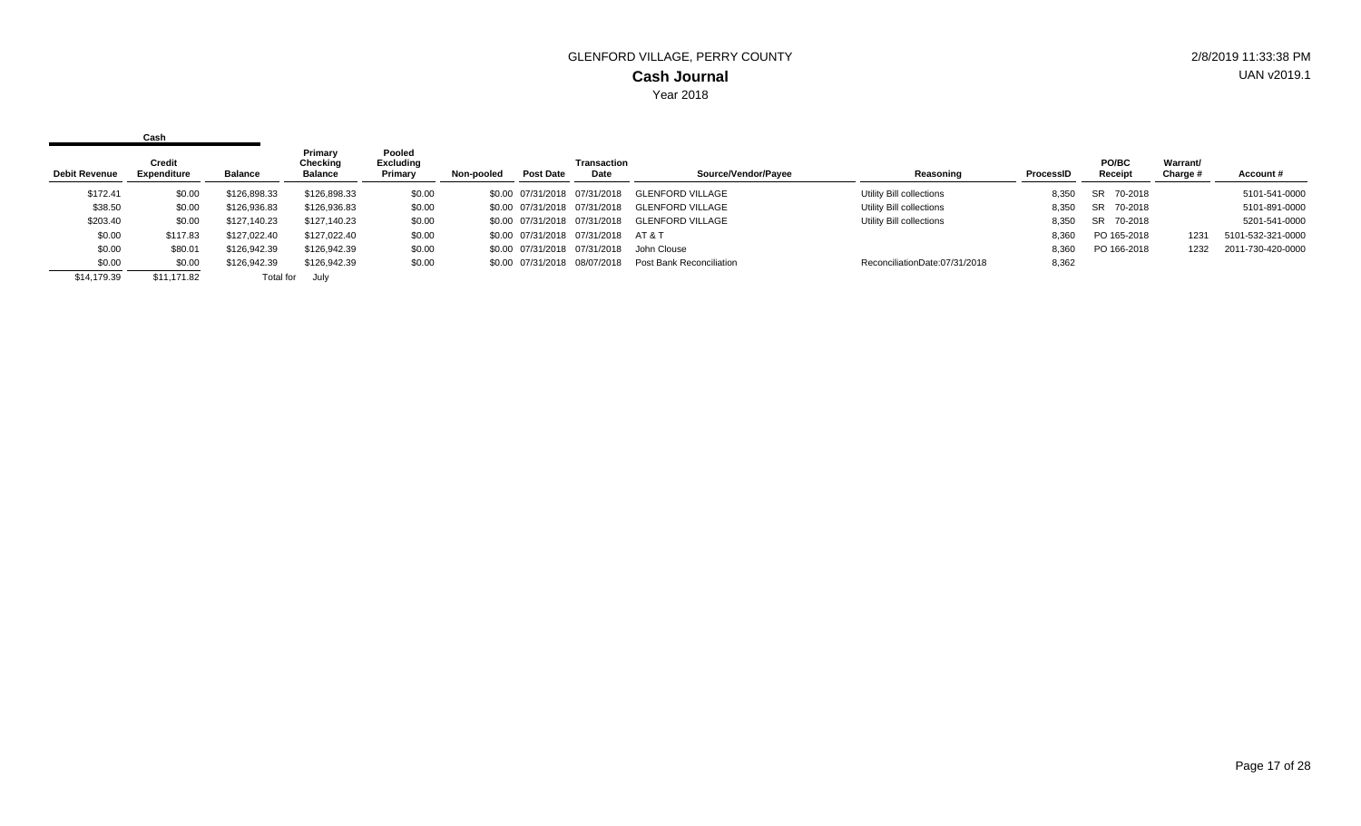GLENFORD VILLAGE, PERRY COUNTY

**Cash Journal**

Year 2018

2/8/2019 11:33:38 PM

UAN v2019.1

| Cash | | | | | | | | | | | | | | |
|---|---|---|---|---|---|---|---|---|---|---|---|---|---|---|
| Debit Revenue | Credit Expenditure | Balance | Primary Checking Balance | Pooled Excluding Primary | Non-pooled | Post Date | Transaction Date | Source/Vendor/Payee | Reasoning | ProcessID | PO/BC Receipt | Warrant/ Charge # | Account # |
| $172.41 | $0.00 | $126,898.33 | $126,898.33 | $0.00 | $0.00 | 07/31/2018 | 07/31/2018 | GLENFORD VILLAGE | Utility Bill collections | 8,350 | SR 70-2018 | | 5101-541-0000 |
| $38.50 | $0.00 | $126,936.83 | $126,936.83 | $0.00 | $0.00 | 07/31/2018 | 07/31/2018 | GLENFORD VILLAGE | Utility Bill collections | 8,350 | SR 70-2018 | | 5101-891-0000 |
| $203.40 | $0.00 | $127,140.23 | $127,140.23 | $0.00 | $0.00 | 07/31/2018 | 07/31/2018 | GLENFORD VILLAGE | Utility Bill collections | 8,350 | SR 70-2018 | | 5201-541-0000 |
| $0.00 | $117.83 | $127,022.40 | $127,022.40 | $0.00 | $0.00 | 07/31/2018 | 07/31/2018 | AT & T | | 8,360 | PO 165-2018 | 1231 | 5101-532-321-0000 |
| $0.00 | $80.01 | $126,942.39 | $126,942.39 | $0.00 | $0.00 | 07/31/2018 | 07/31/2018 | John Clouse | | 8,360 | PO 166-2018 | 1232 | 2011-730-420-0000 |
| $0.00 | $0.00 | $126,942.39 | $126,942.39 | $0.00 | $0.00 | 07/31/2018 | 08/07/2018 | Post Bank Reconciliation | ReconciliationDate:07/31/2018 | 8,362 | | | |
| $14,179.39 | $11,171.82 | Total for | July | | | | | | | | | | |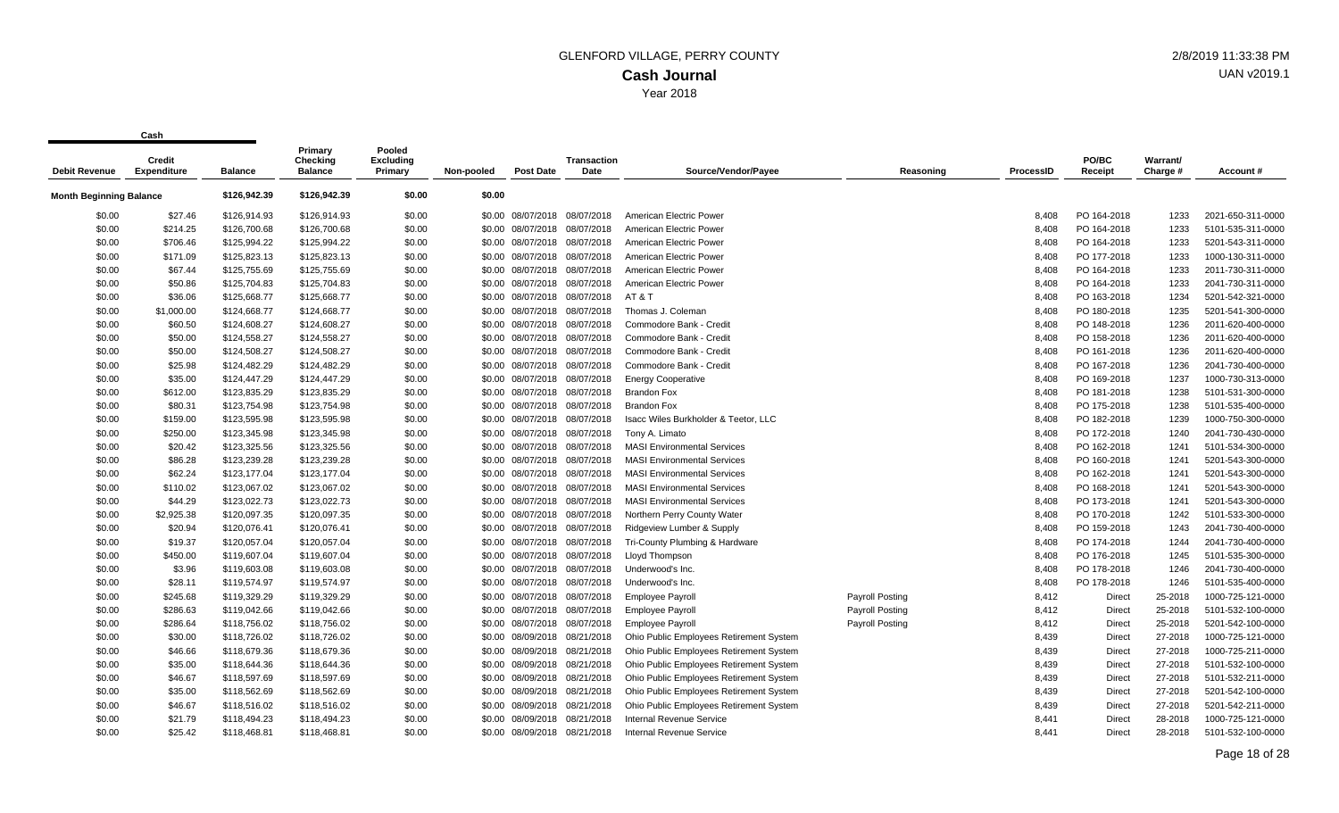# GLENFORD VILLAGE, PERRY COUNTY

## Cash Journal

Year 2018

2/8/2019 11:33:38 PM
UAN v2019.1

| Cash | | | | | | | | | | | | | | |
|---|---|---|---|---|---|---|---|---|---|---|---|---|---|---|
| Debit Revenue | Credit Expenditure | Balance | Primary Checking Balance | Pooled Excluding Primary | Non-pooled | Post Date | Transaction Date | Source/Vendor/Payee | Reasoning | ProcessID | PO/BC Receipt | Warrant/ Charge # | Account # |
| Month Beginning Balance | | $126,942.39 | $126,942.39 | $0.00 | $0.00 | | | | | | | | |
| $0.00 | $27.46 | $126,914.93 | $126,914.93 | $0.00 | $0.00 | 08/07/2018 | 08/07/2018 | American Electric Power | | 8,408 | PO 164-2018 | 1233 | 2021-650-311-0000 |
| $0.00 | $214.25 | $126,700.68 | $126,700.68 | $0.00 | $0.00 | 08/07/2018 | 08/07/2018 | American Electric Power | | 8,408 | PO 164-2018 | 1233 | 5101-535-311-0000 |
| $0.00 | $706.46 | $125,994.22 | $125,994.22 | $0.00 | $0.00 | 08/07/2018 | 08/07/2018 | American Electric Power | | 8,408 | PO 164-2018 | 1233 | 5201-543-311-0000 |
| $0.00 | $171.09 | $125,823.13 | $125,823.13 | $0.00 | $0.00 | 08/07/2018 | 08/07/2018 | American Electric Power | | 8,408 | PO 177-2018 | 1233 | 1000-130-311-0000 |
| $0.00 | $67.44 | $125,755.69 | $125,755.69 | $0.00 | $0.00 | 08/07/2018 | 08/07/2018 | American Electric Power | | 8,408 | PO 164-2018 | 1233 | 2011-730-311-0000 |
| $0.00 | $50.86 | $125,704.83 | $125,704.83 | $0.00 | $0.00 | 08/07/2018 | 08/07/2018 | American Electric Power | | 8,408 | PO 164-2018 | 1233 | 2041-730-311-0000 |
| $0.00 | $36.06 | $125,668.77 | $125,668.77 | $0.00 | $0.00 | 08/07/2018 | 08/07/2018 | AT & T | | 8,408 | PO 163-2018 | 1234 | 5201-542-321-0000 |
| $0.00 | $1,000.00 | $124,668.77 | $124,668.77 | $0.00 | $0.00 | 08/07/2018 | 08/07/2018 | Thomas J. Coleman | | 8,408 | PO 180-2018 | 1235 | 5201-541-300-0000 |
| $0.00 | $60.50 | $124,608.27 | $124,608.27 | $0.00 | $0.00 | 08/07/2018 | 08/07/2018 | Commodore Bank - Credit | | 8,408 | PO 148-2018 | 1236 | 2011-620-400-0000 |
| $0.00 | $50.00 | $124,558.27 | $124,558.27 | $0.00 | $0.00 | 08/07/2018 | 08/07/2018 | Commodore Bank - Credit | | 8,408 | PO 158-2018 | 1236 | 2011-620-400-0000 |
| $0.00 | $50.00 | $124,508.27 | $124,508.27 | $0.00 | $0.00 | 08/07/2018 | 08/07/2018 | Commodore Bank - Credit | | 8,408 | PO 161-2018 | 1236 | 2011-620-400-0000 |
| $0.00 | $25.98 | $124,482.29 | $124,482.29 | $0.00 | $0.00 | 08/07/2018 | 08/07/2018 | Commodore Bank - Credit | | 8,408 | PO 167-2018 | 1236 | 2041-730-400-0000 |
| $0.00 | $35.00 | $124,447.29 | $124,447.29 | $0.00 | $0.00 | 08/07/2018 | 08/07/2018 | Energy Cooperative | | 8,408 | PO 169-2018 | 1237 | 1000-730-313-0000 |
| $0.00 | $612.00 | $123,835.29 | $123,835.29 | $0.00 | $0.00 | 08/07/2018 | 08/07/2018 | Brandon Fox | | 8,408 | PO 181-2018 | 1238 | 5101-531-300-0000 |
| $0.00 | $80.31 | $123,754.98 | $123,754.98 | $0.00 | $0.00 | 08/07/2018 | 08/07/2018 | Brandon Fox | | 8,408 | PO 175-2018 | 1238 | 5101-535-400-0000 |
| $0.00 | $159.00 | $123,595.98 | $123,595.98 | $0.00 | $0.00 | 08/07/2018 | 08/07/2018 | Isacc Wiles Burkholder & Teetor, LLC | | 8,408 | PO 182-2018 | 1239 | 1000-750-300-0000 |
| $0.00 | $250.00 | $123,345.98 | $123,345.98 | $0.00 | $0.00 | 08/07/2018 | 08/07/2018 | Tony A. Limato | | 8,408 | PO 172-2018 | 1240 | 2041-730-430-0000 |
| $0.00 | $20.42 | $123,325.56 | $123,325.56 | $0.00 | $0.00 | 08/07/2018 | 08/07/2018 | MASI Environmental Services | | 8,408 | PO 162-2018 | 1241 | 5101-534-300-0000 |
| $0.00 | $86.28 | $123,239.28 | $123,239.28 | $0.00 | $0.00 | 08/07/2018 | 08/07/2018 | MASI Environmental Services | | 8,408 | PO 160-2018 | 1241 | 5201-543-300-0000 |
| $0.00 | $62.24 | $123,177.04 | $123,177.04 | $0.00 | $0.00 | 08/07/2018 | 08/07/2018 | MASI Environmental Services | | 8,408 | PO 162-2018 | 1241 | 5201-543-300-0000 |
| $0.00 | $110.02 | $123,067.02 | $123,067.02 | $0.00 | $0.00 | 08/07/2018 | 08/07/2018 | MASI Environmental Services | | 8,408 | PO 168-2018 | 1241 | 5201-543-300-0000 |
| $0.00 | $44.29 | $123,022.73 | $123,022.73 | $0.00 | $0.00 | 08/07/2018 | 08/07/2018 | MASI Environmental Services | | 8,408 | PO 173-2018 | 1241 | 5201-543-300-0000 |
| $0.00 | $2,925.38 | $120,097.35 | $120,097.35 | $0.00 | $0.00 | 08/07/2018 | 08/07/2018 | Northern Perry County Water | | 8,408 | PO 170-2018 | 1242 | 5101-533-300-0000 |
| $0.00 | $20.94 | $120,076.41 | $120,076.41 | $0.00 | $0.00 | 08/07/2018 | 08/07/2018 | Ridgeview Lumber & Supply | | 8,408 | PO 159-2018 | 1243 | 2041-730-400-0000 |
| $0.00 | $19.37 | $120,057.04 | $120,057.04 | $0.00 | $0.00 | 08/07/2018 | 08/07/2018 | Tri-County Plumbing & Hardware | | 8,408 | PO 174-2018 | 1244 | 2041-730-400-0000 |
| $0.00 | $450.00 | $119,607.04 | $119,607.04 | $0.00 | $0.00 | 08/07/2018 | 08/07/2018 | Lloyd Thompson | | 8,408 | PO 176-2018 | 1245 | 5101-535-300-0000 |
| $0.00 | $3.96 | $119,603.08 | $119,603.08 | $0.00 | $0.00 | 08/07/2018 | 08/07/2018 | Underwood's Inc. | | 8,408 | PO 178-2018 | 1246 | 2041-730-400-0000 |
| $0.00 | $28.11 | $119,574.97 | $119,574.97 | $0.00 | $0.00 | 08/07/2018 | 08/07/2018 | Underwood's Inc. | | 8,408 | PO 178-2018 | 1246 | 5101-535-400-0000 |
| $0.00 | $245.68 | $119,329.29 | $119,329.29 | $0.00 | $0.00 | 08/07/2018 | 08/07/2018 | Employee Payroll | Payroll Posting | 8,412 | Direct | 25-2018 | 1000-725-121-0000 |
| $0.00 | $286.63 | $119,042.66 | $119,042.66 | $0.00 | $0.00 | 08/07/2018 | 08/07/2018 | Employee Payroll | Payroll Posting | 8,412 | Direct | 25-2018 | 5101-532-100-0000 |
| $0.00 | $286.64 | $118,756.02 | $118,756.02 | $0.00 | $0.00 | 08/07/2018 | 08/07/2018 | Employee Payroll | Payroll Posting | 8,412 | Direct | 25-2018 | 5201-542-100-0000 |
| $0.00 | $30.00 | $118,726.02 | $118,726.02 | $0.00 | $0.00 | 08/09/2018 | 08/21/2018 | Ohio Public Employees Retirement System | | 8,439 | Direct | 27-2018 | 1000-725-121-0000 |
| $0.00 | $46.66 | $118,679.36 | $118,679.36 | $0.00 | $0.00 | 08/09/2018 | 08/21/2018 | Ohio Public Employees Retirement System | | 8,439 | Direct | 27-2018 | 1000-725-211-0000 |
| $0.00 | $35.00 | $118,644.36 | $118,644.36 | $0.00 | $0.00 | 08/09/2018 | 08/21/2018 | Ohio Public Employees Retirement System | | 8,439 | Direct | 27-2018 | 5101-532-100-0000 |
| $0.00 | $46.67 | $118,597.69 | $118,597.69 | $0.00 | $0.00 | 08/09/2018 | 08/21/2018 | Ohio Public Employees Retirement System | | 8,439 | Direct | 27-2018 | 5101-532-211-0000 |
| $0.00 | $35.00 | $118,562.69 | $118,562.69 | $0.00 | $0.00 | 08/09/2018 | 08/21/2018 | Ohio Public Employees Retirement System | | 8,439 | Direct | 27-2018 | 5201-542-100-0000 |
| $0.00 | $46.67 | $118,516.02 | $118,516.02 | $0.00 | $0.00 | 08/09/2018 | 08/21/2018 | Ohio Public Employees Retirement System | | 8,439 | Direct | 27-2018 | 5201-542-211-0000 |
| $0.00 | $21.79 | $118,494.23 | $118,494.23 | $0.00 | $0.00 | 08/09/2018 | 08/21/2018 | Internal Revenue Service | | 8,441 | Direct | 28-2018 | 1000-725-121-0000 |
| $0.00 | $25.42 | $118,468.81 | $118,468.81 | $0.00 | $0.00 | 08/09/2018 | 08/21/2018 | Internal Revenue Service | | 8,441 | Direct | 28-2018 | 5101-532-100-0000 |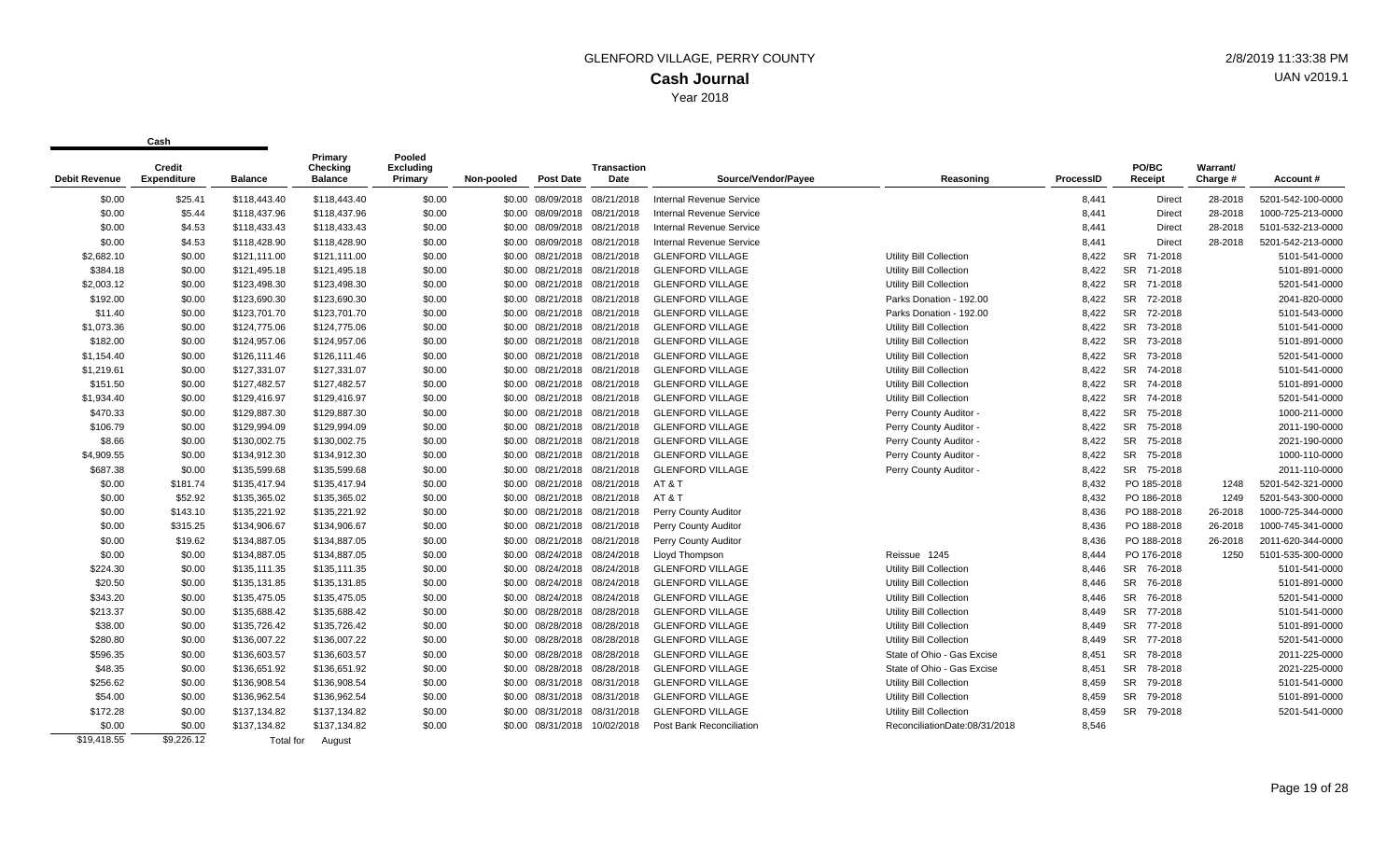# GLENFORD VILLAGE, PERRY COUNTY

## Cash Journal

Year 2018

2/8/2019 11:33:38 PM

UAN v2019.1

| Cash | | | | | | | | | | | | | | |
|---|---|---|---|---|---|---|---|---|---|---|---|---|---|---|
| Debit Revenue | Credit Expenditure | Balance | Primary Checking Balance | Pooled Excluding Primary | Non-pooled | Post Date | Transaction Date | Source/Vendor/Payee | Reasoning | ProcessID | PO/BC Receipt | Warrant/ Charge # | Account # |
| $0.00 | $25.41 | $118,443.40 | $118,443.40 | $0.00 | $0.00 | 08/09/2018 | 08/21/2018 | Internal Revenue Service | | 8,441 | Direct | 28-2018 | 5201-542-100-0000 |
| $0.00 | $5.44 | $118,437.96 | $118,437.96 | $0.00 | $0.00 | 08/09/2018 | 08/21/2018 | Internal Revenue Service | | 8,441 | Direct | 28-2018 | 1000-725-213-0000 |
| $0.00 | $4.53 | $118,433.43 | $118,433.43 | $0.00 | $0.00 | 08/09/2018 | 08/21/2018 | Internal Revenue Service | | 8,441 | Direct | 28-2018 | 5101-532-213-0000 |
| $0.00 | $4.53 | $118,428.90 | $118,428.90 | $0.00 | $0.00 | 08/09/2018 | 08/21/2018 | Internal Revenue Service | | 8,441 | Direct | 28-2018 | 5201-542-213-0000 |
| $2,682.10 | $0.00 | $121,111.00 | $121,111.00 | $0.00 | $0.00 | 08/21/2018 | 08/21/2018 | GLENFORD VILLAGE | Utility Bill Collection | 8,422 | SR 71-2018 | | 5101-541-0000 |
| $384.18 | $0.00 | $121,495.18 | $121,495.18 | $0.00 | $0.00 | 08/21/2018 | 08/21/2018 | GLENFORD VILLAGE | Utility Bill Collection | 8,422 | SR 71-2018 | | 5101-891-0000 |
| $2,003.12 | $0.00 | $123,498.30 | $123,498.30 | $0.00 | $0.00 | 08/21/2018 | 08/21/2018 | GLENFORD VILLAGE | Utility Bill Collection | 8,422 | SR 71-2018 | | 5201-541-0000 |
| $192.00 | $0.00 | $123,690.30 | $123,690.30 | $0.00 | $0.00 | 08/21/2018 | 08/21/2018 | GLENFORD VILLAGE | Parks Donation - 192.00 | 8,422 | SR 72-2018 | | 2041-820-0000 |
| $11.40 | $0.00 | $123,701.70 | $123,701.70 | $0.00 | $0.00 | 08/21/2018 | 08/21/2018 | GLENFORD VILLAGE | Parks Donation - 192.00 | 8,422 | SR 72-2018 | | 5101-543-0000 |
| $1,073.36 | $0.00 | $124,775.06 | $124,775.06 | $0.00 | $0.00 | 08/21/2018 | 08/21/2018 | GLENFORD VILLAGE | Utility Bill Collection | 8,422 | SR 73-2018 | | 5101-541-0000 |
| $182.00 | $0.00 | $124,957.06 | $124,957.06 | $0.00 | $0.00 | 08/21/2018 | 08/21/2018 | GLENFORD VILLAGE | Utility Bill Collection | 8,422 | SR 73-2018 | | 5101-891-0000 |
| $1,154.40 | $0.00 | $126,111.46 | $126,111.46 | $0.00 | $0.00 | 08/21/2018 | 08/21/2018 | GLENFORD VILLAGE | Utility Bill Collection | 8,422 | SR 73-2018 | | 5201-541-0000 |
| $1,219.61 | $0.00 | $127,331.07 | $127,331.07 | $0.00 | $0.00 | 08/21/2018 | 08/21/2018 | GLENFORD VILLAGE | Utility Bill Collection | 8,422 | SR 74-2018 | | 5101-541-0000 |
| $151.50 | $0.00 | $127,482.57 | $127,482.57 | $0.00 | $0.00 | 08/21/2018 | 08/21/2018 | GLENFORD VILLAGE | Utility Bill Collection | 8,422 | SR 74-2018 | | 5101-891-0000 |
| $1,934.40 | $0.00 | $129,416.97 | $129,416.97 | $0.00 | $0.00 | 08/21/2018 | 08/21/2018 | GLENFORD VILLAGE | Utility Bill Collection | 8,422 | SR 74-2018 | | 5201-541-0000 |
| $470.33 | $0.00 | $129,887.30 | $129,887.30 | $0.00 | $0.00 | 08/21/2018 | 08/21/2018 | GLENFORD VILLAGE | Perry County Auditor - | 8,422 | SR 75-2018 | | 1000-211-0000 |
| $106.79 | $0.00 | $129,994.09 | $129,994.09 | $0.00 | $0.00 | 08/21/2018 | 08/21/2018 | GLENFORD VILLAGE | Perry County Auditor - | 8,422 | SR 75-2018 | | 2011-190-0000 |
| $8.66 | $0.00 | $130,002.75 | $130,002.75 | $0.00 | $0.00 | 08/21/2018 | 08/21/2018 | GLENFORD VILLAGE | Perry County Auditor - | 8,422 | SR 75-2018 | | 2021-190-0000 |
| $4,909.55 | $0.00 | $134,912.30 | $134,912.30 | $0.00 | $0.00 | 08/21/2018 | 08/21/2018 | GLENFORD VILLAGE | Perry County Auditor - | 8,422 | SR 75-2018 | | 1000-110-0000 |
| $687.38 | $0.00 | $135,599.68 | $135,599.68 | $0.00 | $0.00 | 08/21/2018 | 08/21/2018 | GLENFORD VILLAGE | Perry County Auditor - | 8,422 | SR 75-2018 | | 2011-110-0000 |
| $0.00 | $181.74 | $135,417.94 | $135,417.94 | $0.00 | $0.00 | 08/21/2018 | 08/21/2018 | AT & T | | 8,432 | PO 185-2018 | 1248 | 5201-542-321-0000 |
| $0.00 | $52.92 | $135,365.02 | $135,365.02 | $0.00 | $0.00 | 08/21/2018 | 08/21/2018 | AT & T | | 8,432 | PO 186-2018 | 1249 | 5201-543-300-0000 |
| $0.00 | $143.10 | $135,221.92 | $135,221.92 | $0.00 | $0.00 | 08/21/2018 | 08/21/2018 | Perry County Auditor | | 8,436 | PO 188-2018 | 26-2018 | 1000-725-344-0000 |
| $0.00 | $315.25 | $134,906.67 | $134,906.67 | $0.00 | $0.00 | 08/21/2018 | 08/21/2018 | Perry County Auditor | | 8,436 | PO 188-2018 | 26-2018 | 1000-745-341-0000 |
| $0.00 | $19.62 | $134,887.05 | $134,887.05 | $0.00 | $0.00 | 08/21/2018 | 08/21/2018 | Perry County Auditor | | 8,436 | PO 188-2018 | 26-2018 | 2011-620-344-0000 |
| $0.00 | $0.00 | $134,887.05 | $134,887.05 | $0.00 | $0.00 | 08/24/2018 | 08/24/2018 | Lloyd Thompson | Reissue 1245 | 8,444 | PO 176-2018 | 1250 | 5101-535-300-0000 |
| $224.30 | $0.00 | $135,111.35 | $135,111.35 | $0.00 | $0.00 | 08/24/2018 | 08/24/2018 | GLENFORD VILLAGE | Utility Bill Collection | 8,446 | SR 76-2018 | | 5101-541-0000 |
| $20.50 | $0.00 | $135,131.85 | $135,131.85 | $0.00 | $0.00 | 08/24/2018 | 08/24/2018 | GLENFORD VILLAGE | Utility Bill Collection | 8,446 | SR 76-2018 | | 5101-891-0000 |
| $343.20 | $0.00 | $135,475.05 | $135,475.05 | $0.00 | $0.00 | 08/24/2018 | 08/24/2018 | GLENFORD VILLAGE | Utility Bill Collection | 8,446 | SR 76-2018 | | 5201-541-0000 |
| $213.37 | $0.00 | $135,688.42 | $135,688.42 | $0.00 | $0.00 | 08/28/2018 | 08/28/2018 | GLENFORD VILLAGE | Utility Bill Collection | 8,449 | SR 77-2018 | | 5101-541-0000 |
| $38.00 | $0.00 | $135,726.42 | $135,726.42 | $0.00 | $0.00 | 08/28/2018 | 08/28/2018 | GLENFORD VILLAGE | Utility Bill Collection | 8,449 | SR 77-2018 | | 5101-891-0000 |
| $280.80 | $0.00 | $136,007.22 | $136,007.22 | $0.00 | $0.00 | 08/28/2018 | 08/28/2018 | GLENFORD VILLAGE | Utility Bill Collection | 8,449 | SR 77-2018 | | 5201-541-0000 |
| $596.35 | $0.00 | $136,603.57 | $136,603.57 | $0.00 | $0.00 | 08/28/2018 | 08/28/2018 | GLENFORD VILLAGE | State of Ohio - Gas Excise | 8,451 | SR 78-2018 | | 2011-225-0000 |
| $48.35 | $0.00 | $136,651.92 | $136,651.92 | $0.00 | $0.00 | 08/28/2018 | 08/28/2018 | GLENFORD VILLAGE | State of Ohio - Gas Excise | 8,451 | SR 78-2018 | | 2021-225-0000 |
| $256.62 | $0.00 | $136,908.54 | $136,908.54 | $0.00 | $0.00 | 08/31/2018 | 08/31/2018 | GLENFORD VILLAGE | Utility Bill Collection | 8,459 | SR 79-2018 | | 5101-541-0000 |
| $54.00 | $0.00 | $136,962.54 | $136,962.54 | $0.00 | $0.00 | 08/31/2018 | 08/31/2018 | GLENFORD VILLAGE | Utility Bill Collection | 8,459 | SR 79-2018 | | 5101-891-0000 |
| $172.28 | $0.00 | $137,134.82 | $137,134.82 | $0.00 | $0.00 | 08/31/2018 | 08/31/2018 | GLENFORD VILLAGE | Utility Bill Collection | 8,459 | SR 79-2018 | | 5201-541-0000 |
| $0.00 | $0.00 | $137,134.82 | $137,134.82 | $0.00 | $0.00 | 08/31/2018 | 10/02/2018 | Post Bank Reconciliation | ReconciliationDate:08/31/2018 | 8,546 | | | |
| $19,418.55 | $9,226.12 | Total for | August | | | | | | | | | | |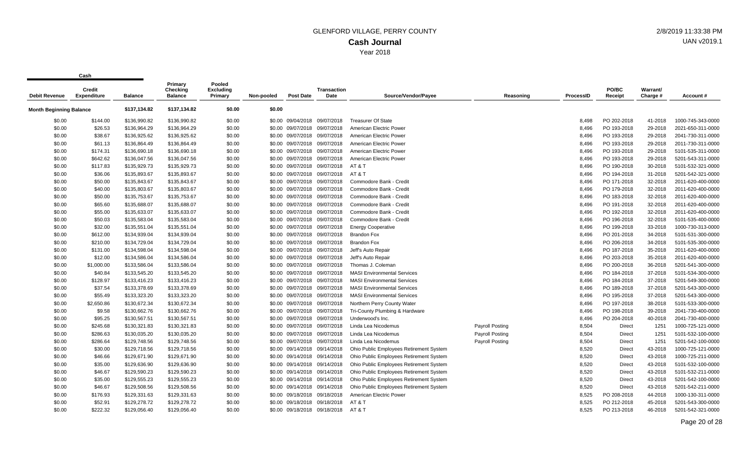# GLENFORD VILLAGE, PERRY COUNTY

## Cash Journal

Year 2018

2/8/2019 11:33:38 PM

UAN v2019.1

| Debit Revenue | Credit Expenditure | Balance | Primary Checking Balance | Pooled Excluding Primary | Non-pooled | Post Date | Transaction Date | Source/Vendor/Payee | Reasoning | ProcessID | PO/BC Receipt | Warrant/ Charge # | Account # |
|---|---|---|---|---|---|---|---|---|---|---|---|---|---|
| **Month Beginning Balance** | | $137,134.82 | $137,134.82 | $0.00 | $0.00 | | | | | | | | |
| $0.00 | $144.00 | $136,990.82 | $136,990.82 | $0.00 | $0.00 | 09/04/2018 | 09/07/2018 | Treasurer Of State | | 8,498 | PO 202-2018 | 41-2018 | 1000-745-343-0000 |
| $0.00 | $26.53 | $136,964.29 | $136,964.29 | $0.00 | $0.00 | 09/07/2018 | 09/07/2018 | American Electric Power | | 8,496 | PO 193-2018 | 29-2018 | 2021-650-311-0000 |
| $0.00 | $38.67 | $136,925.62 | $136,925.62 | $0.00 | $0.00 | 09/07/2018 | 09/07/2018 | American Electric Power | | 8,496 | PO 193-2018 | 29-2018 | 2041-730-311-0000 |
| $0.00 | $61.13 | $136,864.49 | $136,864.49 | $0.00 | $0.00 | 09/07/2018 | 09/07/2018 | American Electric Power | | 8,496 | PO 193-2018 | 29-2018 | 2011-730-311-0000 |
| $0.00 | $174.31 | $136,690.18 | $136,690.18 | $0.00 | $0.00 | 09/07/2018 | 09/07/2018 | American Electric Power | | 8,496 | PO 193-2018 | 29-2018 | 5101-535-311-0000 |
| $0.00 | $642.62 | $136,047.56 | $136,047.56 | $0.00 | $0.00 | 09/07/2018 | 09/07/2018 | American Electric Power | | 8,496 | PO 193-2018 | 29-2018 | 5201-543-311-0000 |
| $0.00 | $117.83 | $135,929.73 | $135,929.73 | $0.00 | $0.00 | 09/07/2018 | 09/07/2018 | AT & T | | 8,496 | PO 190-2018 | 30-2018 | 5101-532-321-0000 |
| $0.00 | $36.06 | $135,893.67 | $135,893.67 | $0.00 | $0.00 | 09/07/2018 | 09/07/2018 | AT & T | | 8,496 | PO 194-2018 | 31-2018 | 5201-542-321-0000 |
| $0.00 | $50.00 | $135,843.67 | $135,843.67 | $0.00 | $0.00 | 09/07/2018 | 09/07/2018 | Commodore Bank - Credit | | 8,496 | PO 171-2018 | 32-2018 | 2011-620-400-0000 |
| $0.00 | $40.00 | $135,803.67 | $135,803.67 | $0.00 | $0.00 | 09/07/2018 | 09/07/2018 | Commodore Bank - Credit | | 8,496 | PO 179-2018 | 32-2018 | 2011-620-400-0000 |
| $0.00 | $50.00 | $135,753.67 | $135,753.67 | $0.00 | $0.00 | 09/07/2018 | 09/07/2018 | Commodore Bank - Credit | | 8,496 | PO 183-2018 | 32-2018 | 2011-620-400-0000 |
| $0.00 | $65.60 | $135,688.07 | $135,688.07 | $0.00 | $0.00 | 09/07/2018 | 09/07/2018 | Commodore Bank - Credit | | 8,496 | PO 191-2018 | 32-2018 | 2011-620-400-0000 |
| $0.00 | $55.00 | $135,633.07 | $135,633.07 | $0.00 | $0.00 | 09/07/2018 | 09/07/2018 | Commodore Bank - Credit | | 8,496 | PO 192-2018 | 32-2018 | 2011-620-400-0000 |
| $0.00 | $50.03 | $135,583.04 | $135,583.04 | $0.00 | $0.00 | 09/07/2018 | 09/07/2018 | Commodore Bank - Credit | | 8,496 | PO 196-2018 | 32-2018 | 5101-535-400-0000 |
| $0.00 | $32.00 | $135,551.04 | $135,551.04 | $0.00 | $0.00 | 09/07/2018 | 09/07/2018 | Energy Cooperative | | 8,496 | PO 199-2018 | 33-2018 | 1000-730-313-0000 |
| $0.00 | $612.00 | $134,939.04 | $134,939.04 | $0.00 | $0.00 | 09/07/2018 | 09/07/2018 | Brandon Fox | | 8,496 | PO 201-2018 | 34-2018 | 5101-531-300-0000 |
| $0.00 | $210.00 | $134,729.04 | $134,729.04 | $0.00 | $0.00 | 09/07/2018 | 09/07/2018 | Brandon Fox | | 8,496 | PO 206-2018 | 34-2018 | 5101-535-300-0000 |
| $0.00 | $131.00 | $134,598.04 | $134,598.04 | $0.00 | $0.00 | 09/07/2018 | 09/07/2018 | Jeff's Auto Repair | | 8,496 | PO 187-2018 | 35-2018 | 2011-620-400-0000 |
| $0.00 | $12.00 | $134,586.04 | $134,586.04 | $0.00 | $0.00 | 09/07/2018 | 09/07/2018 | Jeff's Auto Repair | | 8,496 | PO 203-2018 | 35-2018 | 2011-620-400-0000 |
| $0.00 | $1,000.00 | $133,586.04 | $133,586.04 | $0.00 | $0.00 | 09/07/2018 | 09/07/2018 | Thomas J. Coleman | | 8,496 | PO 200-2018 | 36-2018 | 5201-541-300-0000 |
| $0.00 | $40.84 | $133,545.20 | $133,545.20 | $0.00 | $0.00 | 09/07/2018 | 09/07/2018 | MASI Environmental Services | | 8,496 | PO 184-2018 | 37-2018 | 5101-534-300-0000 |
| $0.00 | $128.97 | $133,416.23 | $133,416.23 | $0.00 | $0.00 | 09/07/2018 | 09/07/2018 | MASI Environmental Services | | 8,496 | PO 184-2018 | 37-2018 | 5201-549-300-0000 |
| $0.00 | $37.54 | $133,378.69 | $133,378.69 | $0.00 | $0.00 | 09/07/2018 | 09/07/2018 | MASI Environmental Services | | 8,496 | PO 189-2018 | 37-2018 | 5201-543-300-0000 |
| $0.00 | $55.49 | $133,323.20 | $133,323.20 | $0.00 | $0.00 | 09/07/2018 | 09/07/2018 | MASI Environmental Services | | 8,496 | PO 195-2018 | 37-2018 | 5201-543-300-0000 |
| $0.00 | $2,650.86 | $130,672.34 | $130,672.34 | $0.00 | $0.00 | 09/07/2018 | 09/07/2018 | Northern Perry County Water | | 8,496 | PO 197-2018 | 38-2018 | 5101-533-300-0000 |
| $0.00 | $9.58 | $130,662.76 | $130,662.76 | $0.00 | $0.00 | 09/07/2018 | 09/07/2018 | Tri-County Plumbing & Hardware | | 8,496 | PO 198-2018 | 39-2018 | 2041-730-400-0000 |
| $0.00 | $95.25 | $130,567.51 | $130,567.51 | $0.00 | $0.00 | 09/07/2018 | 09/07/2018 | Underwood's Inc. | | 8,496 | PO 204-2018 | 40-2018 | 2041-730-400-0000 |
| $0.00 | $245.68 | $130,321.83 | $130,321.83 | $0.00 | $0.00 | 09/07/2018 | 09/07/2018 | Linda Lea Nicodemus | Payroll Posting | 8,504 | Direct | 1251 | 1000-725-121-0000 |
| $0.00 | $286.63 | $130,035.20 | $130,035.20 | $0.00 | $0.00 | 09/07/2018 | 09/07/2018 | Linda Lea Nicodemus | Payroll Posting | 8,504 | Direct | 1251 | 5101-532-100-0000 |
| $0.00 | $286.64 | $129,748.56 | $129,748.56 | $0.00 | $0.00 | 09/07/2018 | 09/07/2018 | Linda Lea Nicodemus | Payroll Posting | 8,504 | Direct | 1251 | 5201-542-100-0000 |
| $0.00 | $30.00 | $129,718.56 | $129,718.56 | $0.00 | $0.00 | 09/14/2018 | 09/14/2018 | Ohio Public Employees Retirement System | | 8,520 | Direct | 43-2018 | 1000-725-121-0000 |
| $0.00 | $46.66 | $129,671.90 | $129,671.90 | $0.00 | $0.00 | 09/14/2018 | 09/14/2018 | Ohio Public Employees Retirement System | | 8,520 | Direct | 43-2018 | 1000-725-211-0000 |
| $0.00 | $35.00 | $129,636.90 | $129,636.90 | $0.00 | $0.00 | 09/14/2018 | 09/14/2018 | Ohio Public Employees Retirement System | | 8,520 | Direct | 43-2018 | 5101-532-100-0000 |
| $0.00 | $46.67 | $129,590.23 | $129,590.23 | $0.00 | $0.00 | 09/14/2018 | 09/14/2018 | Ohio Public Employees Retirement System | | 8,520 | Direct | 43-2018 | 5101-532-211-0000 |
| $0.00 | $35.00 | $129,555.23 | $129,555.23 | $0.00 | $0.00 | 09/14/2018 | 09/14/2018 | Ohio Public Employees Retirement System | | 8,520 | Direct | 43-2018 | 5201-542-100-0000 |
| $0.00 | $46.67 | $129,508.56 | $129,508.56 | $0.00 | $0.00 | 09/14/2018 | 09/14/2018 | Ohio Public Employees Retirement System | | 8,520 | Direct | 43-2018 | 5201-542-211-0000 |
| $0.00 | $176.93 | $129,331.63 | $129,331.63 | $0.00 | $0.00 | 09/18/2018 | 09/18/2018 | American Electric Power | | 8,525 | PO 208-2018 | 44-2018 | 1000-130-311-0000 |
| $0.00 | $52.91 | $129,278.72 | $129,278.72 | $0.00 | $0.00 | 09/18/2018 | 09/18/2018 | AT & T | | 8,525 | PO 212-2018 | 45-2018 | 5201-543-300-0000 |
| $0.00 | $222.32 | $129,056.40 | $129,056.40 | $0.00 | $0.00 | 09/18/2018 | 09/18/2018 | AT & T | | 8,525 | PO 213-2018 | 46-2018 | 5201-542-321-0000 |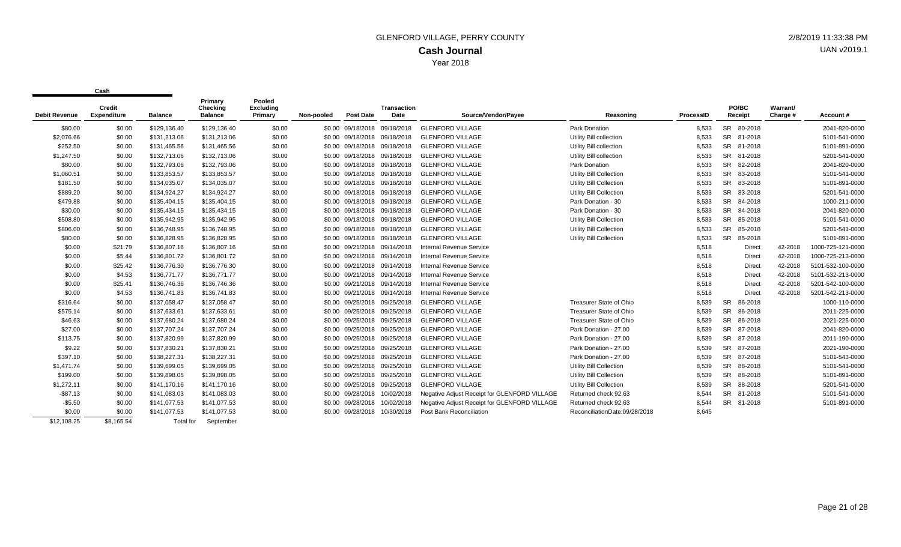# GLENFORD VILLAGE, PERRY COUNTY

## Cash Journal

Year 2018

2/8/2019 11:33:38 PM

UAN v2019.1

| Cash | | | | | | | | | | | | | | |
|---|---|---|---|---|---|---|---|---|---|---|---|---|---|---|
| Debit Revenue | Credit Expenditure | Balance | Primary Checking Balance | Pooled Excluding Primary | Non-pooled | Post Date | Transaction Date | Source/Vendor/Payee | Reasoning | ProcessID | PO/BC Receipt | | Warrant/ Charge # | Account # |
| $80.00 | $0.00 | $129,136.40 | $129,136.40 | $0.00 | $0.00 | 09/18/2018 | 09/18/2018 | GLENFORD VILLAGE | Park Donation | 8,533 | SR | 80-2018 | | 2041-820-0000 |
| $2,076.66 | $0.00 | $131,213.06 | $131,213.06 | $0.00 | $0.00 | 09/18/2018 | 09/18/2018 | GLENFORD VILLAGE | Utility Bill collection | 8,533 | SR | 81-2018 | | 5101-541-0000 |
| $252.50 | $0.00 | $131,465.56 | $131,465.56 | $0.00 | $0.00 | 09/18/2018 | 09/18/2018 | GLENFORD VILLAGE | Utility Bill collection | 8,533 | SR | 81-2018 | | 5101-891-0000 |
| $1,247.50 | $0.00 | $132,713.06 | $132,713.06 | $0.00 | $0.00 | 09/18/2018 | 09/18/2018 | GLENFORD VILLAGE | Utility Bill collection | 8,533 | SR | 81-2018 | | 5201-541-0000 |
| $80.00 | $0.00 | $132,793.06 | $132,793.06 | $0.00 | $0.00 | 09/18/2018 | 09/18/2018 | GLENFORD VILLAGE | Park Donation | 8,533 | SR | 82-2018 | | 2041-820-0000 |
| $1,060.51 | $0.00 | $133,853.57 | $133,853.57 | $0.00 | $0.00 | 09/18/2018 | 09/18/2018 | GLENFORD VILLAGE | Utility Bill Collection | 8,533 | SR | 83-2018 | | 5101-541-0000 |
| $181.50 | $0.00 | $134,035.07 | $134,035.07 | $0.00 | $0.00 | 09/18/2018 | 09/18/2018 | GLENFORD VILLAGE | Utility Bill Collection | 8,533 | SR | 83-2018 | | 5101-891-0000 |
| $889.20 | $0.00 | $134,924.27 | $134,924.27 | $0.00 | $0.00 | 09/18/2018 | 09/18/2018 | GLENFORD VILLAGE | Utility Bill Collection | 8,533 | SR | 83-2018 | | 5201-541-0000 |
| $479.88 | $0.00 | $135,404.15 | $135,404.15 | $0.00 | $0.00 | 09/18/2018 | 09/18/2018 | GLENFORD VILLAGE | Park Donation - 30 | 8,533 | SR | 84-2018 | | 1000-211-0000 |
| $30.00 | $0.00 | $135,434.15 | $135,434.15 | $0.00 | $0.00 | 09/18/2018 | 09/18/2018 | GLENFORD VILLAGE | Park Donation - 30 | 8,533 | SR | 84-2018 | | 2041-820-0000 |
| $508.80 | $0.00 | $135,942.95 | $135,942.95 | $0.00 | $0.00 | 09/18/2018 | 09/18/2018 | GLENFORD VILLAGE | Utility Bill Collection | 8,533 | SR | 85-2018 | | 5101-541-0000 |
| $806.00 | $0.00 | $136,748.95 | $136,748.95 | $0.00 | $0.00 | 09/18/2018 | 09/18/2018 | GLENFORD VILLAGE | Utility Bill Collection | 8,533 | SR | 85-2018 | | 5201-541-0000 |
| $80.00 | $0.00 | $136,828.95 | $136,828.95 | $0.00 | $0.00 | 09/18/2018 | 09/18/2018 | GLENFORD VILLAGE | Utility Bill Collection | 8,533 | SR | 85-2018 | | 5101-891-0000 |
| $0.00 | $21.79 | $136,807.16 | $136,807.16 | $0.00 | $0.00 | 09/21/2018 | 09/14/2018 | Internal Revenue Service | | 8,518 | | Direct | 42-2018 | 1000-725-121-0000 |
| $0.00 | $5.44 | $136,801.72 | $136,801.72 | $0.00 | $0.00 | 09/21/2018 | 09/14/2018 | Internal Revenue Service | | 8,518 | | Direct | 42-2018 | 1000-725-213-0000 |
| $0.00 | $25.42 | $136,776.30 | $136,776.30 | $0.00 | $0.00 | 09/21/2018 | 09/14/2018 | Internal Revenue Service | | 8,518 | | Direct | 42-2018 | 5101-532-100-0000 |
| $0.00 | $4.53 | $136,771.77 | $136,771.77 | $0.00 | $0.00 | 09/21/2018 | 09/14/2018 | Internal Revenue Service | | 8,518 | | Direct | 42-2018 | 5101-532-213-0000 |
| $0.00 | $25.41 | $136,746.36 | $136,746.36 | $0.00 | $0.00 | 09/21/2018 | 09/14/2018 | Internal Revenue Service | | 8,518 | | Direct | 42-2018 | 5201-542-100-0000 |
| $0.00 | $4.53 | $136,741.83 | $136,741.83 | $0.00 | $0.00 | 09/21/2018 | 09/14/2018 | Internal Revenue Service | | 8,518 | | Direct | 42-2018 | 5201-542-213-0000 |
| $316.64 | $0.00 | $137,058.47 | $137,058.47 | $0.00 | $0.00 | 09/25/2018 | 09/25/2018 | GLENFORD VILLAGE | Treasurer State of Ohio | 8,539 | SR | 86-2018 | | 1000-110-0000 |
| $575.14 | $0.00 | $137,633.61 | $137,633.61 | $0.00 | $0.00 | 09/25/2018 | 09/25/2018 | GLENFORD VILLAGE | Treasurer State of Ohio | 8,539 | SR | 86-2018 | | 2011-225-0000 |
| $46.63 | $0.00 | $137,680.24 | $137,680.24 | $0.00 | $0.00 | 09/25/2018 | 09/25/2018 | GLENFORD VILLAGE | Treasurer State of Ohio | 8,539 | SR | 86-2018 | | 2021-225-0000 |
| $27.00 | $0.00 | $137,707.24 | $137,707.24 | $0.00 | $0.00 | 09/25/2018 | 09/25/2018 | GLENFORD VILLAGE | Park Donation - 27.00 | 8,539 | SR | 87-2018 | | 2041-820-0000 |
| $113.75 | $0.00 | $137,820.99 | $137,820.99 | $0.00 | $0.00 | 09/25/2018 | 09/25/2018 | GLENFORD VILLAGE | Park Donation - 27.00 | 8,539 | SR | 87-2018 | | 2011-190-0000 |
| $9.22 | $0.00 | $137,830.21 | $137,830.21 | $0.00 | $0.00 | 09/25/2018 | 09/25/2018 | GLENFORD VILLAGE | Park Donation - 27.00 | 8,539 | SR | 87-2018 | | 2021-190-0000 |
| $397.10 | $0.00 | $138,227.31 | $138,227.31 | $0.00 | $0.00 | 09/25/2018 | 09/25/2018 | GLENFORD VILLAGE | Park Donation - 27.00 | 8,539 | SR | 87-2018 | | 5101-543-0000 |
| $1,471.74 | $0.00 | $139,699.05 | $139,699.05 | $0.00 | $0.00 | 09/25/2018 | 09/25/2018 | GLENFORD VILLAGE | Utility Bill Collection | 8,539 | SR | 88-2018 | | 5101-541-0000 |
| $199.00 | $0.00 | $139,898.05 | $139,898.05 | $0.00 | $0.00 | 09/25/2018 | 09/25/2018 | GLENFORD VILLAGE | Utility Bill Collection | 8,539 | SR | 88-2018 | | 5101-891-0000 |
| $1,272.11 | $0.00 | $141,170.16 | $141,170.16 | $0.00 | $0.00 | 09/25/2018 | 09/25/2018 | GLENFORD VILLAGE | Utility Bill Collection | 8,539 | SR | 88-2018 | | 5201-541-0000 |
| -$87.13 | $0.00 | $141,083.03 | $141,083.03 | $0.00 | $0.00 | 09/28/2018 | 10/02/2018 | Negative Adjust Receipt for GLENFORD VILLAGE | Returned check 92.63 | 8,544 | SR | 81-2018 | | 5101-541-0000 |
| -$5.50 | $0.00 | $141,077.53 | $141,077.53 | $0.00 | $0.00 | 09/28/2018 | 10/02/2018 | Negative Adjust Receipt for GLENFORD VILLAGE | Returned check 92.63 | 8,544 | SR | 81-2018 | | 5101-891-0000 |
| $0.00 | $0.00 | $141,077.53 | $141,077.53 | $0.00 | $0.00 | 09/28/2018 | 10/30/2018 | Post Bank Reconciliation | ReconciliationDate:09/28/2018 | 8,645 | | | | |
| $12,108.25 | $8,165.54 | Total for | September | | | | | | | | | | | |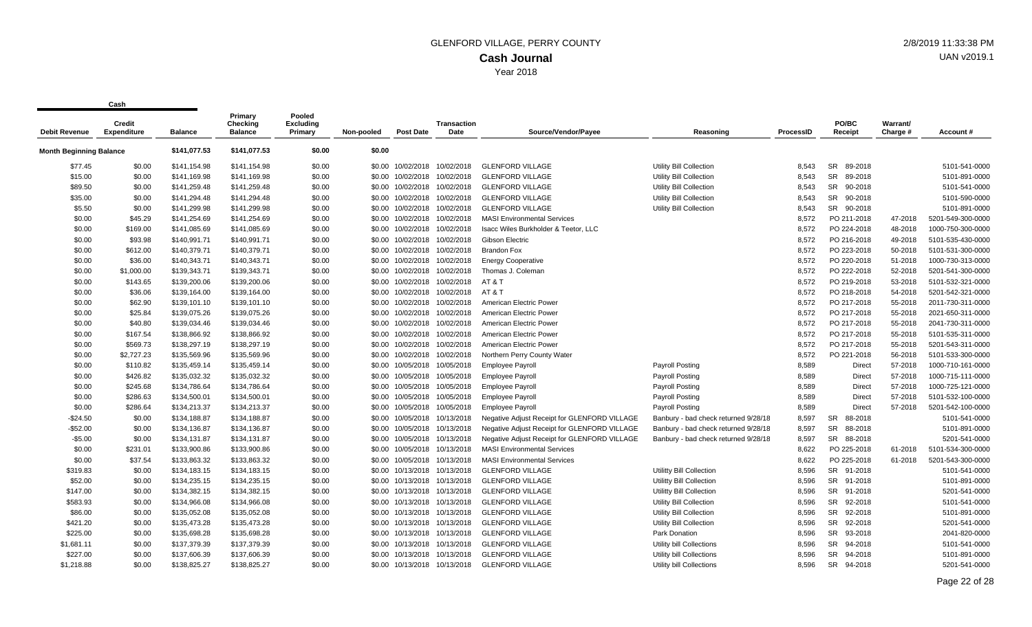# GLENFORD VILLAGE, PERRY COUNTY

## Cash Journal

Year 2018

2/8/2019 11:33:38 PM

UAN v2019.1

| Debit Revenue | Credit Expenditure | Cash Balance | Primary Checking Balance | Pooled Excluding Primary | Non-pooled | Post Date | Transaction Date | Source/Vendor/Payee | Reasoning | ProcessID | PO/BC Receipt | Warrant/ Charge # | Account # |
|---|---|---|---|---|---|---|---|---|---|---|---|---|---|
| **Month Beginning Balance** | | $141,077.53 | $141,077.53 | $0.00 | $0.00 | | | | | | | | |
| $77.45 | $0.00 | $141,154.98 | $141,154.98 | $0.00 | $0.00 | 10/02/2018 | 10/02/2018 | GLENFORD VILLAGE | Utility Bill Collection | 8,543 | SR 89-2018 | | 5101-541-0000 |
| $15.00 | $0.00 | $141,169.98 | $141,169.98 | $0.00 | $0.00 | 10/02/2018 | 10/02/2018 | GLENFORD VILLAGE | Utility Bill Collection | 8,543 | SR 89-2018 | | 5101-891-0000 |
| $89.50 | $0.00 | $141,259.48 | $141,259.48 | $0.00 | $0.00 | 10/02/2018 | 10/02/2018 | GLENFORD VILLAGE | Utility Bill Collection | 8,543 | SR 90-2018 | | 5101-541-0000 |
| $35.00 | $0.00 | $141,294.48 | $141,294.48 | $0.00 | $0.00 | 10/02/2018 | 10/02/2018 | GLENFORD VILLAGE | Utility Bill Collection | 8,543 | SR 90-2018 | | 5101-590-0000 |
| $5.50 | $0.00 | $141,299.98 | $141,299.98 | $0.00 | $0.00 | 10/02/2018 | 10/02/2018 | GLENFORD VILLAGE | Utility Bill Collection | 8,543 | SR 90-2018 | | 5101-891-0000 |
| $0.00 | $45.29 | $141,254.69 | $141,254.69 | $0.00 | $0.00 | 10/02/2018 | 10/02/2018 | MASI Environmental Services | | 8,572 | PO 211-2018 | 47-2018 | 5201-549-300-0000 |
| $0.00 | $169.00 | $141,085.69 | $141,085.69 | $0.00 | $0.00 | 10/02/2018 | 10/02/2018 | Isacc Wiles Burkholder & Teetor, LLC | | 8,572 | PO 224-2018 | 48-2018 | 1000-750-300-0000 |
| $0.00 | $93.98 | $140,991.71 | $140,991.71 | $0.00 | $0.00 | 10/02/2018 | 10/02/2018 | Gibson Electric | | 8,572 | PO 216-2018 | 49-2018 | 5101-535-430-0000 |
| $0.00 | $612.00 | $140,379.71 | $140,379.71 | $0.00 | $0.00 | 10/02/2018 | 10/02/2018 | Brandon Fox | | 8,572 | PO 223-2018 | 50-2018 | 5101-531-300-0000 |
| $0.00 | $36.00 | $140,343.71 | $140,343.71 | $0.00 | $0.00 | 10/02/2018 | 10/02/2018 | Energy Cooperative | | 8,572 | PO 220-2018 | 51-2018 | 1000-730-313-0000 |
| $0.00 | $1,000.00 | $139,343.71 | $139,343.71 | $0.00 | $0.00 | 10/02/2018 | 10/02/2018 | Thomas J. Coleman | | 8,572 | PO 222-2018 | 52-2018 | 5201-541-300-0000 |
| $0.00 | $143.65 | $139,200.06 | $139,200.06 | $0.00 | $0.00 | 10/02/2018 | 10/02/2018 | AT & T | | 8,572 | PO 219-2018 | 53-2018 | 5101-532-321-0000 |
| $0.00 | $36.06 | $139,164.00 | $139,164.00 | $0.00 | $0.00 | 10/02/2018 | 10/02/2018 | AT & T | | 8,572 | PO 218-2018 | 54-2018 | 5201-542-321-0000 |
| $0.00 | $62.90 | $139,101.10 | $139,101.10 | $0.00 | $0.00 | 10/02/2018 | 10/02/2018 | American Electric Power | | 8,572 | PO 217-2018 | 55-2018 | 2011-730-311-0000 |
| $0.00 | $25.84 | $139,075.26 | $139,075.26 | $0.00 | $0.00 | 10/02/2018 | 10/02/2018 | American Electric Power | | 8,572 | PO 217-2018 | 55-2018 | 2021-650-311-0000 |
| $0.00 | $40.80 | $139,034.46 | $139,034.46 | $0.00 | $0.00 | 10/02/2018 | 10/02/2018 | American Electric Power | | 8,572 | PO 217-2018 | 55-2018 | 2041-730-311-0000 |
| $0.00 | $167.54 | $138,866.92 | $138,866.92 | $0.00 | $0.00 | 10/02/2018 | 10/02/2018 | American Electric Power | | 8,572 | PO 217-2018 | 55-2018 | 5101-535-311-0000 |
| $0.00 | $569.73 | $138,297.19 | $138,297.19 | $0.00 | $0.00 | 10/02/2018 | 10/02/2018 | American Electric Power | | 8,572 | PO 217-2018 | 55-2018 | 5201-543-311-0000 |
| $0.00 | $2,727.23 | $135,569.96 | $135,569.96 | $0.00 | $0.00 | 10/02/2018 | 10/02/2018 | Northern Perry County Water | | 8,572 | PO 221-2018 | 56-2018 | 5101-533-300-0000 |
| $0.00 | $110.82 | $135,459.14 | $135,459.14 | $0.00 | $0.00 | 10/05/2018 | 10/05/2018 | Employee Payroll | Payroll Posting | 8,589 | Direct | 57-2018 | 1000-710-161-0000 |
| $0.00 | $426.82 | $135,032.32 | $135,032.32 | $0.00 | $0.00 | 10/05/2018 | 10/05/2018 | Employee Payroll | Payroll Posting | 8,589 | Direct | 57-2018 | 1000-715-111-0000 |
| $0.00 | $245.68 | $134,786.64 | $134,786.64 | $0.00 | $0.00 | 10/05/2018 | 10/05/2018 | Employee Payroll | Payroll Posting | 8,589 | Direct | 57-2018 | 1000-725-121-0000 |
| $0.00 | $286.63 | $134,500.01 | $134,500.01 | $0.00 | $0.00 | 10/05/2018 | 10/05/2018 | Employee Payroll | Payroll Posting | 8,589 | Direct | 57-2018 | 5101-532-100-0000 |
| $0.00 | $286.64 | $134,213.37 | $134,213.37 | $0.00 | $0.00 | 10/05/2018 | 10/05/2018 | Employee Payroll | Payroll Posting | 8,589 | Direct | 57-2018 | 5201-542-100-0000 |
| -$24.50 | $0.00 | $134,188.87 | $134,188.87 | $0.00 | $0.00 | 10/05/2018 | 10/13/2018 | Negative Adjust Receipt for GLENFORD VILLAGE | Banbury - bad check returned 9/28/18 | 8,597 | SR 88-2018 | | 5101-541-0000 |
| -$52.00 | $0.00 | $134,136.87 | $134,136.87 | $0.00 | $0.00 | 10/05/2018 | 10/13/2018 | Negative Adjust Receipt for GLENFORD VILLAGE | Banbury - bad check returned 9/28/18 | 8,597 | SR 88-2018 | | 5101-891-0000 |
| -$5.00 | $0.00 | $134,131.87 | $134,131.87 | $0.00 | $0.00 | 10/05/2018 | 10/13/2018 | Negative Adjust Receipt for GLENFORD VILLAGE | Banbury - bad check returned 9/28/18 | 8,597 | SR 88-2018 | | 5201-541-0000 |
| $0.00 | $231.01 | $133,900.86 | $133,900.86 | $0.00 | $0.00 | 10/05/2018 | 10/13/2018 | MASI Environmental Services | | 8,622 | PO 225-2018 | 61-2018 | 5101-534-300-0000 |
| $0.00 | $37.54 | $133,863.32 | $133,863.32 | $0.00 | $0.00 | 10/05/2018 | 10/13/2018 | MASI Environmental Services | | 8,622 | PO 225-2018 | 61-2018 | 5201-543-300-0000 |
| $319.83 | $0.00 | $134,183.15 | $134,183.15 | $0.00 | $0.00 | 10/13/2018 | 10/13/2018 | GLENFORD VILLAGE | Utilitty Bill Collection | 8,596 | SR 91-2018 | | 5101-541-0000 |
| $52.00 | $0.00 | $134,235.15 | $134,235.15 | $0.00 | $0.00 | 10/13/2018 | 10/13/2018 | GLENFORD VILLAGE | Utilitty Bill Collection | 8,596 | SR 91-2018 | | 5101-891-0000 |
| $147.00 | $0.00 | $134,382.15 | $134,382.15 | $0.00 | $0.00 | 10/13/2018 | 10/13/2018 | GLENFORD VILLAGE | Utilitty Bill Collection | 8,596 | SR 91-2018 | | 5201-541-0000 |
| $583.93 | $0.00 | $134,966.08 | $134,966.08 | $0.00 | $0.00 | 10/13/2018 | 10/13/2018 | GLENFORD VILLAGE | Utility Bill Collection | 8,596 | SR 92-2018 | | 5101-541-0000 |
| $86.00 | $0.00 | $135,052.08 | $135,052.08 | $0.00 | $0.00 | 10/13/2018 | 10/13/2018 | GLENFORD VILLAGE | Utility Bill Collection | 8,596 | SR 92-2018 | | 5101-891-0000 |
| $421.20 | $0.00 | $135,473.28 | $135,473.28 | $0.00 | $0.00 | 10/13/2018 | 10/13/2018 | GLENFORD VILLAGE | Utility Bill Collection | 8,596 | SR 92-2018 | | 5201-541-0000 |
| $225.00 | $0.00 | $135,698.28 | $135,698.28 | $0.00 | $0.00 | 10/13/2018 | 10/13/2018 | GLENFORD VILLAGE | Park Donation | 8,596 | SR 93-2018 | | 2041-820-0000 |
| $1,681.11 | $0.00 | $137,379.39 | $137,379.39 | $0.00 | $0.00 | 10/13/2018 | 10/13/2018 | GLENFORD VILLAGE | Utility bill Collections | 8,596 | SR 94-2018 | | 5101-541-0000 |
| $227.00 | $0.00 | $137,606.39 | $137,606.39 | $0.00 | $0.00 | 10/13/2018 | 10/13/2018 | GLENFORD VILLAGE | Utility bill Collections | 8,596 | SR 94-2018 | | 5101-891-0000 |
| $1,218.88 | $0.00 | $138,825.27 | $138,825.27 | $0.00 | $0.00 | 10/13/2018 | 10/13/2018 | GLENFORD VILLAGE | Utility bill Collections | 8,596 | SR 94-2018 | | 5201-541-0000 |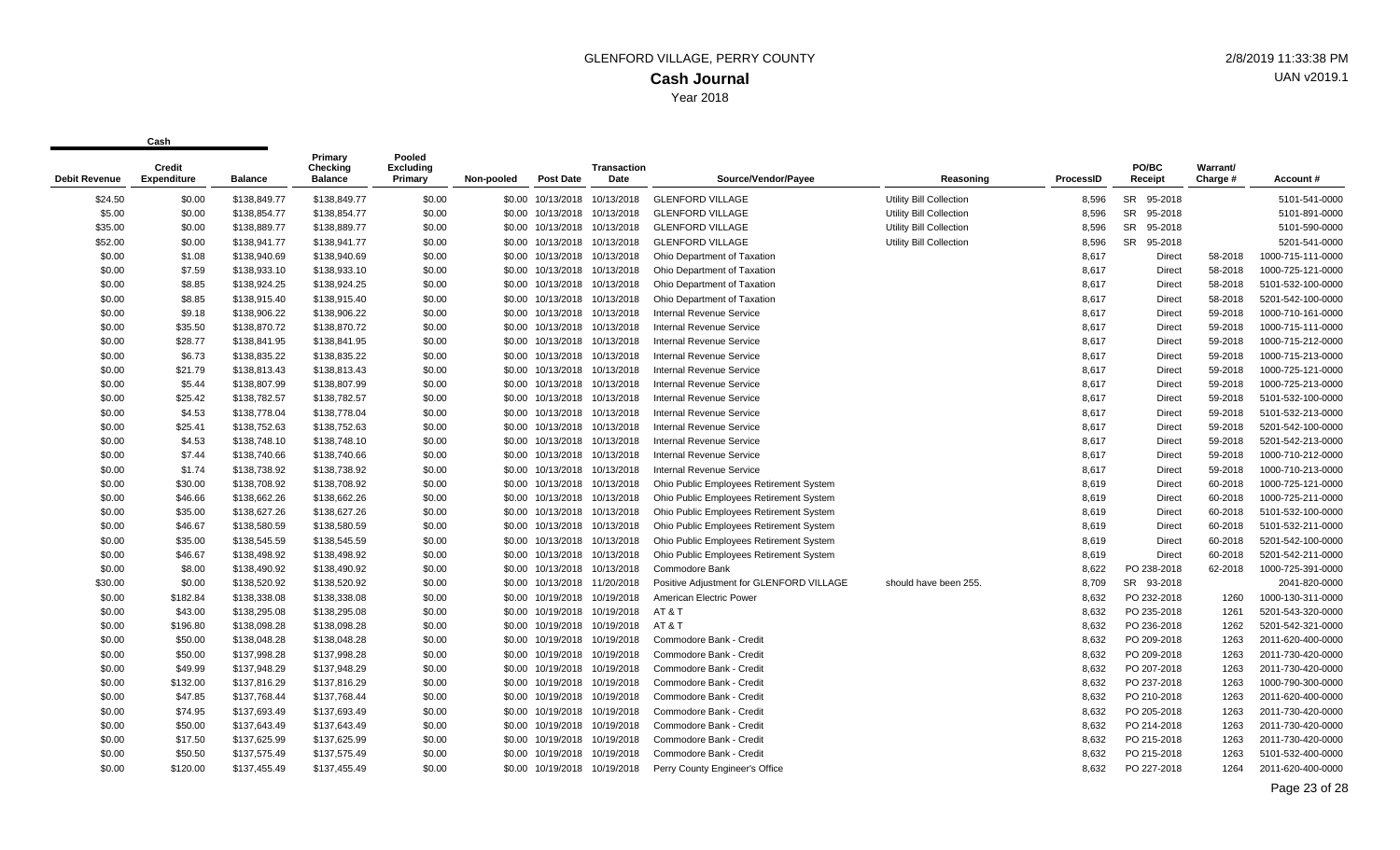# GLENFORD VILLAGE, PERRY COUNTY

## Cash Journal

Year 2018

2/8/2019 11:33:38 PM

UAN v2019.1

| Debit Revenue | Credit Expenditure | Balance | Primary Checking Balance | Pooled Excluding Primary | Non-pooled | Post Date | Transaction Date | Source/Vendor/Payee | Reasoning | ProcessID | PO/BC Receipt | Warrant/ Charge # | Account # |
|---|---|---|---|---|---|---|---|---|---|---|---|---|---|
| $24.50 | $0.00 | $138,849.77 | $138,849.77 | $0.00 | $0.00 | 10/13/2018 | 10/13/2018 | GLENFORD VILLAGE | Utility Bill Collection | 8,596 | SR 95-2018 | | 5101-541-0000 |
| $5.00 | $0.00 | $138,854.77 | $138,854.77 | $0.00 | $0.00 | 10/13/2018 | 10/13/2018 | GLENFORD VILLAGE | Utility Bill Collection | 8,596 | SR 95-2018 | | 5101-891-0000 |
| $35.00 | $0.00 | $138,889.77 | $138,889.77 | $0.00 | $0.00 | 10/13/2018 | 10/13/2018 | GLENFORD VILLAGE | Utility Bill Collection | 8,596 | SR 95-2018 | | 5101-590-0000 |
| $52.00 | $0.00 | $138,941.77 | $138,941.77 | $0.00 | $0.00 | 10/13/2018 | 10/13/2018 | GLENFORD VILLAGE | Utility Bill Collection | 8,596 | SR 95-2018 | | 5201-541-0000 |
| $0.00 | $1.08 | $138,940.69 | $138,940.69 | $0.00 | $0.00 | 10/13/2018 | 10/13/2018 | Ohio Department of Taxation | | 8,617 | Direct | 58-2018 | 1000-715-111-0000 |
| $0.00 | $7.59 | $138,933.10 | $138,933.10 | $0.00 | $0.00 | 10/13/2018 | 10/13/2018 | Ohio Department of Taxation | | 8,617 | Direct | 58-2018 | 1000-725-121-0000 |
| $0.00 | $8.85 | $138,924.25 | $138,924.25 | $0.00 | $0.00 | 10/13/2018 | 10/13/2018 | Ohio Department of Taxation | | 8,617 | Direct | 58-2018 | 5101-532-100-0000 |
| $0.00 | $8.85 | $138,915.40 | $138,915.40 | $0.00 | $0.00 | 10/13/2018 | 10/13/2018 | Ohio Department of Taxation | | 8,617 | Direct | 58-2018 | 5201-542-100-0000 |
| $0.00 | $9.18 | $138,906.22 | $138,906.22 | $0.00 | $0.00 | 10/13/2018 | 10/13/2018 | Internal Revenue Service | | 8,617 | Direct | 59-2018 | 1000-710-161-0000 |
| $0.00 | $35.50 | $138,870.72 | $138,870.72 | $0.00 | $0.00 | 10/13/2018 | 10/13/2018 | Internal Revenue Service | | 8,617 | Direct | 59-2018 | 1000-715-111-0000 |
| $0.00 | $28.77 | $138,841.95 | $138,841.95 | $0.00 | $0.00 | 10/13/2018 | 10/13/2018 | Internal Revenue Service | | 8,617 | Direct | 59-2018 | 1000-715-212-0000 |
| $0.00 | $6.73 | $138,835.22 | $138,835.22 | $0.00 | $0.00 | 10/13/2018 | 10/13/2018 | Internal Revenue Service | | 8,617 | Direct | 59-2018 | 1000-715-213-0000 |
| $0.00 | $21.79 | $138,813.43 | $138,813.43 | $0.00 | $0.00 | 10/13/2018 | 10/13/2018 | Internal Revenue Service | | 8,617 | Direct | 59-2018 | 1000-725-121-0000 |
| $0.00 | $5.44 | $138,807.99 | $138,807.99 | $0.00 | $0.00 | 10/13/2018 | 10/13/2018 | Internal Revenue Service | | 8,617 | Direct | 59-2018 | 1000-725-213-0000 |
| $0.00 | $25.42 | $138,782.57 | $138,782.57 | $0.00 | $0.00 | 10/13/2018 | 10/13/2018 | Internal Revenue Service | | 8,617 | Direct | 59-2018 | 5101-532-100-0000 |
| $0.00 | $4.53 | $138,778.04 | $138,778.04 | $0.00 | $0.00 | 10/13/2018 | 10/13/2018 | Internal Revenue Service | | 8,617 | Direct | 59-2018 | 5101-532-213-0000 |
| $0.00 | $25.41 | $138,752.63 | $138,752.63 | $0.00 | $0.00 | 10/13/2018 | 10/13/2018 | Internal Revenue Service | | 8,617 | Direct | 59-2018 | 5201-542-100-0000 |
| $0.00 | $4.53 | $138,748.10 | $138,748.10 | $0.00 | $0.00 | 10/13/2018 | 10/13/2018 | Internal Revenue Service | | 8,617 | Direct | 59-2018 | 5201-542-213-0000 |
| $0.00 | $7.44 | $138,740.66 | $138,740.66 | $0.00 | $0.00 | 10/13/2018 | 10/13/2018 | Internal Revenue Service | | 8,617 | Direct | 59-2018 | 1000-710-212-0000 |
| $0.00 | $1.74 | $138,738.92 | $138,738.92 | $0.00 | $0.00 | 10/13/2018 | 10/13/2018 | Internal Revenue Service | | 8,617 | Direct | 59-2018 | 1000-710-213-0000 |
| $0.00 | $30.00 | $138,708.92 | $138,708.92 | $0.00 | $0.00 | 10/13/2018 | 10/13/2018 | Ohio Public Employees Retirement System | | 8,619 | Direct | 60-2018 | 1000-725-121-0000 |
| $0.00 | $46.66 | $138,662.26 | $138,662.26 | $0.00 | $0.00 | 10/13/2018 | 10/13/2018 | Ohio Public Employees Retirement System | | 8,619 | Direct | 60-2018 | 1000-725-211-0000 |
| $0.00 | $35.00 | $138,627.26 | $138,627.26 | $0.00 | $0.00 | 10/13/2018 | 10/13/2018 | Ohio Public Employees Retirement System | | 8,619 | Direct | 60-2018 | 5101-532-100-0000 |
| $0.00 | $46.67 | $138,580.59 | $138,580.59 | $0.00 | $0.00 | 10/13/2018 | 10/13/2018 | Ohio Public Employees Retirement System | | 8,619 | Direct | 60-2018 | 5101-532-211-0000 |
| $0.00 | $35.00 | $138,545.59 | $138,545.59 | $0.00 | $0.00 | 10/13/2018 | 10/13/2018 | Ohio Public Employees Retirement System | | 8,619 | Direct | 60-2018 | 5201-542-100-0000 |
| $0.00 | $46.67 | $138,498.92 | $138,498.92 | $0.00 | $0.00 | 10/13/2018 | 10/13/2018 | Ohio Public Employees Retirement System | | 8,619 | Direct | 60-2018 | 5201-542-211-0000 |
| $0.00 | $8.00 | $138,490.92 | $138,490.92 | $0.00 | $0.00 | 10/13/2018 | 10/13/2018 | Commodore Bank | | 8,622 | PO 238-2018 | 62-2018 | 1000-725-391-0000 |
| $30.00 | $0.00 | $138,520.92 | $138,520.92 | $0.00 | $0.00 | 10/13/2018 | 11/20/2018 | Positive Adjustment for GLENFORD VILLAGE | should have been 255. | 8,709 | SR 93-2018 | | 2041-820-0000 |
| $0.00 | $182.84 | $138,338.08 | $138,338.08 | $0.00 | $0.00 | 10/19/2018 | 10/19/2018 | American Electric Power | | 8,632 | PO 232-2018 | 1260 | 1000-130-311-0000 |
| $0.00 | $43.00 | $138,295.08 | $138,295.08 | $0.00 | $0.00 | 10/19/2018 | 10/19/2018 | AT & T | | 8,632 | PO 235-2018 | 1261 | 5201-543-320-0000 |
| $0.00 | $196.80 | $138,098.28 | $138,098.28 | $0.00 | $0.00 | 10/19/2018 | 10/19/2018 | AT & T | | 8,632 | PO 236-2018 | 1262 | 5201-542-321-0000 |
| $0.00 | $50.00 | $138,048.28 | $138,048.28 | $0.00 | $0.00 | 10/19/2018 | 10/19/2018 | Commodore Bank - Credit | | 8,632 | PO 209-2018 | 1263 | 2011-620-400-0000 |
| $0.00 | $50.00 | $137,998.28 | $137,998.28 | $0.00 | $0.00 | 10/19/2018 | 10/19/2018 | Commodore Bank - Credit | | 8,632 | PO 209-2018 | 1263 | 2011-730-420-0000 |
| $0.00 | $49.99 | $137,948.29 | $137,948.29 | $0.00 | $0.00 | 10/19/2018 | 10/19/2018 | Commodore Bank - Credit | | 8,632 | PO 207-2018 | 1263 | 2011-730-420-0000 |
| $0.00 | $132.00 | $137,816.29 | $137,816.29 | $0.00 | $0.00 | 10/19/2018 | 10/19/2018 | Commodore Bank - Credit | | 8,632 | PO 237-2018 | 1263 | 1000-790-300-0000 |
| $0.00 | $47.85 | $137,768.44 | $137,768.44 | $0.00 | $0.00 | 10/19/2018 | 10/19/2018 | Commodore Bank - Credit | | 8,632 | PO 210-2018 | 1263 | 2011-620-400-0000 |
| $0.00 | $74.95 | $137,693.49 | $137,693.49 | $0.00 | $0.00 | 10/19/2018 | 10/19/2018 | Commodore Bank - Credit | | 8,632 | PO 205-2018 | 1263 | 2011-730-420-0000 |
| $0.00 | $50.00 | $137,643.49 | $137,643.49 | $0.00 | $0.00 | 10/19/2018 | 10/19/2018 | Commodore Bank - Credit | | 8,632 | PO 214-2018 | 1263 | 2011-730-420-0000 |
| $0.00 | $17.50 | $137,625.99 | $137,625.99 | $0.00 | $0.00 | 10/19/2018 | 10/19/2018 | Commodore Bank - Credit | | 8,632 | PO 215-2018 | 1263 | 2011-730-420-0000 |
| $0.00 | $50.50 | $137,575.49 | $137,575.49 | $0.00 | $0.00 | 10/19/2018 | 10/19/2018 | Commodore Bank - Credit | | 8,632 | PO 215-2018 | 1263 | 5101-532-400-0000 |
| $0.00 | $120.00 | $137,455.49 | $137,455.49 | $0.00 | $0.00 | 10/19/2018 | 10/19/2018 | Perry County Engineer's Office | | 8,632 | PO 227-2018 | 1264 | 2011-620-400-0000 |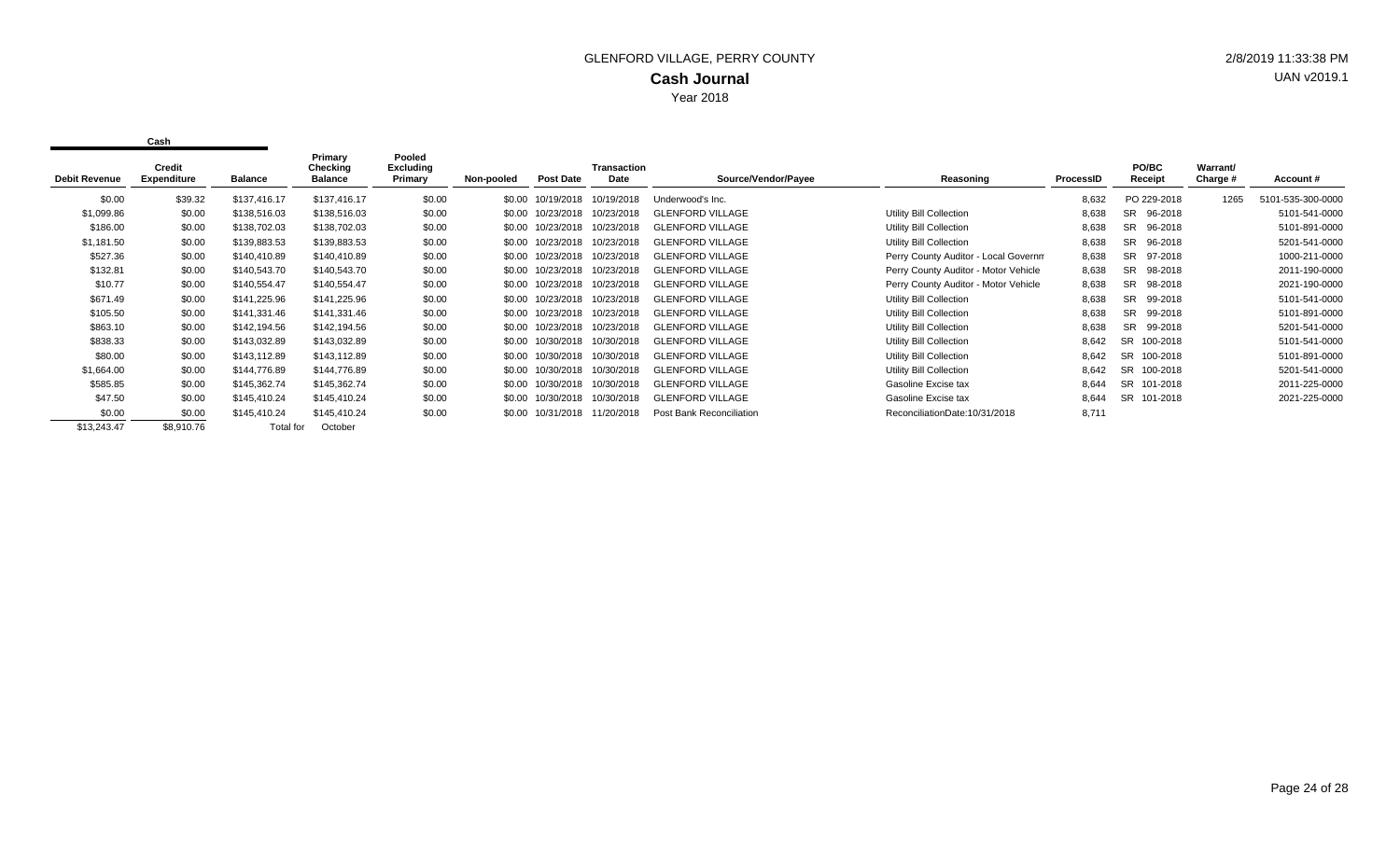# GLENFORD VILLAGE, PERRY COUNTY

## Cash Journal

Year 2018

2/8/2019 11:33:38 PM

UAN v2019.1

| Cash | | | | | | | | | | | | | | |
|---|---|---|---|---|---|---|---|---|---|---|---|---|---|---|
| Debit Revenue | Credit Expenditure | Balance | Primary Checking Balance | Pooled Excluding Primary | Non-pooled | Post Date | Transaction Date | Source/Vendor/Payee | Reasoning | ProcessID | PO/BC Receipt | Warrant/ Charge # | Account # |
| $0.00 | $39.32 | $137,416.17 | $137,416.17 | $0.00 | $0.00 | 10/19/2018 | 10/19/2018 | Underwood's Inc. | | 8,632 | PO 229-2018 | 1265 | 5101-535-300-0000 |
| $1,099.86 | $0.00 | $138,516.03 | $138,516.03 | $0.00 | $0.00 | 10/23/2018 | 10/23/2018 | GLENFORD VILLAGE | Utility Bill Collection | 8,638 | SR 96-2018 | | 5101-541-0000 |
| $186.00 | $0.00 | $138,702.03 | $138,702.03 | $0.00 | $0.00 | 10/23/2018 | 10/23/2018 | GLENFORD VILLAGE | Utility Bill Collection | 8,638 | SR 96-2018 | | 5101-891-0000 |
| $1,181.50 | $0.00 | $139,883.53 | $139,883.53 | $0.00 | $0.00 | 10/23/2018 | 10/23/2018 | GLENFORD VILLAGE | Utility Bill Collection | 8,638 | SR 96-2018 | | 5201-541-0000 |
| $527.36 | $0.00 | $140,410.89 | $140,410.89 | $0.00 | $0.00 | 10/23/2018 | 10/23/2018 | GLENFORD VILLAGE | Perry County Auditor - Local Governm | 8,638 | SR 97-2018 | | 1000-211-0000 |
| $132.81 | $0.00 | $140,543.70 | $140,543.70 | $0.00 | $0.00 | 10/23/2018 | 10/23/2018 | GLENFORD VILLAGE | Perry County Auditor - Motor Vehicle | 8,638 | SR 98-2018 | | 2011-190-0000 |
| $10.77 | $0.00 | $140,554.47 | $140,554.47 | $0.00 | $0.00 | 10/23/2018 | 10/23/2018 | GLENFORD VILLAGE | Perry County Auditor - Motor Vehicle | 8,638 | SR 98-2018 | | 2021-190-0000 |
| $671.49 | $0.00 | $141,225.96 | $141,225.96 | $0.00 | $0.00 | 10/23/2018 | 10/23/2018 | GLENFORD VILLAGE | Utility Bill Collection | 8,638 | SR 99-2018 | | 5101-541-0000 |
| $105.50 | $0.00 | $141,331.46 | $141,331.46 | $0.00 | $0.00 | 10/23/2018 | 10/23/2018 | GLENFORD VILLAGE | Utility Bill Collection | 8,638 | SR 99-2018 | | 5101-891-0000 |
| $863.10 | $0.00 | $142,194.56 | $142,194.56 | $0.00 | $0.00 | 10/23/2018 | 10/23/2018 | GLENFORD VILLAGE | Utility Bill Collection | 8,638 | SR 99-2018 | | 5201-541-0000 |
| $838.33 | $0.00 | $143,032.89 | $143,032.89 | $0.00 | $0.00 | 10/30/2018 | 10/30/2018 | GLENFORD VILLAGE | Utility Bill Collection | 8,642 | SR 100-2018 | | 5101-541-0000 |
| $80.00 | $0.00 | $143,112.89 | $143,112.89 | $0.00 | $0.00 | 10/30/2018 | 10/30/2018 | GLENFORD VILLAGE | Utility Bill Collection | 8,642 | SR 100-2018 | | 5101-891-0000 |
| $1,664.00 | $0.00 | $144,776.89 | $144,776.89 | $0.00 | $0.00 | 10/30/2018 | 10/30/2018 | GLENFORD VILLAGE | Utility Bill Collection | 8,642 | SR 100-2018 | | 5201-541-0000 |
| $585.85 | $0.00 | $145,362.74 | $145,362.74 | $0.00 | $0.00 | 10/30/2018 | 10/30/2018 | GLENFORD VILLAGE | Gasoline Excise tax | 8,644 | SR 101-2018 | | 2011-225-0000 |
| $47.50 | $0.00 | $145,410.24 | $145,410.24 | $0.00 | $0.00 | 10/30/2018 | 10/30/2018 | GLENFORD VILLAGE | Gasoline Excise tax | 8,644 | SR 101-2018 | | 2021-225-0000 |
| $0.00 | $0.00 | $145,410.24 | $145,410.24 | $0.00 | $0.00 | 10/31/2018 | 11/20/2018 | Post Bank Reconciliation | ReconciliationDate:10/31/2018 | 8,711 | | | |
| $13,243.47 | $8,910.76 | Total for | October | | | | | | | | | | |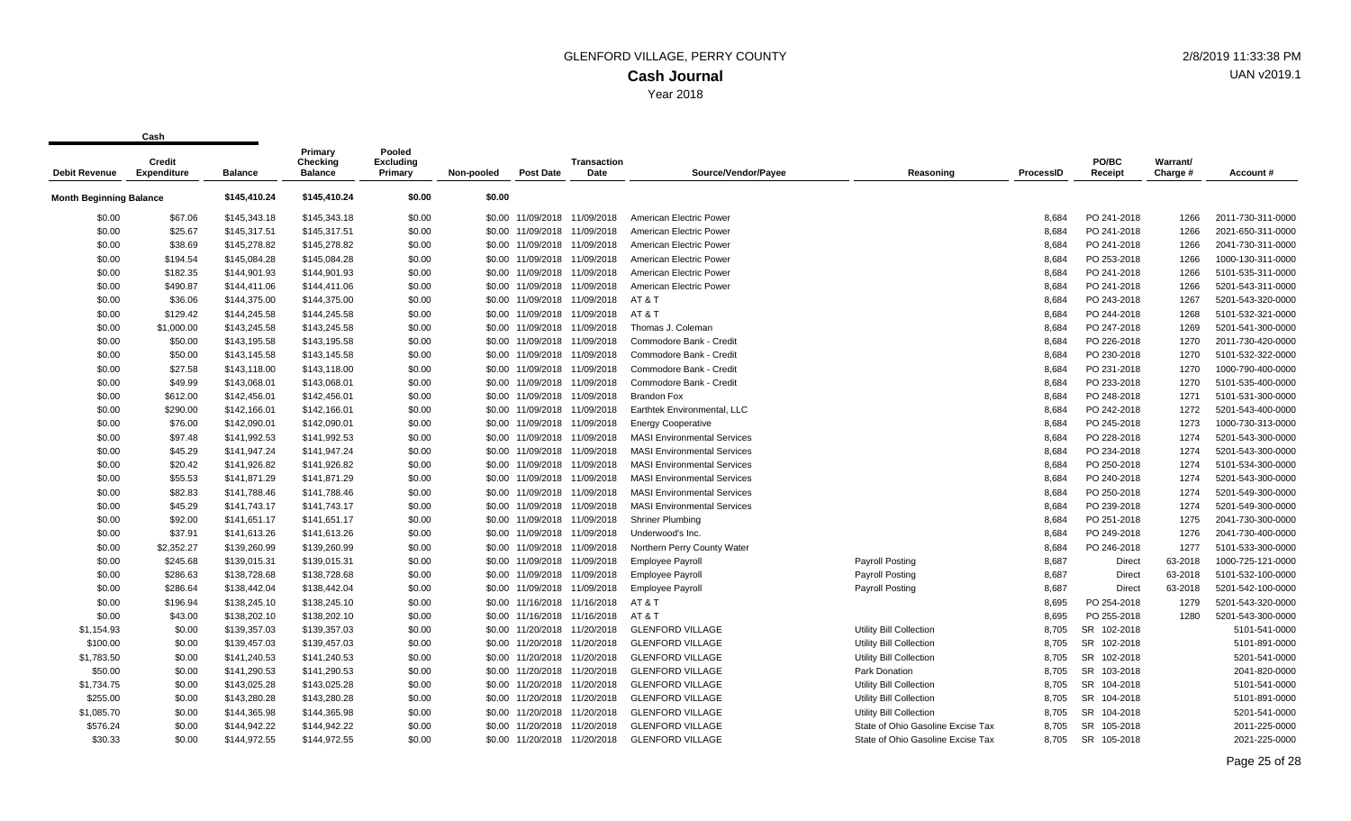# GLENFORD VILLAGE, PERRY COUNTY

## Cash Journal

Year 2018

2/8/2019 11:33:38 PM

UAN v2019.1

Cash

| Debit Revenue | Credit Expenditure | Balance | Primary Checking Balance | Pooled Excluding Primary | Non-pooled | Post Date | Transaction Date | Source/Vendor/Payee | Reasoning | ProcessID | PO/BC Receipt | Warrant/ Charge # | Account # |
|---|---|---|---|---|---|---|---|---|---|---|---|---|---|
| **Month Beginning Balance** | | $145,410.24 | $145,410.24 | $0.00 | $0.00 | | | | | | | | |
| $0.00 | $67.06 | $145,343.18 | $145,343.18 | $0.00 | $0.00 | 11/09/2018 | 11/09/2018 | American Electric Power | | 8,684 | PO 241-2018 | 1266 | 2011-730-311-0000 |
| $0.00 | $25.67 | $145,317.51 | $145,317.51 | $0.00 | $0.00 | 11/09/2018 | 11/09/2018 | American Electric Power | | 8,684 | PO 241-2018 | 1266 | 2021-650-311-0000 |
| $0.00 | $38.69 | $145,278.82 | $145,278.82 | $0.00 | $0.00 | 11/09/2018 | 11/09/2018 | American Electric Power | | 8,684 | PO 241-2018 | 1266 | 2041-730-311-0000 |
| $0.00 | $194.54 | $145,084.28 | $145,084.28 | $0.00 | $0.00 | 11/09/2018 | 11/09/2018 | American Electric Power | | 8,684 | PO 253-2018 | 1266 | 1000-130-311-0000 |
| $0.00 | $182.35 | $144,901.93 | $144,901.93 | $0.00 | $0.00 | 11/09/2018 | 11/09/2018 | American Electric Power | | 8,684 | PO 241-2018 | 1266 | 5101-535-311-0000 |
| $0.00 | $490.87 | $144,411.06 | $144,411.06 | $0.00 | $0.00 | 11/09/2018 | 11/09/2018 | American Electric Power | | 8,684 | PO 241-2018 | 1266 | 5201-543-311-0000 |
| $0.00 | $36.06 | $144,375.00 | $144,375.00 | $0.00 | $0.00 | 11/09/2018 | 11/09/2018 | AT & T | | 8,684 | PO 243-2018 | 1267 | 5201-543-320-0000 |
| $0.00 | $129.42 | $144,245.58 | $144,245.58 | $0.00 | $0.00 | 11/09/2018 | 11/09/2018 | AT & T | | 8,684 | PO 244-2018 | 1268 | 5101-532-321-0000 |
| $0.00 | $1,000.00 | $143,245.58 | $143,245.58 | $0.00 | $0.00 | 11/09/2018 | 11/09/2018 | Thomas J. Coleman | | 8,684 | PO 247-2018 | 1269 | 5201-541-300-0000 |
| $0.00 | $50.00 | $143,195.58 | $143,195.58 | $0.00 | $0.00 | 11/09/2018 | 11/09/2018 | Commodore Bank - Credit | | 8,684 | PO 226-2018 | 1270 | 2011-730-420-0000 |
| $0.00 | $50.00 | $143,145.58 | $143,145.58 | $0.00 | $0.00 | 11/09/2018 | 11/09/2018 | Commodore Bank - Credit | | 8,684 | PO 230-2018 | 1270 | 5101-532-322-0000 |
| $0.00 | $27.58 | $143,118.00 | $143,118.00 | $0.00 | $0.00 | 11/09/2018 | 11/09/2018 | Commodore Bank - Credit | | 8,684 | PO 231-2018 | 1270 | 1000-790-400-0000 |
| $0.00 | $49.99 | $143,068.01 | $143,068.01 | $0.00 | $0.00 | 11/09/2018 | 11/09/2018 | Commodore Bank - Credit | | 8,684 | PO 233-2018 | 1270 | 5101-535-400-0000 |
| $0.00 | $612.00 | $142,456.01 | $142,456.01 | $0.00 | $0.00 | 11/09/2018 | 11/09/2018 | Brandon Fox | | 8,684 | PO 248-2018 | 1271 | 5101-531-300-0000 |
| $0.00 | $290.00 | $142,166.01 | $142,166.01 | $0.00 | $0.00 | 11/09/2018 | 11/09/2018 | Earthtek Environmental, LLC | | 8,684 | PO 242-2018 | 1272 | 5201-543-400-0000 |
| $0.00 | $76.00 | $142,090.01 | $142,090.01 | $0.00 | $0.00 | 11/09/2018 | 11/09/2018 | Energy Cooperative | | 8,684 | PO 245-2018 | 1273 | 1000-730-313-0000 |
| $0.00 | $97.48 | $141,992.53 | $141,992.53 | $0.00 | $0.00 | 11/09/2018 | 11/09/2018 | MASI Environmental Services | | 8,684 | PO 228-2018 | 1274 | 5201-543-300-0000 |
| $0.00 | $45.29 | $141,947.24 | $141,947.24 | $0.00 | $0.00 | 11/09/2018 | 11/09/2018 | MASI Environmental Services | | 8,684 | PO 234-2018 | 1274 | 5201-543-300-0000 |
| $0.00 | $20.42 | $141,926.82 | $141,926.82 | $0.00 | $0.00 | 11/09/2018 | 11/09/2018 | MASI Environmental Services | | 8,684 | PO 250-2018 | 1274 | 5101-534-300-0000 |
| $0.00 | $55.53 | $141,871.29 | $141,871.29 | $0.00 | $0.00 | 11/09/2018 | 11/09/2018 | MASI Environmental Services | | 8,684 | PO 240-2018 | 1274 | 5201-543-300-0000 |
| $0.00 | $82.83 | $141,788.46 | $141,788.46 | $0.00 | $0.00 | 11/09/2018 | 11/09/2018 | MASI Environmental Services | | 8,684 | PO 250-2018 | 1274 | 5201-549-300-0000 |
| $0.00 | $45.29 | $141,743.17 | $141,743.17 | $0.00 | $0.00 | 11/09/2018 | 11/09/2018 | MASI Environmental Services | | 8,684 | PO 239-2018 | 1274 | 5201-549-300-0000 |
| $0.00 | $92.00 | $141,651.17 | $141,651.17 | $0.00 | $0.00 | 11/09/2018 | 11/09/2018 | Shriner Plumbing | | 8,684 | PO 251-2018 | 1275 | 2041-730-300-0000 |
| $0.00 | $37.91 | $141,613.26 | $141,613.26 | $0.00 | $0.00 | 11/09/2018 | 11/09/2018 | Underwood's Inc. | | 8,684 | PO 249-2018 | 1276 | 2041-730-400-0000 |
| $0.00 | $2,352.27 | $139,260.99 | $139,260.99 | $0.00 | $0.00 | 11/09/2018 | 11/09/2018 | Northern Perry County Water | | 8,684 | PO 246-2018 | 1277 | 5101-533-300-0000 |
| $0.00 | $245.68 | $139,015.31 | $139,015.31 | $0.00 | $0.00 | 11/09/2018 | 11/09/2018 | Employee Payroll | Payroll Posting | 8,687 | Direct | 63-2018 | 1000-725-121-0000 |
| $0.00 | $286.63 | $138,728.68 | $138,728.68 | $0.00 | $0.00 | 11/09/2018 | 11/09/2018 | Employee Payroll | Payroll Posting | 8,687 | Direct | 63-2018 | 5101-532-100-0000 |
| $0.00 | $286.64 | $138,442.04 | $138,442.04 | $0.00 | $0.00 | 11/09/2018 | 11/09/2018 | Employee Payroll | Payroll Posting | 8,687 | Direct | 63-2018 | 5201-542-100-0000 |
| $0.00 | $196.94 | $138,245.10 | $138,245.10 | $0.00 | $0.00 | 11/16/2018 | 11/16/2018 | AT & T | | 8,695 | PO 254-2018 | 1279 | 5201-543-320-0000 |
| $0.00 | $43.00 | $138,202.10 | $138,202.10 | $0.00 | $0.00 | 11/16/2018 | 11/16/2018 | AT & T | | 8,695 | PO 255-2018 | 1280 | 5201-543-300-0000 |
| $1,154.93 | $0.00 | $139,357.03 | $139,357.03 | $0.00 | $0.00 | 11/20/2018 | 11/20/2018 | GLENFORD VILLAGE | Utility Bill Collection | 8,705 | SR 102-2018 | | 5101-541-0000 |
| $100.00 | $0.00 | $139,457.03 | $139,457.03 | $0.00 | $0.00 | 11/20/2018 | 11/20/2018 | GLENFORD VILLAGE | Utility Bill Collection | 8,705 | SR 102-2018 | | 5101-891-0000 |
| $1,783.50 | $0.00 | $141,240.53 | $141,240.53 | $0.00 | $0.00 | 11/20/2018 | 11/20/2018 | GLENFORD VILLAGE | Utility Bill Collection | 8,705 | SR 102-2018 | | 5201-541-0000 |
| $50.00 | $0.00 | $141,290.53 | $141,290.53 | $0.00 | $0.00 | 11/20/2018 | 11/20/2018 | GLENFORD VILLAGE | Park Donation | 8,705 | SR 103-2018 | | 2041-820-0000 |
| $1,734.75 | $0.00 | $143,025.28 | $143,025.28 | $0.00 | $0.00 | 11/20/2018 | 11/20/2018 | GLENFORD VILLAGE | Utility Bill Collection | 8,705 | SR 104-2018 | | 5101-541-0000 |
| $255.00 | $0.00 | $143,280.28 | $143,280.28 | $0.00 | $0.00 | 11/20/2018 | 11/20/2018 | GLENFORD VILLAGE | Utility Bill Collection | 8,705 | SR 104-2018 | | 5101-891-0000 |
| $1,085.70 | $0.00 | $144,365.98 | $144,365.98 | $0.00 | $0.00 | 11/20/2018 | 11/20/2018 | GLENFORD VILLAGE | Utility Bill Collection | 8,705 | SR 104-2018 | | 5201-541-0000 |
| $576.24 | $0.00 | $144,942.22 | $144,942.22 | $0.00 | $0.00 | 11/20/2018 | 11/20/2018 | GLENFORD VILLAGE | State of Ohio Gasoline Excise Tax | 8,705 | SR 105-2018 | | 2011-225-0000 |
| $30.33 | $0.00 | $144,972.55 | $144,972.55 | $0.00 | $0.00 | 11/20/2018 | 11/20/2018 | GLENFORD VILLAGE | State of Ohio Gasoline Excise Tax | 8,705 | SR 105-2018 | | 2021-225-0000 |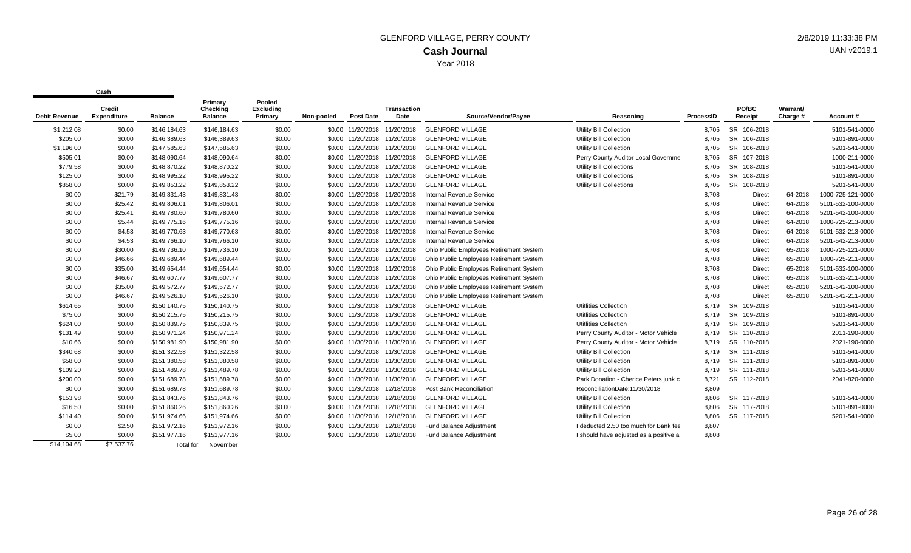# GLENFORD VILLAGE, PERRY COUNTY

## Cash Journal

Year 2018

2/8/2019 11:33:38 PM
UAN v2019.1

| Cash | | | | | | | | | | | | | | |
|---|---|---|---|---|---|---|---|---|---|---|---|---|---|---|
| Debit Revenue | Credit Expenditure | Balance | Primary Checking Balance | Pooled Excluding Primary | Non-pooled | Post Date | Transaction Date | Source/Vendor/Payee | Reasoning | ProcessID | PO/BC Receipt | Warrant/ Charge # | Account # |
| $1,212.08 | $0.00 | $146,184.63 | $146,184.63 | $0.00 | $0.00 | 11/20/2018 | 11/20/2018 | GLENFORD VILLAGE | Utility Bill Collection | 8,705 | SR 106-2018 | | 5101-541-0000 |
| $205.00 | $0.00 | $146,389.63 | $146,389.63 | $0.00 | $0.00 | 11/20/2018 | 11/20/2018 | GLENFORD VILLAGE | Utility Bill Collection | 8,705 | SR 106-2018 | | 5101-891-0000 |
| $1,196.00 | $0.00 | $147,585.63 | $147,585.63 | $0.00 | $0.00 | 11/20/2018 | 11/20/2018 | GLENFORD VILLAGE | Utility Bill Collection | 8,705 | SR 106-2018 | | 5201-541-0000 |
| $505.01 | $0.00 | $148,090.64 | $148,090.64 | $0.00 | $0.00 | 11/20/2018 | 11/20/2018 | GLENFORD VILLAGE | Perry County Auditor Local Governme | 8,705 | SR 107-2018 | | 1000-211-0000 |
| $779.58 | $0.00 | $148,870.22 | $148,870.22 | $0.00 | $0.00 | 11/20/2018 | 11/20/2018 | GLENFORD VILLAGE | Utility Bill Collections | 8,705 | SR 108-2018 | | 5101-541-0000 |
| $125.00 | $0.00 | $148,995.22 | $148,995.22 | $0.00 | $0.00 | 11/20/2018 | 11/20/2018 | GLENFORD VILLAGE | Utility Bill Collections | 8,705 | SR 108-2018 | | 5101-891-0000 |
| $858.00 | $0.00 | $149,853.22 | $149,853.22 | $0.00 | $0.00 | 11/20/2018 | 11/20/2018 | GLENFORD VILLAGE | Utility Bill Collections | 8,705 | SR 108-2018 | | 5201-541-0000 |
| $0.00 | $21.79 | $149,831.43 | $149,831.43 | $0.00 | $0.00 | 11/20/2018 | 11/20/2018 | Internal Revenue Service | | 8,708 | Direct | 64-2018 | 1000-725-121-0000 |
| $0.00 | $25.42 | $149,806.01 | $149,806.01 | $0.00 | $0.00 | 11/20/2018 | 11/20/2018 | Internal Revenue Service | | 8,708 | Direct | 64-2018 | 5101-532-100-0000 |
| $0.00 | $25.41 | $149,780.60 | $149,780.60 | $0.00 | $0.00 | 11/20/2018 | 11/20/2018 | Internal Revenue Service | | 8,708 | Direct | 64-2018 | 5201-542-100-0000 |
| $0.00 | $5.44 | $149,775.16 | $149,775.16 | $0.00 | $0.00 | 11/20/2018 | 11/20/2018 | Internal Revenue Service | | 8,708 | Direct | 64-2018 | 1000-725-213-0000 |
| $0.00 | $4.53 | $149,770.63 | $149,770.63 | $0.00 | $0.00 | 11/20/2018 | 11/20/2018 | Internal Revenue Service | | 8,708 | Direct | 64-2018 | 5101-532-213-0000 |
| $0.00 | $4.53 | $149,766.10 | $149,766.10 | $0.00 | $0.00 | 11/20/2018 | 11/20/2018 | Internal Revenue Service | | 8,708 | Direct | 64-2018 | 5201-542-213-0000 |
| $0.00 | $30.00 | $149,736.10 | $149,736.10 | $0.00 | $0.00 | 11/20/2018 | 11/20/2018 | Ohio Public Employees Retirement System | | 8,708 | Direct | 65-2018 | 1000-725-121-0000 |
| $0.00 | $46.66 | $149,689.44 | $149,689.44 | $0.00 | $0.00 | 11/20/2018 | 11/20/2018 | Ohio Public Employees Retirement System | | 8,708 | Direct | 65-2018 | 1000-725-211-0000 |
| $0.00 | $35.00 | $149,654.44 | $149,654.44 | $0.00 | $0.00 | 11/20/2018 | 11/20/2018 | Ohio Public Employees Retirement System | | 8,708 | Direct | 65-2018 | 5101-532-100-0000 |
| $0.00 | $46.67 | $149,607.77 | $149,607.77 | $0.00 | $0.00 | 11/20/2018 | 11/20/2018 | Ohio Public Employees Retirement System | | 8,708 | Direct | 65-2018 | 5101-532-211-0000 |
| $0.00 | $35.00 | $149,572.77 | $149,572.77 | $0.00 | $0.00 | 11/20/2018 | 11/20/2018 | Ohio Public Employees Retirement System | | 8,708 | Direct | 65-2018 | 5201-542-100-0000 |
| $0.00 | $46.67 | $149,526.10 | $149,526.10 | $0.00 | $0.00 | 11/20/2018 | 11/20/2018 | Ohio Public Employees Retirement System | | 8,708 | Direct | 65-2018 | 5201-542-211-0000 |
| $614.65 | $0.00 | $150,140.75 | $150,140.75 | $0.00 | $0.00 | 11/30/2018 | 11/30/2018 | GLENFORD VILLAGE | Utitlities Collection | 8,719 | SR 109-2018 | | 5101-541-0000 |
| $75.00 | $0.00 | $150,215.75 | $150,215.75 | $0.00 | $0.00 | 11/30/2018 | 11/30/2018 | GLENFORD VILLAGE | Utitlities Collection | 8,719 | SR 109-2018 | | 5101-891-0000 |
| $624.00 | $0.00 | $150,839.75 | $150,839.75 | $0.00 | $0.00 | 11/30/2018 | 11/30/2018 | GLENFORD VILLAGE | Utitlities Collection | 8,719 | SR 109-2018 | | 5201-541-0000 |
| $131.49 | $0.00 | $150,971.24 | $150,971.24 | $0.00 | $0.00 | 11/30/2018 | 11/30/2018 | GLENFORD VILLAGE | Perry County Auditor - Motor Vehicle | 8,719 | SR 110-2018 | | 2011-190-0000 |
| $10.66 | $0.00 | $150,981.90 | $150,981.90 | $0.00 | $0.00 | 11/30/2018 | 11/30/2018 | GLENFORD VILLAGE | Perry County Auditor - Motor Vehicle | 8,719 | SR 110-2018 | | 2021-190-0000 |
| $340.68 | $0.00 | $151,322.58 | $151,322.58 | $0.00 | $0.00 | 11/30/2018 | 11/30/2018 | GLENFORD VILLAGE | Utility Bill Collection | 8,719 | SR 111-2018 | | 5101-541-0000 |
| $58.00 | $0.00 | $151,380.58 | $151,380.58 | $0.00 | $0.00 | 11/30/2018 | 11/30/2018 | GLENFORD VILLAGE | Utility Bill Collection | 8,719 | SR 111-2018 | | 5101-891-0000 |
| $109.20 | $0.00 | $151,489.78 | $151,489.78 | $0.00 | $0.00 | 11/30/2018 | 11/30/2018 | GLENFORD VILLAGE | Utility Bill Collection | 8,719 | SR 111-2018 | | 5201-541-0000 |
| $200.00 | $0.00 | $151,689.78 | $151,689.78 | $0.00 | $0.00 | 11/30/2018 | 11/30/2018 | GLENFORD VILLAGE | Park Donation - Cherice Peters junk c | 8,721 | SR 112-2018 | | 2041-820-0000 |
| $0.00 | $0.00 | $151,689.78 | $151,689.78 | $0.00 | $0.00 | 11/30/2018 | 12/18/2018 | Post Bank Reconciliation | ReconciliationDate:11/30/2018 | 8,809 | | | |
| $153.98 | $0.00 | $151,843.76 | $151,843.76 | $0.00 | $0.00 | 11/30/2018 | 12/18/2018 | GLENFORD VILLAGE | Utility Bill Collection | 8,806 | SR 117-2018 | | 5101-541-0000 |
| $16.50 | $0.00 | $151,860.26 | $151,860.26 | $0.00 | $0.00 | 11/30/2018 | 12/18/2018 | GLENFORD VILLAGE | Utility Bill Collection | 8,806 | SR 117-2018 | | 5101-891-0000 |
| $114.40 | $0.00 | $151,974.66 | $151,974.66 | $0.00 | $0.00 | 11/30/2018 | 12/18/2018 | GLENFORD VILLAGE | Utility Bill Collection | 8,806 | SR 117-2018 | | 5201-541-0000 |
| $0.00 | $2.50 | $151,972.16 | $151,972.16 | $0.00 | $0.00 | 11/30/2018 | 12/18/2018 | Fund Balance Adjustment | I deducted 2.50 too much for Bank fee | 8,807 | | | |
| $5.00 | $0.00 | $151,977.16 | $151,977.16 | $0.00 | $0.00 | 11/30/2018 | 12/18/2018 | Fund Balance Adjustment | I should have adjusted as a positive a | 8,808 | | | |
| $14,104.68 | $7,537.76 | Total for | November | | | | | | | | | | |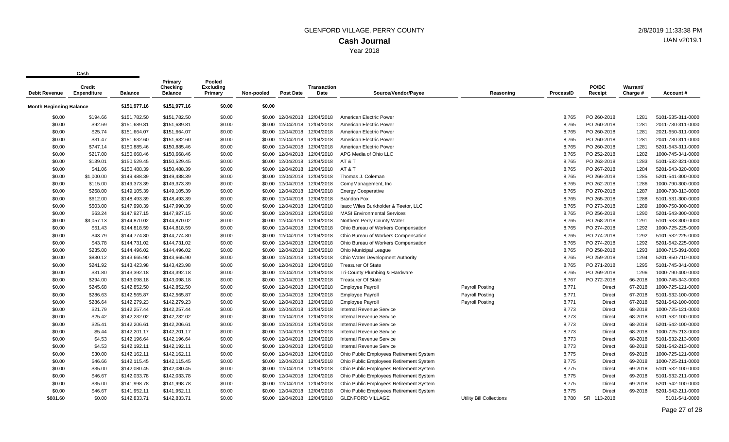# GLENFORD VILLAGE, PERRY COUNTY

## Cash Journal

Year 2018

2/8/2019 11:33:38 PM

UAN v2019.1

| Debit Revenue | Credit Expenditure | Balance | Primary Checking Balance | Pooled Excluding Primary | Non-pooled | Post Date | Transaction Date | Source/Vendor/Payee | Reasoning | ProcessID | PO/BC Receipt | Warrant/ Charge # | Account # |
|---|---|---|---|---|---|---|---|---|---|---|---|---|---|
| **Month Beginning Balance** | | $151,977.16 | $151,977.16 | $0.00 | $0.00 | | | | | | | | |
| $0.00 | $194.66 | $151,782.50 | $151,782.50 | $0.00 | $0.00 | 12/04/2018 | 12/04/2018 | American Electric Power | | 8,765 | PO 260-2018 | 1281 | 5101-535-311-0000 |
| $0.00 | $92.69 | $151,689.81 | $151,689.81 | $0.00 | $0.00 | 12/04/2018 | 12/04/2018 | American Electric Power | | 8,765 | PO 260-2018 | 1281 | 2011-730-311-0000 |
| $0.00 | $25.74 | $151,664.07 | $151,664.07 | $0.00 | $0.00 | 12/04/2018 | 12/04/2018 | American Electric Power | | 8,765 | PO 260-2018 | 1281 | 2021-650-311-0000 |
| $0.00 | $31.47 | $151,632.60 | $151,632.60 | $0.00 | $0.00 | 12/04/2018 | 12/04/2018 | American Electric Power | | 8,765 | PO 260-2018 | 1281 | 2041-730-311-0000 |
| $0.00 | $747.14 | $150,885.46 | $150,885.46 | $0.00 | $0.00 | 12/04/2018 | 12/04/2018 | American Electric Power | | 8,765 | PO 260-2018 | 1281 | 5201-543-311-0000 |
| $0.00 | $217.00 | $150,668.46 | $150,668.46 | $0.00 | $0.00 | 12/04/2018 | 12/04/2018 | APG Media of Ohio LLC | | 8,765 | PO 252-2018 | 1282 | 1000-745-341-0000 |
| $0.00 | $139.01 | $150,529.45 | $150,529.45 | $0.00 | $0.00 | 12/04/2018 | 12/04/2018 | AT & T | | 8,765 | PO 263-2018 | 1283 | 5101-532-321-0000 |
| $0.00 | $41.06 | $150,488.39 | $150,488.39 | $0.00 | $0.00 | 12/04/2018 | 12/04/2018 | AT & T | | 8,765 | PO 267-2018 | 1284 | 5201-543-320-0000 |
| $0.00 | $1,000.00 | $149,488.39 | $149,488.39 | $0.00 | $0.00 | 12/04/2018 | 12/04/2018 | Thomas J. Coleman | | 8,765 | PO 266-2018 | 1285 | 5201-541-300-0000 |
| $0.00 | $115.00 | $149,373.39 | $149,373.39 | $0.00 | $0.00 | 12/04/2018 | 12/04/2018 | CompManagement, Inc | | 8,765 | PO 262-2018 | 1286 | 1000-790-300-0000 |
| $0.00 | $268.00 | $149,105.39 | $149,105.39 | $0.00 | $0.00 | 12/04/2018 | 12/04/2018 | Energy Cooperative | | 8,765 | PO 270-2018 | 1287 | 1000-730-313-0000 |
| $0.00 | $612.00 | $148,493.39 | $148,493.39 | $0.00 | $0.00 | 12/04/2018 | 12/04/2018 | Brandon Fox | | 8,765 | PO 265-2018 | 1288 | 5101-531-300-0000 |
| $0.00 | $503.00 | $147,990.39 | $147,990.39 | $0.00 | $0.00 | 12/04/2018 | 12/04/2018 | Isacc Wiles Burkholder & Teetor, LLC | | 8,765 | PO 273-2018 | 1289 | 1000-750-300-0000 |
| $0.00 | $63.24 | $147,927.15 | $147,927.15 | $0.00 | $0.00 | 12/04/2018 | 12/04/2018 | MASI Environmental Services | | 8,765 | PO 256-2018 | 1290 | 5201-543-300-0000 |
| $0.00 | $3,057.13 | $144,870.02 | $144,870.02 | $0.00 | $0.00 | 12/04/2018 | 12/04/2018 | Northern Perry County Water | | 8,765 | PO 268-2018 | 1291 | 5101-533-300-0000 |
| $0.00 | $51.43 | $144,818.59 | $144,818.59 | $0.00 | $0.00 | 12/04/2018 | 12/04/2018 | Ohio Bureau of Workers Compensation | | 8,765 | PO 274-2018 | 1292 | 1000-725-225-0000 |
| $0.00 | $43.79 | $144,774.80 | $144,774.80 | $0.00 | $0.00 | 12/04/2018 | 12/04/2018 | Ohio Bureau of Workers Compensation | | 8,765 | PO 274-2018 | 1292 | 5101-532-225-0000 |
| $0.00 | $43.78 | $144,731.02 | $144,731.02 | $0.00 | $0.00 | 12/04/2018 | 12/04/2018 | Ohio Bureau of Workers Compensation | | 8,765 | PO 274-2018 | 1292 | 5201-542-225-0000 |
| $0.00 | $235.00 | $144,496.02 | $144,496.02 | $0.00 | $0.00 | 12/04/2018 | 12/04/2018 | Ohio Municipal League | | 8,765 | PO 258-2018 | 1293 | 1000-715-391-0000 |
| $0.00 | $830.12 | $143,665.90 | $143,665.90 | $0.00 | $0.00 | 12/04/2018 | 12/04/2018 | Ohio Water Development Authority | | 8,765 | PO 259-2018 | 1294 | 5201-850-710-0000 |
| $0.00 | $241.92 | $143,423.98 | $143,423.98 | $0.00 | $0.00 | 12/04/2018 | 12/04/2018 | Treasurer Of State | | 8,765 | PO 271-2018 | 1295 | 5101-745-341-0000 |
| $0.00 | $31.80 | $143,392.18 | $143,392.18 | $0.00 | $0.00 | 12/04/2018 | 12/04/2018 | Tri-County Plumbing & Hardware | | 8,765 | PO 269-2018 | 1296 | 1000-790-400-0000 |
| $0.00 | $294.00 | $143,098.18 | $143,098.18 | $0.00 | $0.00 | 12/04/2018 | 12/04/2018 | Treasurer Of State | | 8,767 | PO 272-2018 | 66-2018 | 1000-745-343-0000 |
| $0.00 | $245.68 | $142,852.50 | $142,852.50 | $0.00 | $0.00 | 12/04/2018 | 12/04/2018 | Employee Payroll | Payroll Posting | 8,771 | Direct | 67-2018 | 1000-725-121-0000 |
| $0.00 | $286.63 | $142,565.87 | $142,565.87 | $0.00 | $0.00 | 12/04/2018 | 12/04/2018 | Employee Payroll | Payroll Posting | 8,771 | Direct | 67-2018 | 5101-532-100-0000 |
| $0.00 | $286.64 | $142,279.23 | $142,279.23 | $0.00 | $0.00 | 12/04/2018 | 12/04/2018 | Employee Payroll | Payroll Posting | 8,771 | Direct | 67-2018 | 5201-542-100-0000 |
| $0.00 | $21.79 | $142,257.44 | $142,257.44 | $0.00 | $0.00 | 12/04/2018 | 12/04/2018 | Internal Revenue Service | | 8,773 | Direct | 68-2018 | 1000-725-121-0000 |
| $0.00 | $25.42 | $142,232.02 | $142,232.02 | $0.00 | $0.00 | 12/04/2018 | 12/04/2018 | Internal Revenue Service | | 8,773 | Direct | 68-2018 | 5101-532-100-0000 |
| $0.00 | $25.41 | $142,206.61 | $142,206.61 | $0.00 | $0.00 | 12/04/2018 | 12/04/2018 | Internal Revenue Service | | 8,773 | Direct | 68-2018 | 5201-542-100-0000 |
| $0.00 | $5.44 | $142,201.17 | $142,201.17 | $0.00 | $0.00 | 12/04/2018 | 12/04/2018 | Internal Revenue Service | | 8,773 | Direct | 68-2018 | 1000-725-213-0000 |
| $0.00 | $4.53 | $142,196.64 | $142,196.64 | $0.00 | $0.00 | 12/04/2018 | 12/04/2018 | Internal Revenue Service | | 8,773 | Direct | 68-2018 | 5101-532-213-0000 |
| $0.00 | $4.53 | $142,192.11 | $142,192.11 | $0.00 | $0.00 | 12/04/2018 | 12/04/2018 | Internal Revenue Service | | 8,773 | Direct | 68-2018 | 5201-542-213-0000 |
| $0.00 | $30.00 | $142,162.11 | $142,162.11 | $0.00 | $0.00 | 12/04/2018 | 12/04/2018 | Ohio Public Employees Retirement System | | 8,775 | Direct | 69-2018 | 1000-725-121-0000 |
| $0.00 | $46.66 | $142,115.45 | $142,115.45 | $0.00 | $0.00 | 12/04/2018 | 12/04/2018 | Ohio Public Employees Retirement System | | 8,775 | Direct | 69-2018 | 1000-725-211-0000 |
| $0.00 | $35.00 | $142,080.45 | $142,080.45 | $0.00 | $0.00 | 12/04/2018 | 12/04/2018 | Ohio Public Employees Retirement System | | 8,775 | Direct | 69-2018 | 5101-532-100-0000 |
| $0.00 | $46.67 | $142,033.78 | $142,033.78 | $0.00 | $0.00 | 12/04/2018 | 12/04/2018 | Ohio Public Employees Retirement System | | 8,775 | Direct | 69-2018 | 5101-532-211-0000 |
| $0.00 | $35.00 | $141,998.78 | $141,998.78 | $0.00 | $0.00 | 12/04/2018 | 12/04/2018 | Ohio Public Employees Retirement System | | 8,775 | Direct | 69-2018 | 5201-542-100-0000 |
| $0.00 | $46.67 | $141,952.11 | $141,952.11 | $0.00 | $0.00 | 12/04/2018 | 12/04/2018 | Ohio Public Employees Retirement System | | 8,775 | Direct | 69-2018 | 5201-542-211-0000 |
| $881.60 | $0.00 | $142,833.71 | $142,833.71 | $0.00 | $0.00 | 12/04/2018 | 12/04/2018 | GLENFORD VILLAGE | Utility Bill Collections | 8,780 | SR 113-2018 | | 5101-541-0000 |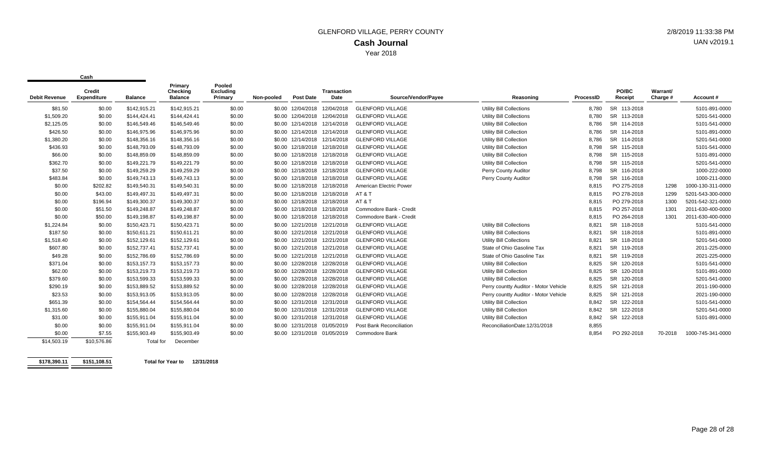# GLENFORD VILLAGE, PERRY COUNTY

## Cash Journal

Year 2018

2/8/2019 11:33:38 PM

UAN v2019.1

| Debit Revenue | Credit Expenditure | Balance | Primary Checking Balance | Pooled Excluding Primary | Non-pooled | Post Date | Transaction Date | Source/Vendor/Payee | Reasoning | ProcessID | PO/BC Receipt | Warrant/ Charge # | Account # |
|---|---|---|---|---|---|---|---|---|---|---|---|---|---|
| $81.50 | $0.00 | $142,915.21 | $142,915.21 | $0.00 | $0.00 | 12/04/2018 | 12/04/2018 | GLENFORD VILLAGE | Utility Bill Collections | 8,780 | SR 113-2018 | | 5101-891-0000 |
| $1,509.20 | $0.00 | $144,424.41 | $144,424.41 | $0.00 | $0.00 | 12/04/2018 | 12/04/2018 | GLENFORD VILLAGE | Utility Bill Collections | 8,780 | SR 113-2018 | | 5201-541-0000 |
| $2,125.05 | $0.00 | $146,549.46 | $146,549.46 | $0.00 | $0.00 | 12/14/2018 | 12/14/2018 | GLENFORD VILLAGE | Utility Bill Collection | 8,786 | SR 114-2018 | | 5101-541-0000 |
| $426.50 | $0.00 | $146,975.96 | $146,975.96 | $0.00 | $0.00 | 12/14/2018 | 12/14/2018 | GLENFORD VILLAGE | Utility Bill Collection | 8,786 | SR 114-2018 | | 5101-891-0000 |
| $1,380.20 | $0.00 | $148,356.16 | $148,356.16 | $0.00 | $0.00 | 12/14/2018 | 12/14/2018 | GLENFORD VILLAGE | Utility Bill Collection | 8,786 | SR 114-2018 | | 5201-541-0000 |
| $436.93 | $0.00 | $148,793.09 | $148,793.09 | $0.00 | $0.00 | 12/18/2018 | 12/18/2018 | GLENFORD VILLAGE | Utility Bill Collection | 8,798 | SR 115-2018 | | 5101-541-0000 |
| $66.00 | $0.00 | $148,859.09 | $148,859.09 | $0.00 | $0.00 | 12/18/2018 | 12/18/2018 | GLENFORD VILLAGE | Utility Bill Collection | 8,798 | SR 115-2018 | | 5101-891-0000 |
| $362.70 | $0.00 | $149,221.79 | $149,221.79 | $0.00 | $0.00 | 12/18/2018 | 12/18/2018 | GLENFORD VILLAGE | Utility Bill Collection | 8,798 | SR 115-2018 | | 5201-541-0000 |
| $37.50 | $0.00 | $149,259.29 | $149,259.29 | $0.00 | $0.00 | 12/18/2018 | 12/18/2018 | GLENFORD VILLAGE | Perry County Auditor | 8,798 | SR 116-2018 | | 1000-222-0000 |
| $483.84 | $0.00 | $149,743.13 | $149,743.13 | $0.00 | $0.00 | 12/18/2018 | 12/18/2018 | GLENFORD VILLAGE | Perry County Auditor | 8,798 | SR 116-2018 | | 1000-211-0000 |
| $0.00 | $202.82 | $149,540.31 | $149,540.31 | $0.00 | $0.00 | 12/18/2018 | 12/18/2018 | American Electric Power | | 8,815 | PO 275-2018 | 1298 | 1000-130-311-0000 |
| $0.00 | $43.00 | $149,497.31 | $149,497.31 | $0.00 | $0.00 | 12/18/2018 | 12/18/2018 | AT & T | | 8,815 | PO 278-2018 | 1299 | 5201-543-300-0000 |
| $0.00 | $196.94 | $149,300.37 | $149,300.37 | $0.00 | $0.00 | 12/18/2018 | 12/18/2018 | AT & T | | 8,815 | PO 279-2018 | 1300 | 5201-542-321-0000 |
| $0.00 | $51.50 | $149,248.87 | $149,248.87 | $0.00 | $0.00 | 12/18/2018 | 12/18/2018 | Commodore Bank - Credit | | 8,815 | PO 257-2018 | 1301 | 2011-630-400-0000 |
| $0.00 | $50.00 | $149,198.87 | $149,198.87 | $0.00 | $0.00 | 12/18/2018 | 12/18/2018 | Commodore Bank - Credit | | 8,815 | PO 264-2018 | 1301 | 2011-630-400-0000 |
| $1,224.84 | $0.00 | $150,423.71 | $150,423.71 | $0.00 | $0.00 | 12/21/2018 | 12/21/2018 | GLENFORD VILLAGE | Utility Bill Collections | 8,821 | SR 118-2018 | | 5101-541-0000 |
| $187.50 | $0.00 | $150,611.21 | $150,611.21 | $0.00 | $0.00 | 12/21/2018 | 12/21/2018 | GLENFORD VILLAGE | Utility Bill Collections | 8,821 | SR 118-2018 | | 5101-891-0000 |
| $1,518.40 | $0.00 | $152,129.61 | $152,129.61 | $0.00 | $0.00 | 12/21/2018 | 12/21/2018 | GLENFORD VILLAGE | Utility Bill Collections | 8,821 | SR 118-2018 | | 5201-541-0000 |
| $607.80 | $0.00 | $152,737.41 | $152,737.41 | $0.00 | $0.00 | 12/21/2018 | 12/21/2018 | GLENFORD VILLAGE | State of Ohio Gasoline Tax | 8,821 | SR 119-2018 | | 2011-225-0000 |
| $49.28 | $0.00 | $152,786.69 | $152,786.69 | $0.00 | $0.00 | 12/21/2018 | 12/21/2018 | GLENFORD VILLAGE | State of Ohio Gasoline Tax | 8,821 | SR 119-2018 | | 2021-225-0000 |
| $371.04 | $0.00 | $153,157.73 | $153,157.73 | $0.00 | $0.00 | 12/28/2018 | 12/28/2018 | GLENFORD VILLAGE | Utility Bill Collection | 8,825 | SR 120-2018 | | 5101-541-0000 |
| $62.00 | $0.00 | $153,219.73 | $153,219.73 | $0.00 | $0.00 | 12/28/2018 | 12/28/2018 | GLENFORD VILLAGE | Utility Bill Collection | 8,825 | SR 120-2018 | | 5101-891-0000 |
| $379.60 | $0.00 | $153,599.33 | $153,599.33 | $0.00 | $0.00 | 12/28/2018 | 12/28/2018 | GLENFORD VILLAGE | Utility Bill Collection | 8,825 | SR 120-2018 | | 5201-541-0000 |
| $290.19 | $0.00 | $153,889.52 | $153,889.52 | $0.00 | $0.00 | 12/28/2018 | 12/28/2018 | GLENFORD VILLAGE | Perry countty Auditor - Motor Vehicle | 8,825 | SR 121-2018 | | 2011-190-0000 |
| $23.53 | $0.00 | $153,913.05 | $153,913.05 | $0.00 | $0.00 | 12/28/2018 | 12/28/2018 | GLENFORD VILLAGE | Perry countty Auditor - Motor Vehicle | 8,825 | SR 121-2018 | | 2021-190-0000 |
| $651.39 | $0.00 | $154,564.44 | $154,564.44 | $0.00 | $0.00 | 12/31/2018 | 12/31/2018 | GLENFORD VILLAGE | Utility Bill Collection | 8,842 | SR 122-2018 | | 5101-541-0000 |
| $1,315.60 | $0.00 | $155,880.04 | $155,880.04 | $0.00 | $0.00 | 12/31/2018 | 12/31/2018 | GLENFORD VILLAGE | Utility Bill Collection | 8,842 | SR 122-2018 | | 5201-541-0000 |
| $31.00 | $0.00 | $155,911.04 | $155,911.04 | $0.00 | $0.00 | 12/31/2018 | 12/31/2018 | GLENFORD VILLAGE | Utility Bill Collection | 8,842 | SR 122-2018 | | 5101-891-0000 |
| $0.00 | $0.00 | $155,911.04 | $155,911.04 | $0.00 | $0.00 | 12/31/2018 | 01/05/2019 | Post Bank Reconciliation | ReconciliationDate:12/31/2018 | 8,855 | | | |
| $0.00 | $7.55 | $155,903.49 | $155,903.49 | $0.00 | $0.00 | 12/31/2018 | 01/05/2019 | Commodore Bank | | 8,854 | PO 292-2018 | 70-2018 | 1000-745-341-0000 |
| $14,503.19 | $10,576.86 | Total for December | | | | | | | | | | | |
| **$178,390.11** | **$151,108.51** | **Total for Year to 12/31/2018** | | | | | | | | | | | |